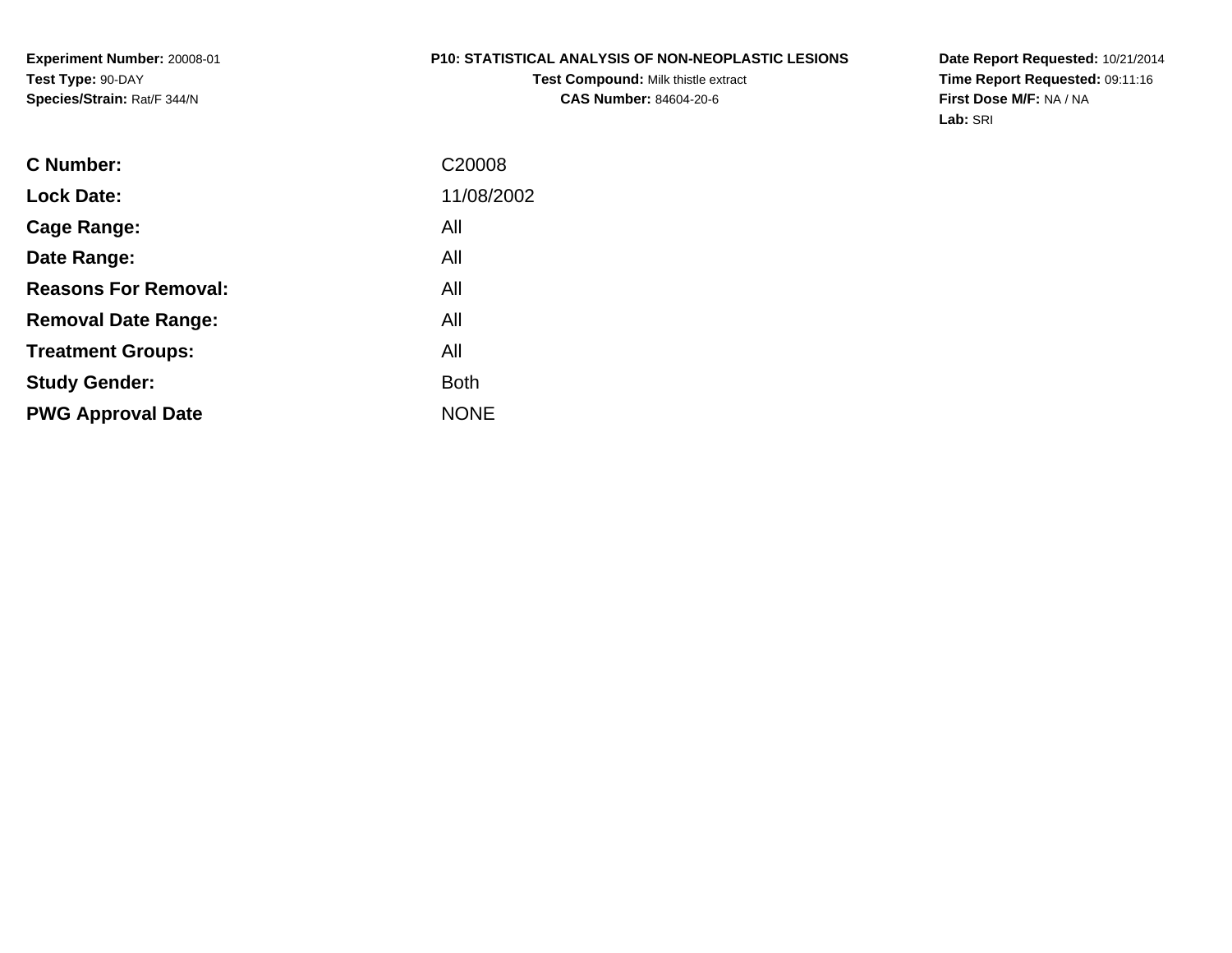**Experiment Number:** 20008-01
**Test Type:** 90-DAY
**Species/Strain:** Rat/F 344/N

**P10: STATISTICAL ANALYSIS OF NON-NEOPLASTIC LESIONS**
**Test Compound:** Milk thistle extract
**CAS Number:** 84604-20-6

**Date Report Requested:** 10/21/2014
**Time Report Requested:** 09:11:16
**First Dose M/F:** NA / NA
**Lab:** SRI

| | |
|---|---|
| **C Number:** | C20008 |
| **Lock Date:** | 11/08/2002 |
| **Cage Range:** | All |
| **Date Range:** | All |
| **Reasons For Removal:** | All |
| **Removal Date Range:** | All |
| **Treatment Groups:** | All |
| **Study Gender:** | Both |
| **PWG Approval Date** | NONE |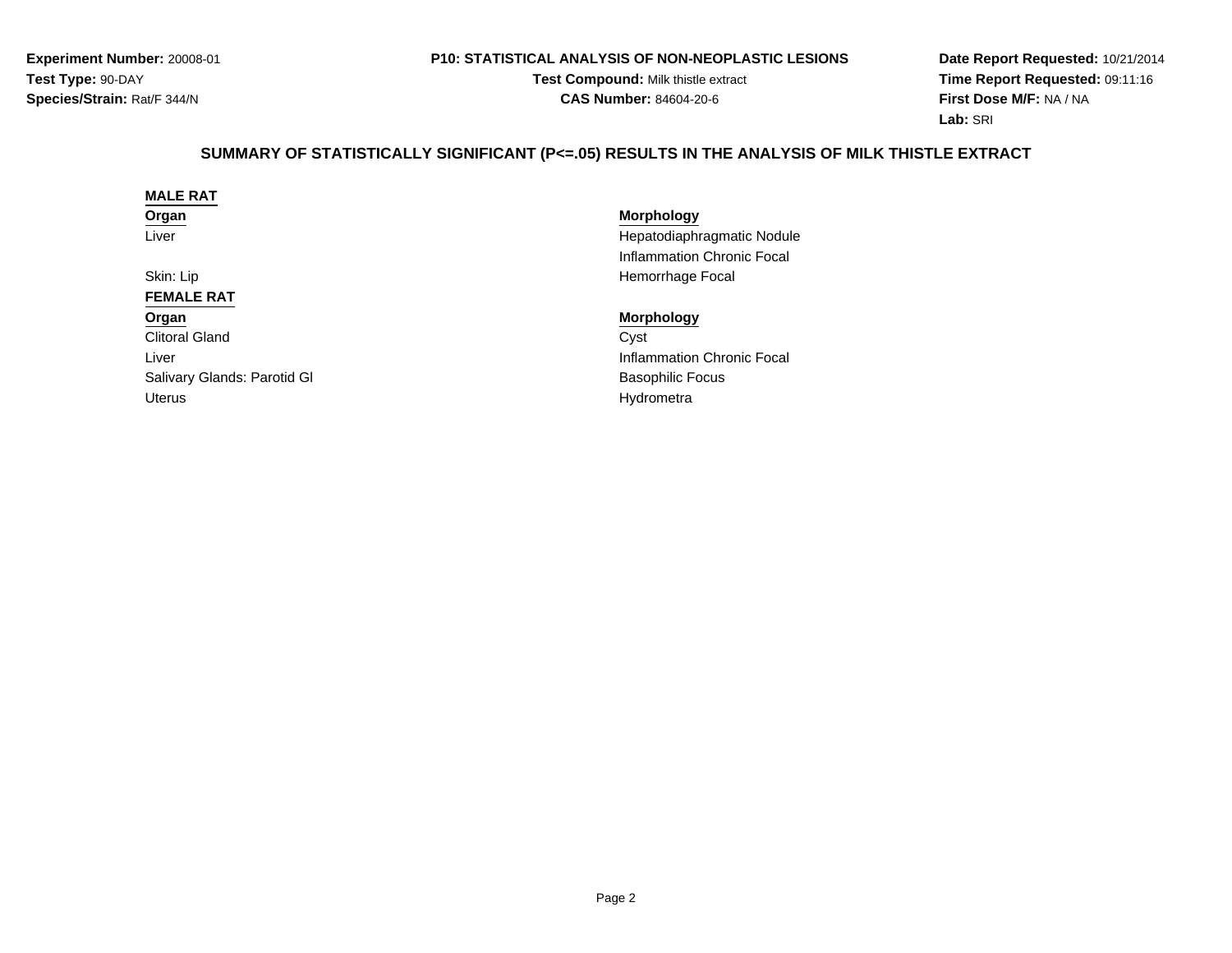**Experiment Number:** 20008-01
**Test Type:** 90-DAY
**Species/Strain:** Rat/F 344/N

**P10: STATISTICAL ANALYSIS OF NON-NEOPLASTIC LESIONS**
**Test Compound:** Milk thistle extract
**CAS Number:** 84604-20-6

**Date Report Requested:** 10/21/2014
**Time Report Requested:** 09:11:16
**First Dose M/F:** NA / NA
**Lab:** SRI

## SUMMARY OF STATISTICALLY SIGNIFICANT (P<=.05) RESULTS IN THE ANALYSIS OF MILK THISTLE EXTRACT

### MALE RAT

| Organ | Morphology |
|---|---|
| Liver | Hepatodiaphragmatic Nodule |
| | Inflammation Chronic Focal |
| Skin: Lip | Hemorrhage Focal |

### FEMALE RAT

| Organ | Morphology |
|---|---|
| Clitoral Gland | Cyst |
| Liver | Inflammation Chronic Focal |
| Salivary Glands: Parotid Gl | Basophilic Focus |
| Uterus | Hydrometra |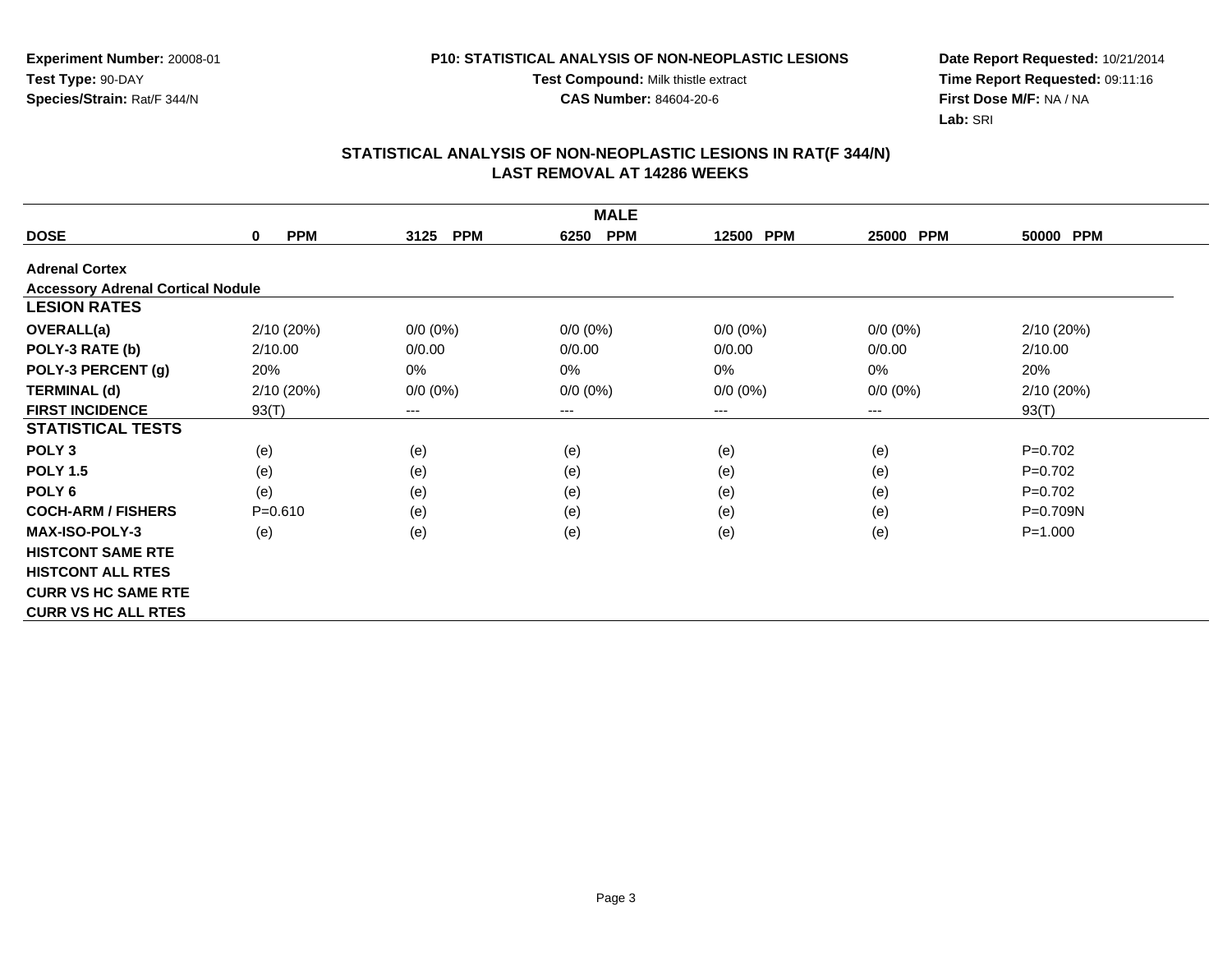**Experiment Number:** 20008-01
**Test Type:** 90-DAY
**Species/Strain:** Rat/F 344/N

**P10: STATISTICAL ANALYSIS OF NON-NEOPLASTIC LESIONS**
**Test Compound:** Milk thistle extract
**CAS Number:** 84604-20-6

**Date Report Requested:** 10/21/2014
**Time Report Requested:** 09:11:16
**First Dose M/F:** NA / NA
**Lab:** SRI

## STATISTICAL ANALYSIS OF NON-NEOPLASTIC LESIONS IN RAT(F 344/N)
## LAST REMOVAL AT 14286 WEEKS

| | MALE | | | | | |
|---|---|---|---|---|---|---|
| **DOSE** | **0 PPM** | **3125 PPM** | **6250 PPM** | **12500 PPM** | **25000 PPM** | **50000 PPM** |
| **Adrenal Cortex** | | | | | | |
| **Accessory Adrenal Cortical Nodule** | | | | | | |
| **LESION RATES** | | | | | | |
| **OVERALL(a)** | 2/10 (20%) | 0/0 (0%) | 0/0 (0%) | 0/0 (0%) | 0/0 (0%) | 2/10 (20%) |
| **POLY-3 RATE (b)** | 2/10.00 | 0/0.00 | 0/0.00 | 0/0.00 | 0/0.00 | 2/10.00 |
| **POLY-3 PERCENT (g)** | 20% | 0% | 0% | 0% | 0% | 20% |
| **TERMINAL (d)** | 2/10 (20%) | 0/0 (0%) | 0/0 (0%) | 0/0 (0%) | 0/0 (0%) | 2/10 (20%) |
| **FIRST INCIDENCE** | 93(T) | --- | --- | --- | --- | 93(T) |
| **STATISTICAL TESTS** | | | | | | |
| **POLY 3** | (e) | (e) | (e) | (e) | (e) | P=0.702 |
| **POLY 1.5** | (e) | (e) | (e) | (e) | (e) | P=0.702 |
| **POLY 6** | (e) | (e) | (e) | (e) | (e) | P=0.702 |
| **COCH-ARM / FISHERS** | P=0.610 | (e) | (e) | (e) | (e) | P=0.709N |
| **MAX-ISO-POLY-3** | (e) | (e) | (e) | (e) | (e) | P=1.000 |
| **HISTCONT SAME RTE** | | | | | | |
| **HISTCONT ALL RTES** | | | | | | |
| **CURR VS HC SAME RTE** | | | | | | |
| **CURR VS HC ALL RTES** | | | | | | |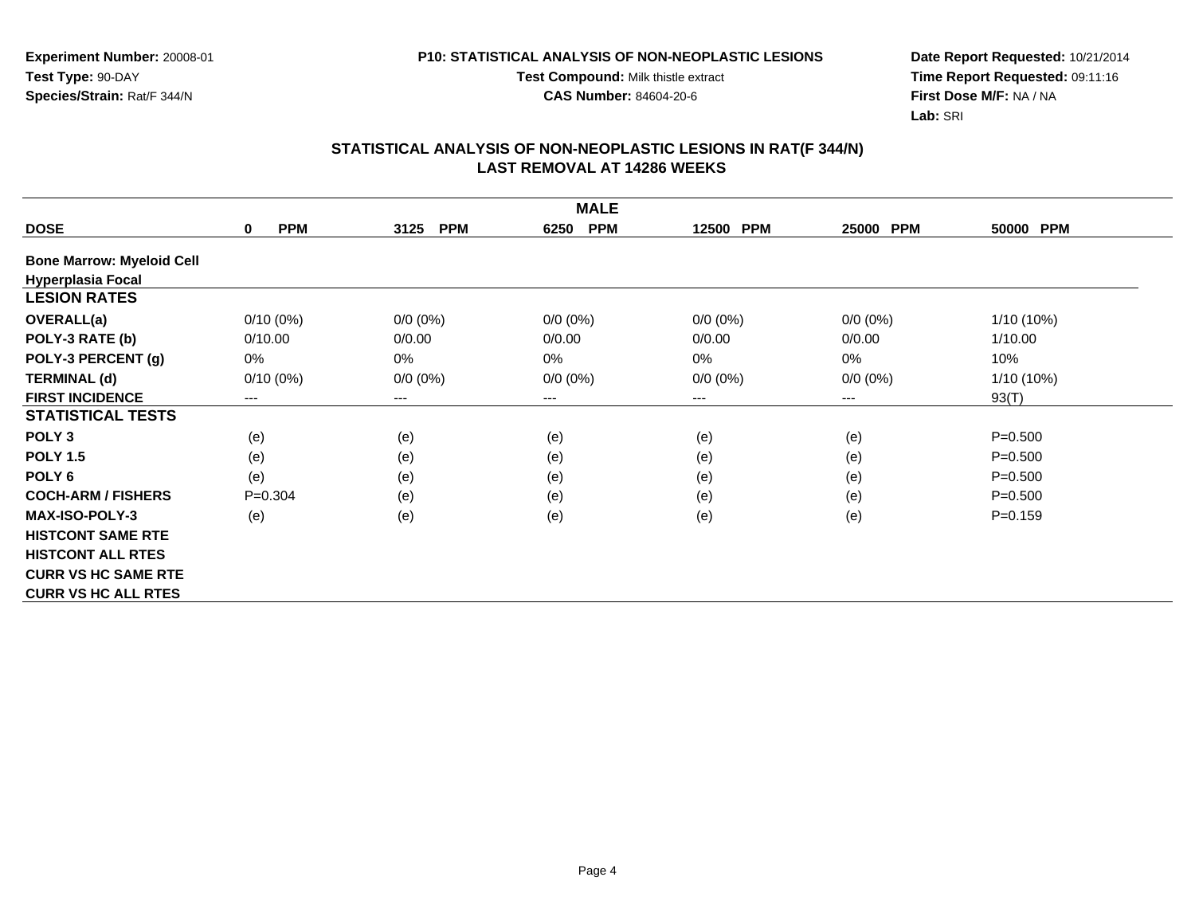**Experiment Number:** 20008-01
**Test Type:** 90-DAY
**Species/Strain:** Rat/F 344/N

**P10: STATISTICAL ANALYSIS OF NON-NEOPLASTIC LESIONS**
**Test Compound:** Milk thistle extract
**CAS Number:** 84604-20-6

**Date Report Requested:** 10/21/2014
**Time Report Requested:** 09:11:16
**First Dose M/F:** NA / NA
**Lab:** SRI

## STATISTICAL ANALYSIS OF NON-NEOPLASTIC LESIONS IN RAT(F 344/N)
## LAST REMOVAL AT 14286 WEEKS

| MALE | | | | | | |
|---|---|---|---|---|---|---|
| **DOSE** | **0 PPM** | **3125 PPM** | **6250 PPM** | **12500 PPM** | **25000 PPM** | **50000 PPM** |
| **Bone Marrow: Myeloid Cell Hyperplasia Focal** | | | | | | |
| **LESION RATES** | | | | | | |
| **OVERALL(a)** | 0/10 (0%) | 0/0 (0%) | 0/0 (0%) | 0/0 (0%) | 0/0 (0%) | 1/10 (10%) |
| **POLY-3 RATE (b)** | 0/10.00 | 0/0.00 | 0/0.00 | 0/0.00 | 0/0.00 | 1/10.00 |
| **POLY-3 PERCENT (g)** | 0% | 0% | 0% | 0% | 0% | 10% |
| **TERMINAL (d)** | 0/10 (0%) | 0/0 (0%) | 0/0 (0%) | 0/0 (0%) | 0/0 (0%) | 1/10 (10%) |
| **FIRST INCIDENCE** | --- | --- | --- | --- | --- | 93(T) |
| **STATISTICAL TESTS** | | | | | | |
| **POLY 3** | (e) | (e) | (e) | (e) | (e) | P=0.500 |
| **POLY 1.5** | (e) | (e) | (e) | (e) | (e) | P=0.500 |
| **POLY 6** | (e) | (e) | (e) | (e) | (e) | P=0.500 |
| **COCH-ARM / FISHERS** | P=0.304 | (e) | (e) | (e) | (e) | P=0.500 |
| **MAX-ISO-POLY-3** | (e) | (e) | (e) | (e) | (e) | P=0.159 |
| **HISTCONT SAME RTE** | | | | | | |
| **HISTCONT ALL RTES** | | | | | | |
| **CURR VS HC SAME RTE** | | | | | | |
| **CURR VS HC ALL RTES** | | | | | | |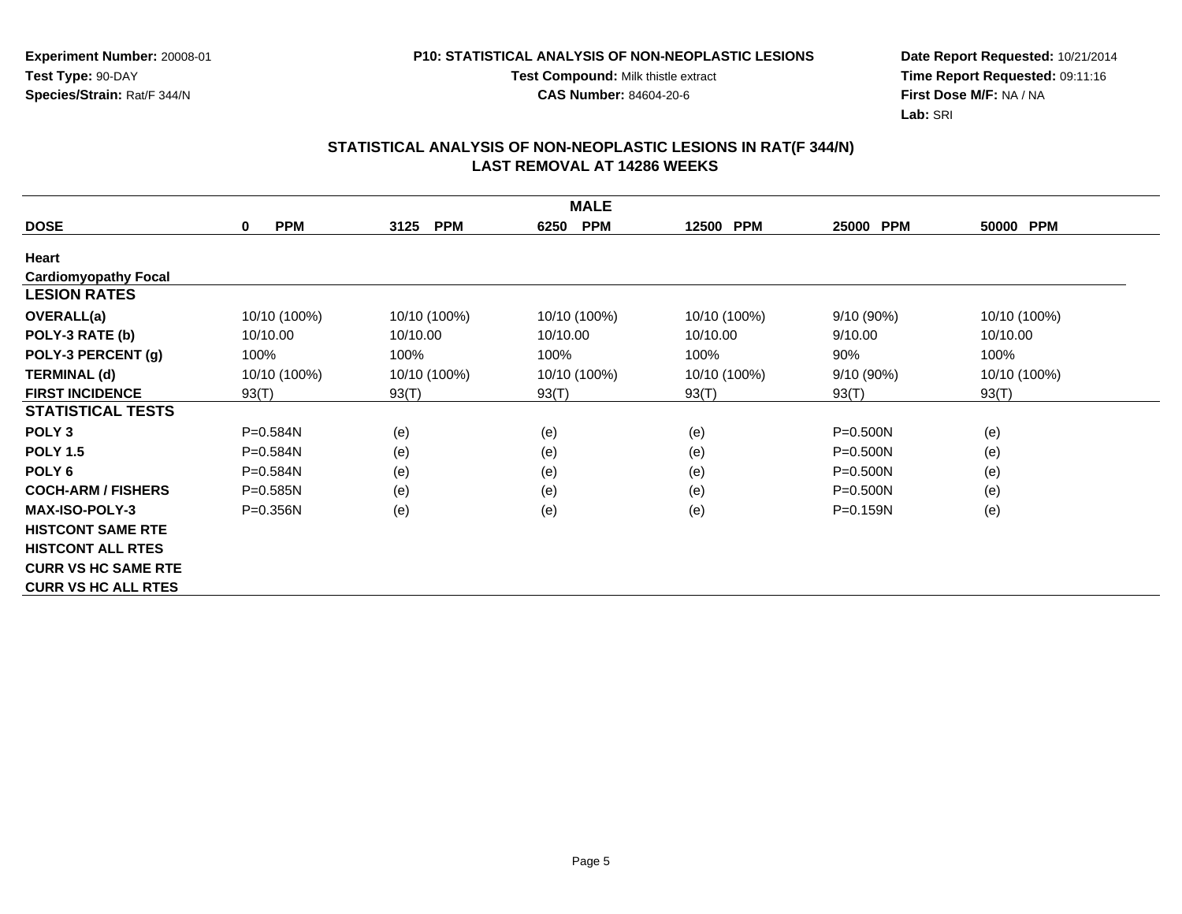**Experiment Number:** 20008-01
**Test Type:** 90-DAY
**Species/Strain:** Rat/F 344/N

**P10: STATISTICAL ANALYSIS OF NON-NEOPLASTIC LESIONS**
**Test Compound:** Milk thistle extract
**CAS Number:** 84604-20-6

**Date Report Requested:** 10/21/2014
**Time Report Requested:** 09:11:16
**First Dose M/F:** NA / NA
**Lab:** SRI

## STATISTICAL ANALYSIS OF NON-NEOPLASTIC LESIONS IN RAT(F 344/N)
## LAST REMOVAL AT 14286 WEEKS

| | MALE | | | | | |
|---|---|---|---|---|---|---|
| **DOSE** | **0 PPM** | **3125 PPM** | **6250 PPM** | **12500 PPM** | **25000 PPM** | **50000 PPM** |
| **Heart** | | | | | | |
| **Cardiomyopathy Focal** | | | | | | |
| **LESION RATES** | | | | | | |
| **OVERALL(a)** | 10/10 (100%) | 10/10 (100%) | 10/10 (100%) | 10/10 (100%) | 9/10 (90%) | 10/10 (100%) |
| **POLY-3 RATE (b)** | 10/10.00 | 10/10.00 | 10/10.00 | 10/10.00 | 9/10.00 | 10/10.00 |
| **POLY-3 PERCENT (g)** | 100% | 100% | 100% | 100% | 90% | 100% |
| **TERMINAL (d)** | 10/10 (100%) | 10/10 (100%) | 10/10 (100%) | 10/10 (100%) | 9/10 (90%) | 10/10 (100%) |
| **FIRST INCIDENCE** | 93(T) | 93(T) | 93(T) | 93(T) | 93(T) | 93(T) |
| **STATISTICAL TESTS** | | | | | | |
| **POLY 3** | P=0.584N | (e) | (e) | (e) | P=0.500N | (e) |
| **POLY 1.5** | P=0.584N | (e) | (e) | (e) | P=0.500N | (e) |
| **POLY 6** | P=0.584N | (e) | (e) | (e) | P=0.500N | (e) |
| **COCH-ARM / FISHERS** | P=0.585N | (e) | (e) | (e) | P=0.500N | (e) |
| **MAX-ISO-POLY-3** | P=0.356N | (e) | (e) | (e) | P=0.159N | (e) |
| **HISTCONT SAME RTE** | | | | | | |
| **HISTCONT ALL RTES** | | | | | | |
| **CURR VS HC SAME RTE** | | | | | | |
| **CURR VS HC ALL RTES** | | | | | | |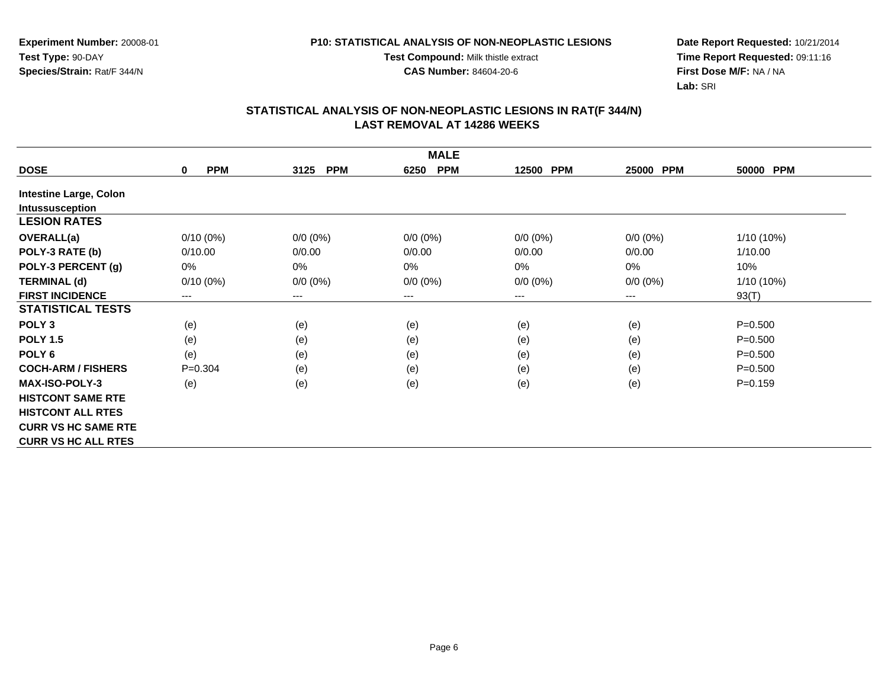**Experiment Number:** 20008-01
**Test Type:** 90-DAY
**Species/Strain:** Rat/F 344/N

**P10: STATISTICAL ANALYSIS OF NON-NEOPLASTIC LESIONS**
**Test Compound:** Milk thistle extract
**CAS Number:** 84604-20-6

**Date Report Requested:** 10/21/2014
**Time Report Requested:** 09:11:16
**First Dose M/F:** NA / NA
**Lab:** SRI

## STATISTICAL ANALYSIS OF NON-NEOPLASTIC LESIONS IN RAT(F 344/N)
## LAST REMOVAL AT 14286 WEEKS

| | MALE | | | | | |
|---|---|---|---|---|---|---|
| **DOSE** | **0 PPM** | **3125 PPM** | **6250 PPM** | **12500 PPM** | **25000 PPM** | **50000 PPM** |
| **Intestine Large, Colon** | | | | | | |
| **Intussusception** | | | | | | |
| **LESION RATES** | | | | | | |
| **OVERALL(a)** | 0/10 (0%) | 0/0 (0%) | 0/0 (0%) | 0/0 (0%) | 0/0 (0%) | 1/10 (10%) |
| **POLY-3 RATE (b)** | 0/10.00 | 0/0.00 | 0/0.00 | 0/0.00 | 0/0.00 | 1/10.00 |
| **POLY-3 PERCENT (g)** | 0% | 0% | 0% | 0% | 0% | 10% |
| **TERMINAL (d)** | 0/10 (0%) | 0/0 (0%) | 0/0 (0%) | 0/0 (0%) | 0/0 (0%) | 1/10 (10%) |
| **FIRST INCIDENCE** | --- | --- | --- | --- | --- | 93(T) |
| **STATISTICAL TESTS** | | | | | | |
| **POLY 3** | (e) | (e) | (e) | (e) | (e) | P=0.500 |
| **POLY 1.5** | (e) | (e) | (e) | (e) | (e) | P=0.500 |
| **POLY 6** | (e) | (e) | (e) | (e) | (e) | P=0.500 |
| **COCH-ARM / FISHERS** | P=0.304 | (e) | (e) | (e) | (e) | P=0.500 |
| **MAX-ISO-POLY-3** | (e) | (e) | (e) | (e) | (e) | P=0.159 |
| **HISTCONT SAME RTE** | | | | | | |
| **HISTCONT ALL RTES** | | | | | | |
| **CURR VS HC SAME RTE** | | | | | | |
| **CURR VS HC ALL RTES** | | | | | | |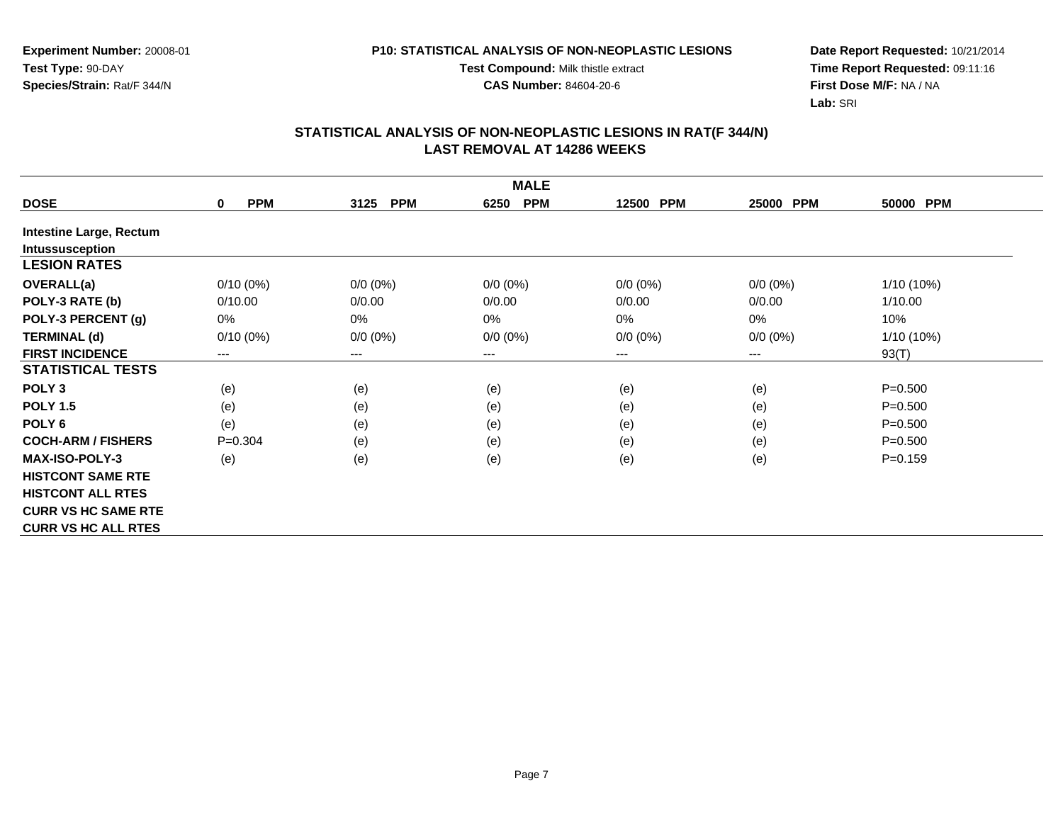Experiment Number: 20008-01
Test Type: 90-DAY
Species/Strain: Rat/F 344/N

P10: STATISTICAL ANALYSIS OF NON-NEOPLASTIC LESIONS
Test Compound: Milk thistle extract
CAS Number: 84604-20-6

Date Report Requested: 10/21/2014
Time Report Requested: 09:11:16
First Dose M/F: NA / NA
Lab: SRI

## STATISTICAL ANALYSIS OF NON-NEOPLASTIC LESIONS IN RAT(F 344/N)
## LAST REMOVAL AT 14286 WEEKS

| MALE | | | | | | |
|---|---|---|---|---|---|---|
| **DOSE** | **0 PPM** | **3125 PPM** | **6250 PPM** | **12500 PPM** | **25000 PPM** | **50000 PPM** |
| **Intestine Large, Rectum** | | | | | | |
| **Intussusception** | | | | | | |
| **LESION RATES** | | | | | | |
| **OVERALL(a)** | 0/10 (0%) | 0/0 (0%) | 0/0 (0%) | 0/0 (0%) | 0/0 (0%) | 1/10 (10%) |
| **POLY-3 RATE (b)** | 0/10.00 | 0/0.00 | 0/0.00 | 0/0.00 | 0/0.00 | 1/10.00 |
| **POLY-3 PERCENT (g)** | 0% | 0% | 0% | 0% | 0% | 10% |
| **TERMINAL (d)** | 0/10 (0%) | 0/0 (0%) | 0/0 (0%) | 0/0 (0%) | 0/0 (0%) | 1/10 (10%) |
| **FIRST INCIDENCE** | --- | --- | --- | --- | --- | 93(T) |
| **STATISTICAL TESTS** | | | | | | |
| **POLY 3** | (e) | (e) | (e) | (e) | (e) | P=0.500 |
| **POLY 1.5** | (e) | (e) | (e) | (e) | (e) | P=0.500 |
| **POLY 6** | (e) | (e) | (e) | (e) | (e) | P=0.500 |
| **COCH-ARM / FISHERS** | P=0.304 | (e) | (e) | (e) | (e) | P=0.500 |
| **MAX-ISO-POLY-3** | (e) | (e) | (e) | (e) | (e) | P=0.159 |
| **HISTCONT SAME RTE** | | | | | | |
| **HISTCONT ALL RTES** | | | | | | |
| **CURR VS HC SAME RTE** | | | | | | |
| **CURR VS HC ALL RTES** | | | | | | |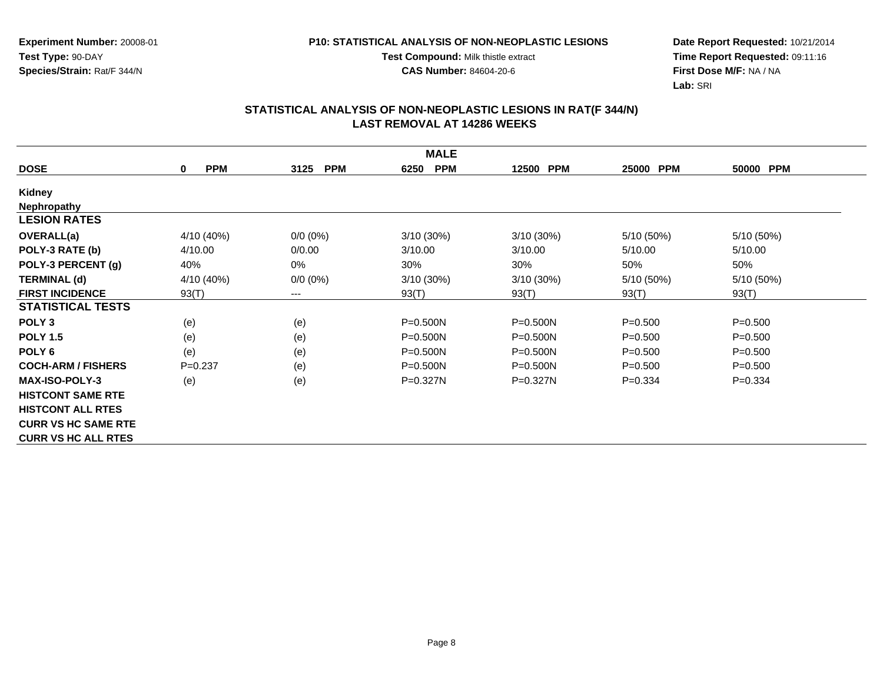**Experiment Number:** 20008-01
**Test Type:** 90-DAY
**Species/Strain:** Rat/F 344/N

**P10: STATISTICAL ANALYSIS OF NON-NEOPLASTIC LESIONS**
**Test Compound:** Milk thistle extract
**CAS Number:** 84604-20-6

**Date Report Requested:** 10/21/2014
**Time Report Requested:** 09:11:16
**First Dose M/F:** NA / NA
**Lab:** SRI

## STATISTICAL ANALYSIS OF NON-NEOPLASTIC LESIONS IN RAT(F 344/N)
## LAST REMOVAL AT 14286 WEEKS

| | MALE | | | | | |
|---|---|---|---|---|---|---|
| **DOSE** | **0 PPM** | **3125 PPM** | **6250 PPM** | **12500 PPM** | **25000 PPM** | **50000 PPM** |
| **Kidney** | | | | | | |
| **Nephropathy** | | | | | | |
| **LESION RATES** | | | | | | |
| **OVERALL(a)** | 4/10 (40%) | 0/0 (0%) | 3/10 (30%) | 3/10 (30%) | 5/10 (50%) | 5/10 (50%) |
| **POLY-3 RATE (b)** | 4/10.00 | 0/0.00 | 3/10.00 | 3/10.00 | 5/10.00 | 5/10.00 |
| **POLY-3 PERCENT (g)** | 40% | 0% | 30% | 30% | 50% | 50% |
| **TERMINAL (d)** | 4/10 (40%) | 0/0 (0%) | 3/10 (30%) | 3/10 (30%) | 5/10 (50%) | 5/10 (50%) |
| **FIRST INCIDENCE** | 93(T) | --- | 93(T) | 93(T) | 93(T) | 93(T) |
| **STATISTICAL TESTS** | | | | | | |
| **POLY 3** | (e) | (e) | P=0.500N | P=0.500N | P=0.500 | P=0.500 |
| **POLY 1.5** | (e) | (e) | P=0.500N | P=0.500N | P=0.500 | P=0.500 |
| **POLY 6** | (e) | (e) | P=0.500N | P=0.500N | P=0.500 | P=0.500 |
| **COCH-ARM / FISHERS** | P=0.237 | (e) | P=0.500N | P=0.500N | P=0.500 | P=0.500 |
| **MAX-ISO-POLY-3** | (e) | (e) | P=0.327N | P=0.327N | P=0.334 | P=0.334 |
| **HISTCONT SAME RTE** | | | | | | |
| **HISTCONT ALL RTES** | | | | | | |
| **CURR VS HC SAME RTE** | | | | | | |
| **CURR VS HC ALL RTES** | | | | | | |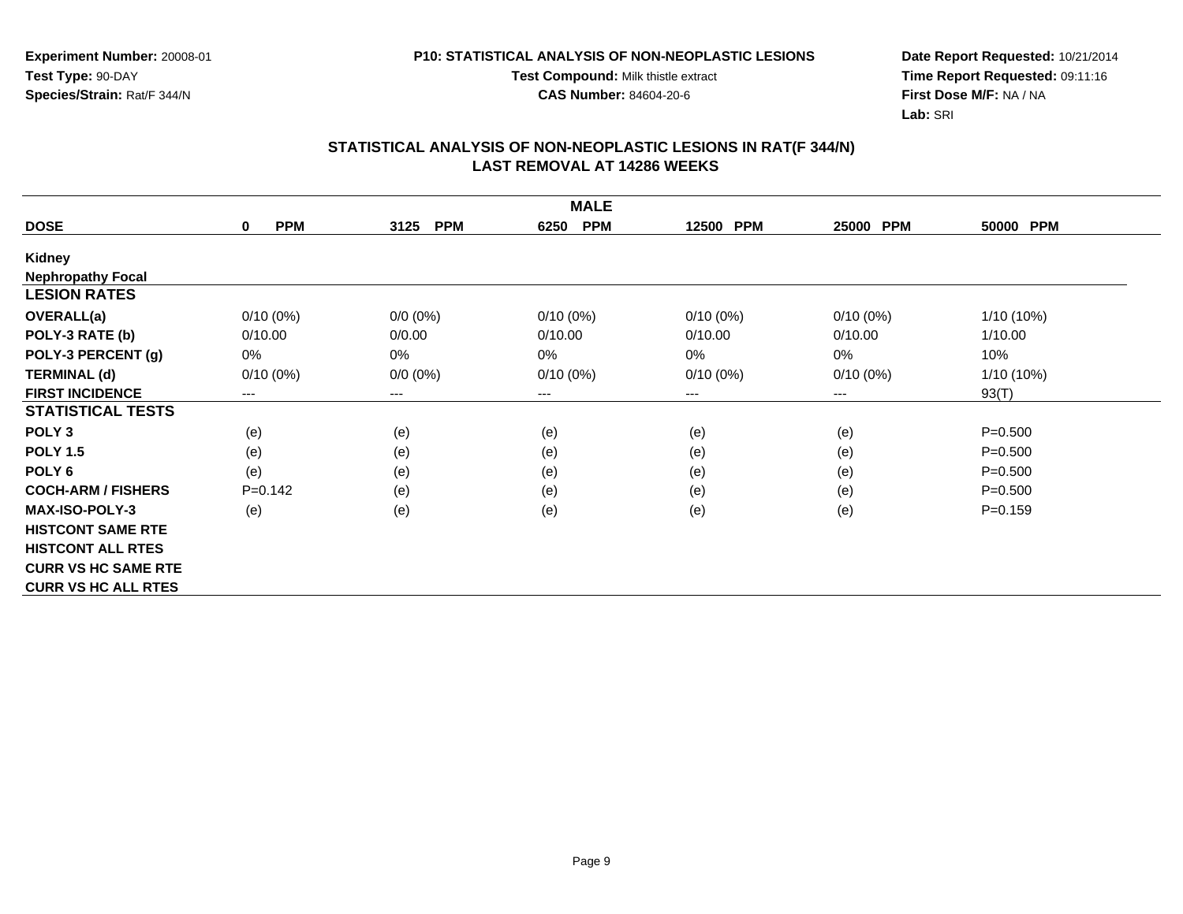**Experiment Number:** 20008-01
**Test Type:** 90-DAY
**Species/Strain:** Rat/F 344/N

**P10: STATISTICAL ANALYSIS OF NON-NEOPLASTIC LESIONS**
**Test Compound:** Milk thistle extract
**CAS Number:** 84604-20-6

**Date Report Requested:** 10/21/2014
**Time Report Requested:** 09:11:16
**First Dose M/F:** NA / NA
**Lab:** SRI

## STATISTICAL ANALYSIS OF NON-NEOPLASTIC LESIONS IN RAT(F 344/N)
## LAST REMOVAL AT 14286 WEEKS

| | MALE | | | | | |
|---|---|---|---|---|---|---|
| **DOSE** | **0 PPM** | **3125 PPM** | **6250 PPM** | **12500 PPM** | **25000 PPM** | **50000 PPM** |
| **Kidney** | | | | | | |
| **Nephropathy Focal** | | | | | | |
| **LESION RATES** | | | | | | |
| **OVERALL(a)** | 0/10 (0%) | 0/0 (0%) | 0/10 (0%) | 0/10 (0%) | 0/10 (0%) | 1/10 (10%) |
| **POLY-3 RATE (b)** | 0/10.00 | 0/0.00 | 0/10.00 | 0/10.00 | 0/10.00 | 1/10.00 |
| **POLY-3 PERCENT (g)** | 0% | 0% | 0% | 0% | 0% | 10% |
| **TERMINAL (d)** | 0/10 (0%) | 0/0 (0%) | 0/10 (0%) | 0/10 (0%) | 0/10 (0%) | 1/10 (10%) |
| **FIRST INCIDENCE** | --- | --- | --- | --- | --- | 93(T) |
| **STATISTICAL TESTS** | | | | | | |
| **POLY 3** | (e) | (e) | (e) | (e) | (e) | P=0.500 |
| **POLY 1.5** | (e) | (e) | (e) | (e) | (e) | P=0.500 |
| **POLY 6** | (e) | (e) | (e) | (e) | (e) | P=0.500 |
| **COCH-ARM / FISHERS** | P=0.142 | (e) | (e) | (e) | (e) | P=0.500 |
| **MAX-ISO-POLY-3** | (e) | (e) | (e) | (e) | (e) | P=0.159 |
| **HISTCONT SAME RTE** | | | | | | |
| **HISTCONT ALL RTES** | | | | | | |
| **CURR VS HC SAME RTE** | | | | | | |
| **CURR VS HC ALL RTES** | | | | | | |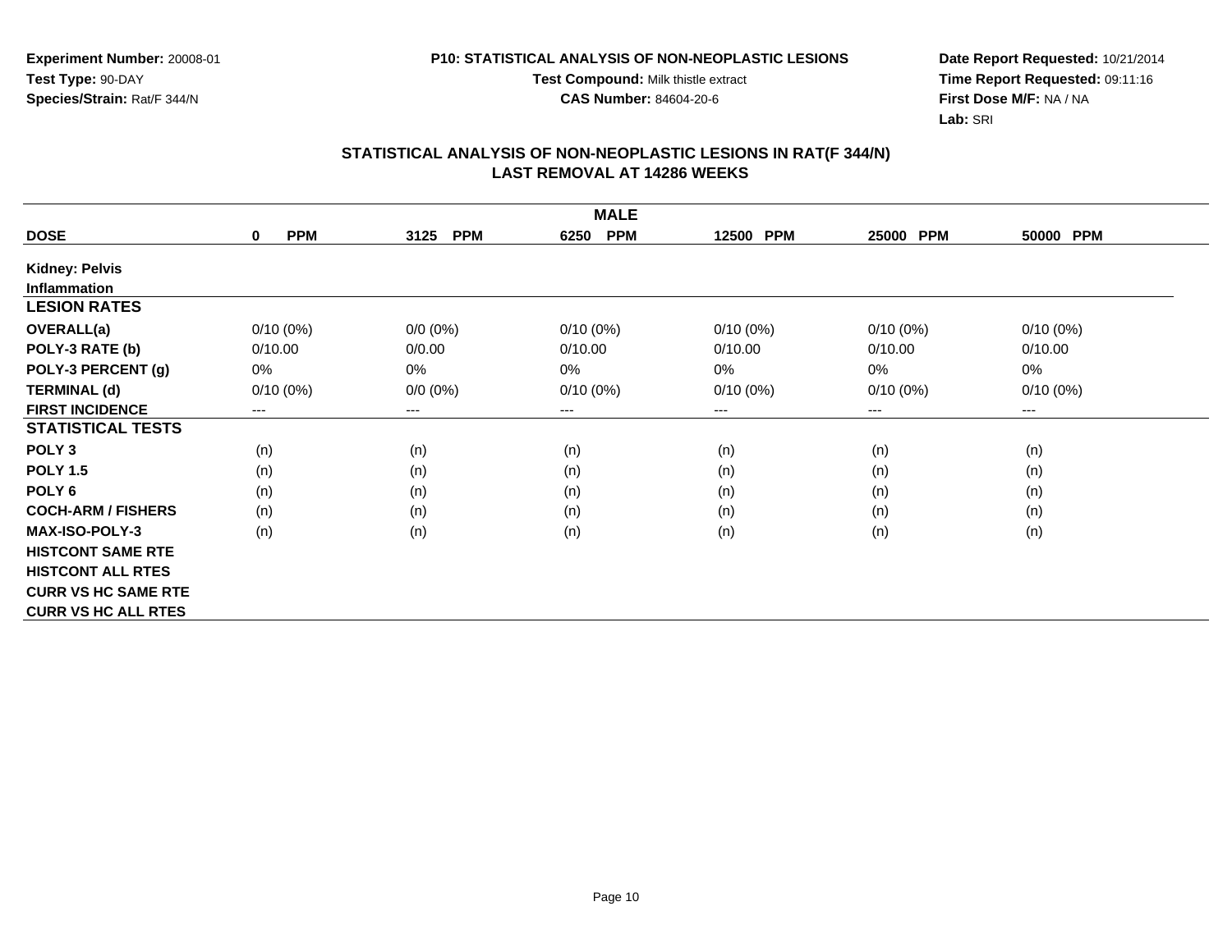**Experiment Number:** 20008-01
**Test Type:** 90-DAY
**Species/Strain:** Rat/F 344/N

**P10: STATISTICAL ANALYSIS OF NON-NEOPLASTIC LESIONS**
**Test Compound:** Milk thistle extract
**CAS Number:** 84604-20-6

**Date Report Requested:** 10/21/2014
**Time Report Requested:** 09:11:16
**First Dose M/F:** NA / NA
**Lab:** SRI

## STATISTICAL ANALYSIS OF NON-NEOPLASTIC LESIONS IN RAT(F 344/N)
## LAST REMOVAL AT 14286 WEEKS

| | MALE | | | | | |
|---|---|---|---|---|---|---|
| **DOSE** | **0 PPM** | **3125 PPM** | **6250 PPM** | **12500 PPM** | **25000 PPM** | **50000 PPM** |
| **Kidney: Pelvis** | | | | | | |
| **Inflammation** | | | | | | |
| **LESION RATES** | | | | | | |
| **OVERALL(a)** | 0/10 (0%) | 0/0 (0%) | 0/10 (0%) | 0/10 (0%) | 0/10 (0%) | 0/10 (0%) |
| **POLY-3 RATE (b)** | 0/10.00 | 0/0.00 | 0/10.00 | 0/10.00 | 0/10.00 | 0/10.00 |
| **POLY-3 PERCENT (g)** | 0% | 0% | 0% | 0% | 0% | 0% |
| **TERMINAL (d)** | 0/10 (0%) | 0/0 (0%) | 0/10 (0%) | 0/10 (0%) | 0/10 (0%) | 0/10 (0%) |
| **FIRST INCIDENCE** | --- | --- | --- | --- | --- | --- |
| **STATISTICAL TESTS** | | | | | | |
| **POLY 3** | (n) | (n) | (n) | (n) | (n) | (n) |
| **POLY 1.5** | (n) | (n) | (n) | (n) | (n) | (n) |
| **POLY 6** | (n) | (n) | (n) | (n) | (n) | (n) |
| **COCH-ARM / FISHERS** | (n) | (n) | (n) | (n) | (n) | (n) |
| **MAX-ISO-POLY-3** | (n) | (n) | (n) | (n) | (n) | (n) |
| **HISTCONT SAME RTE** | | | | | | |
| **HISTCONT ALL RTES** | | | | | | |
| **CURR VS HC SAME RTE** | | | | | | |
| **CURR VS HC ALL RTES** | | | | | | |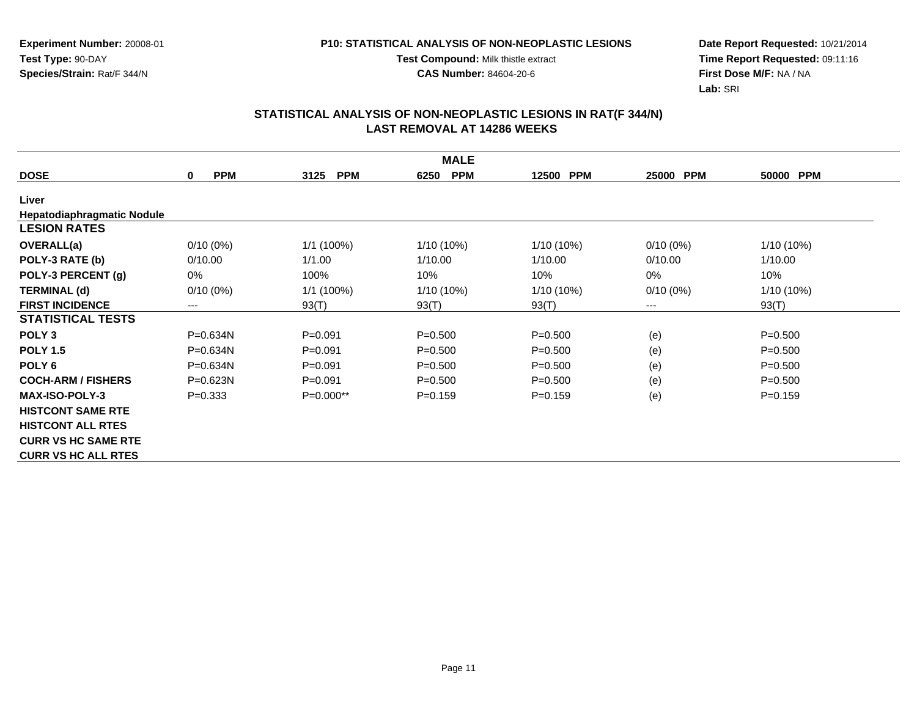**Experiment Number:** 20008-01
**Test Type:** 90-DAY
**Species/Strain:** Rat/F 344/N

**P10: STATISTICAL ANALYSIS OF NON-NEOPLASTIC LESIONS**
**Test Compound:** Milk thistle extract
**CAS Number:** 84604-20-6

**Date Report Requested:** 10/21/2014
**Time Report Requested:** 09:11:16
**First Dose M/F:** NA / NA
**Lab:** SRI

## STATISTICAL ANALYSIS OF NON-NEOPLASTIC LESIONS IN RAT(F 344/N)
## LAST REMOVAL AT 14286 WEEKS

| MALE | | | | | | |
|---|---|---|---|---|---|---|
| **DOSE** | **0 PPM** | **3125 PPM** | **6250 PPM** | **12500 PPM** | **25000 PPM** | **50000 PPM** |
| **Liver** | | | | | | |
| **Hepatodiaphragmatic Nodule** | | | | | | |
| **LESION RATES** | | | | | | |
| **OVERALL(a)** | 0/10 (0%) | 1/1 (100%) | 1/10 (10%) | 1/10 (10%) | 0/10 (0%) | 1/10 (10%) |
| **POLY-3 RATE (b)** | 0/10.00 | 1/1.00 | 1/10.00 | 1/10.00 | 0/10.00 | 1/10.00 |
| **POLY-3 PERCENT (g)** | 0% | 100% | 10% | 10% | 0% | 10% |
| **TERMINAL (d)** | 0/10 (0%) | 1/1 (100%) | 1/10 (10%) | 1/10 (10%) | 0/10 (0%) | 1/10 (10%) |
| **FIRST INCIDENCE** | --- | 93(T) | 93(T) | 93(T) | --- | 93(T) |
| **STATISTICAL TESTS** | | | | | | |
| **POLY 3** | P=0.634N | P=0.091 | P=0.500 | P=0.500 | (e) | P=0.500 |
| **POLY 1.5** | P=0.634N | P=0.091 | P=0.500 | P=0.500 | (e) | P=0.500 |
| **POLY 6** | P=0.634N | P=0.091 | P=0.500 | P=0.500 | (e) | P=0.500 |
| **COCH-ARM / FISHERS** | P=0.623N | P=0.091 | P=0.500 | P=0.500 | (e) | P=0.500 |
| **MAX-ISO-POLY-3** | P=0.333 | P=0.000** | P=0.159 | P=0.159 | (e) | P=0.159 |
| **HISTCONT SAME RTE** | | | | | | |
| **HISTCONT ALL RTES** | | | | | | |
| **CURR VS HC SAME RTE** | | | | | | |
| **CURR VS HC ALL RTES** | | | | | | |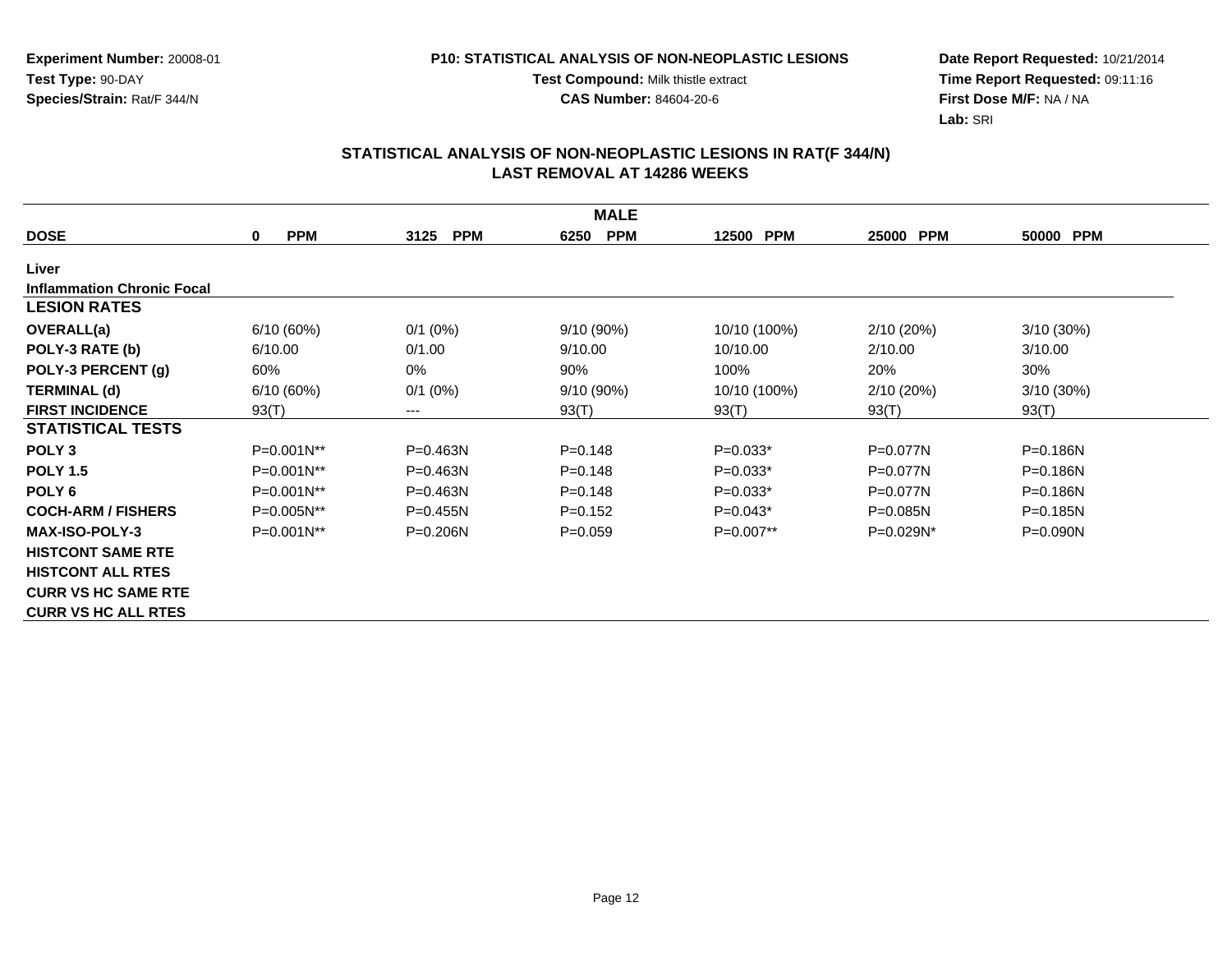**Experiment Number:** 20008-01
**Test Type:** 90-DAY
**Species/Strain:** Rat/F 344/N

**P10: STATISTICAL ANALYSIS OF NON-NEOPLASTIC LESIONS**
**Test Compound:** Milk thistle extract
**CAS Number:** 84604-20-6

**Date Report Requested:** 10/21/2014
**Time Report Requested:** 09:11:16
**First Dose M/F:** NA / NA
**Lab:** SRI

## STATISTICAL ANALYSIS OF NON-NEOPLASTIC LESIONS IN RAT(F 344/N)
## LAST REMOVAL AT 14286 WEEKS

| MALE | | | | | | |
|---|---|---|---|---|---|---|
| **DOSE** | **0 PPM** | **3125 PPM** | **6250 PPM** | **12500 PPM** | **25000 PPM** | **50000 PPM** |
| **Liver** | | | | | | |
| **Inflammation Chronic Focal** | | | | | | |
| **LESION RATES** | | | | | | |
| **OVERALL(a)** | 6/10 (60%) | 0/1 (0%) | 9/10 (90%) | 10/10 (100%) | 2/10 (20%) | 3/10 (30%) |
| **POLY-3 RATE (b)** | 6/10.00 | 0/1.00 | 9/10.00 | 10/10.00 | 2/10.00 | 3/10.00 |
| **POLY-3 PERCENT (g)** | 60% | 0% | 90% | 100% | 20% | 30% |
| **TERMINAL (d)** | 6/10 (60%) | 0/1 (0%) | 9/10 (90%) | 10/10 (100%) | 2/10 (20%) | 3/10 (30%) |
| **FIRST INCIDENCE** | 93(T) | --- | 93(T) | 93(T) | 93(T) | 93(T) |
| **STATISTICAL TESTS** | | | | | | |
| **POLY 3** | P=0.001N** | P=0.463N | P=0.148 | P=0.033* | P=0.077N | P=0.186N |
| **POLY 1.5** | P=0.001N** | P=0.463N | P=0.148 | P=0.033* | P=0.077N | P=0.186N |
| **POLY 6** | P=0.001N** | P=0.463N | P=0.148 | P=0.033* | P=0.077N | P=0.186N |
| **COCH-ARM / FISHERS** | P=0.005N** | P=0.455N | P=0.152 | P=0.043* | P=0.085N | P=0.185N |
| **MAX-ISO-POLY-3** | P=0.001N** | P=0.206N | P=0.059 | P=0.007** | P=0.029N* | P=0.090N |
| **HISTCONT SAME RTE** | | | | | | |
| **HISTCONT ALL RTES** | | | | | | |
| **CURR VS HC SAME RTE** | | | | | | |
| **CURR VS HC ALL RTES** | | | | | | |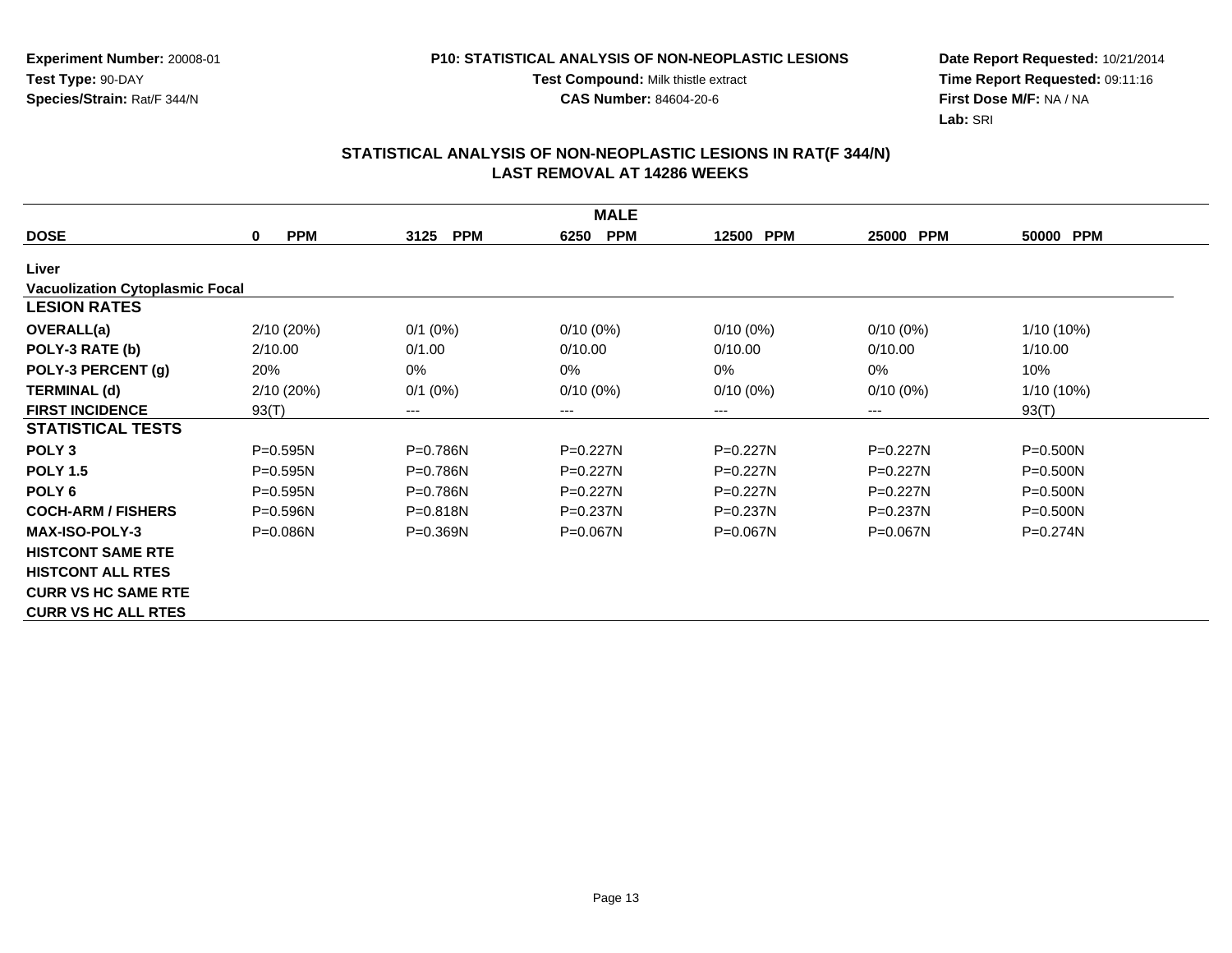**Experiment Number:** 20008-01
**Test Type:** 90-DAY
**Species/Strain:** Rat/F 344/N

**P10: STATISTICAL ANALYSIS OF NON-NEOPLASTIC LESIONS**
**Test Compound:** Milk thistle extract
**CAS Number:** 84604-20-6

**Date Report Requested:** 10/21/2014
**Time Report Requested:** 09:11:16
**First Dose M/F:** NA / NA
**Lab:** SRI

## STATISTICAL ANALYSIS OF NON-NEOPLASTIC LESIONS IN RAT(F 344/N)
## LAST REMOVAL AT 14286 WEEKS

| MALE | | | | | | |
|---|---|---|---|---|---|---|
| **DOSE** | **0 PPM** | **3125 PPM** | **6250 PPM** | **12500 PPM** | **25000 PPM** | **50000 PPM** |
| **Liver** | | | | | | |
| **Vacuolization Cytoplasmic Focal** | | | | | | |
| **LESION RATES** | | | | | | |
| **OVERALL(a)** | 2/10 (20%) | 0/1 (0%) | 0/10 (0%) | 0/10 (0%) | 0/10 (0%) | 1/10 (10%) |
| **POLY-3 RATE (b)** | 2/10.00 | 0/1.00 | 0/10.00 | 0/10.00 | 0/10.00 | 1/10.00 |
| **POLY-3 PERCENT (g)** | 20% | 0% | 0% | 0% | 0% | 10% |
| **TERMINAL (d)** | 2/10 (20%) | 0/1 (0%) | 0/10 (0%) | 0/10 (0%) | 0/10 (0%) | 1/10 (10%) |
| **FIRST INCIDENCE** | 93(T) | --- | --- | --- | --- | 93(T) |
| **STATISTICAL TESTS** | | | | | | |
| **POLY 3** | P=0.595N | P=0.786N | P=0.227N | P=0.227N | P=0.227N | P=0.500N |
| **POLY 1.5** | P=0.595N | P=0.786N | P=0.227N | P=0.227N | P=0.227N | P=0.500N |
| **POLY 6** | P=0.595N | P=0.786N | P=0.227N | P=0.227N | P=0.227N | P=0.500N |
| **COCH-ARM / FISHERS** | P=0.596N | P=0.818N | P=0.237N | P=0.237N | P=0.237N | P=0.500N |
| **MAX-ISO-POLY-3** | P=0.086N | P=0.369N | P=0.067N | P=0.067N | P=0.067N | P=0.274N |
| **HISTCONT SAME RTE** | | | | | | |
| **HISTCONT ALL RTES** | | | | | | |
| **CURR VS HC SAME RTE** | | | | | | |
| **CURR VS HC ALL RTES** | | | | | | |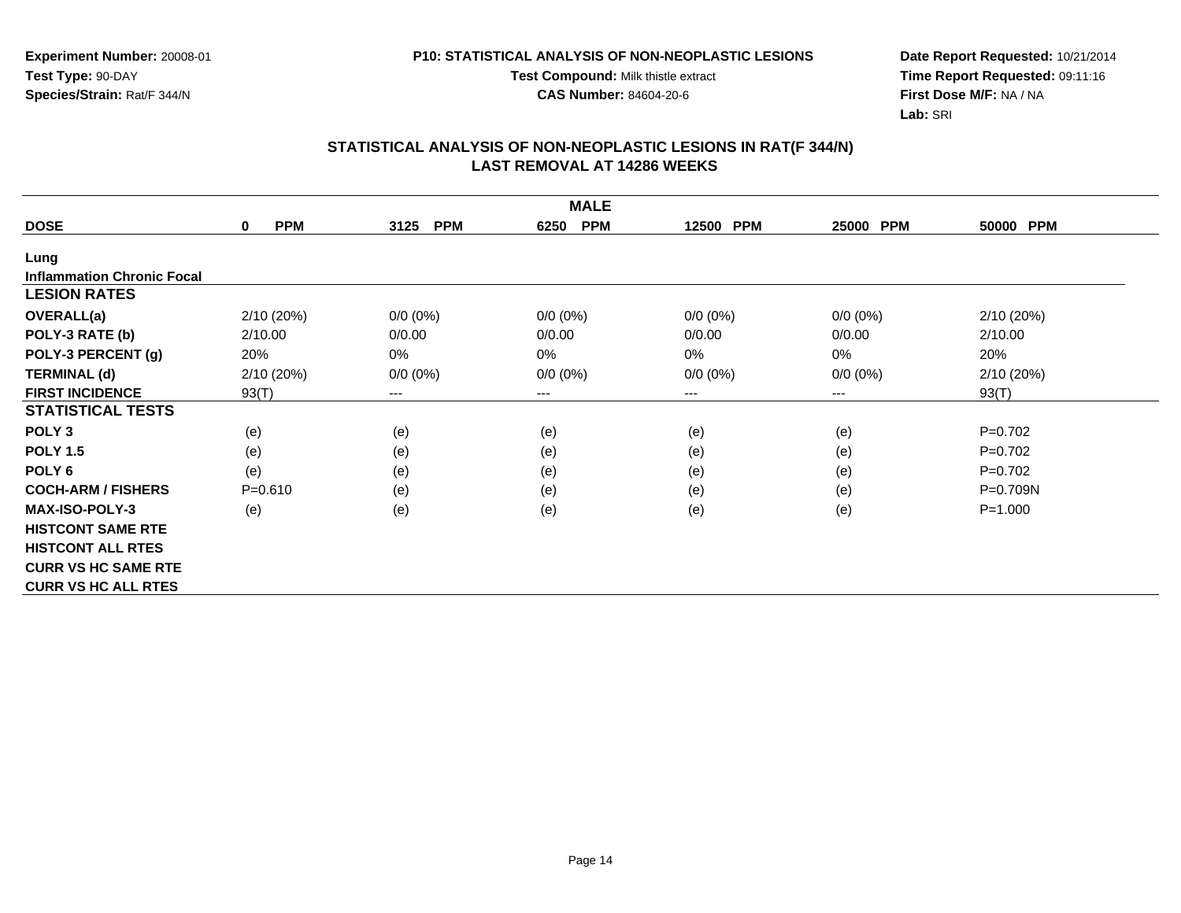**Experiment Number:** 20008-01
**Test Type:** 90-DAY
**Species/Strain:** Rat/F 344/N

**P10: STATISTICAL ANALYSIS OF NON-NEOPLASTIC LESIONS**
**Test Compound:** Milk thistle extract
**CAS Number:** 84604-20-6

**Date Report Requested:** 10/21/2014
**Time Report Requested:** 09:11:16
**First Dose M/F:** NA / NA
**Lab:** SRI

## STATISTICAL ANALYSIS OF NON-NEOPLASTIC LESIONS IN RAT(F 344/N)
## LAST REMOVAL AT 14286 WEEKS

| | MALE | | | | | |
|---|---|---|---|---|---|---|
| **DOSE** | **0 PPM** | **3125 PPM** | **6250 PPM** | **12500 PPM** | **25000 PPM** | **50000 PPM** |
| **Lung** | | | | | | |
| **Inflammation Chronic Focal** | | | | | | |
| **LESION RATES** | | | | | | |
| **OVERALL(a)** | 2/10 (20%) | 0/0 (0%) | 0/0 (0%) | 0/0 (0%) | 0/0 (0%) | 2/10 (20%) |
| **POLY-3 RATE (b)** | 2/10.00 | 0/0.00 | 0/0.00 | 0/0.00 | 0/0.00 | 2/10.00 |
| **POLY-3 PERCENT (g)** | 20% | 0% | 0% | 0% | 0% | 20% |
| **TERMINAL (d)** | 2/10 (20%) | 0/0 (0%) | 0/0 (0%) | 0/0 (0%) | 0/0 (0%) | 2/10 (20%) |
| **FIRST INCIDENCE** | 93(T) | --- | --- | --- | --- | 93(T) |
| **STATISTICAL TESTS** | | | | | | |
| **POLY 3** | (e) | (e) | (e) | (e) | (e) | P=0.702 |
| **POLY 1.5** | (e) | (e) | (e) | (e) | (e) | P=0.702 |
| **POLY 6** | (e) | (e) | (e) | (e) | (e) | P=0.702 |
| **COCH-ARM / FISHERS** | P=0.610 | (e) | (e) | (e) | (e) | P=0.709N |
| **MAX-ISO-POLY-3** | (e) | (e) | (e) | (e) | (e) | P=1.000 |
| **HISTCONT SAME RTE** | | | | | | |
| **HISTCONT ALL RTES** | | | | | | |
| **CURR VS HC SAME RTE** | | | | | | |
| **CURR VS HC ALL RTES** | | | | | | |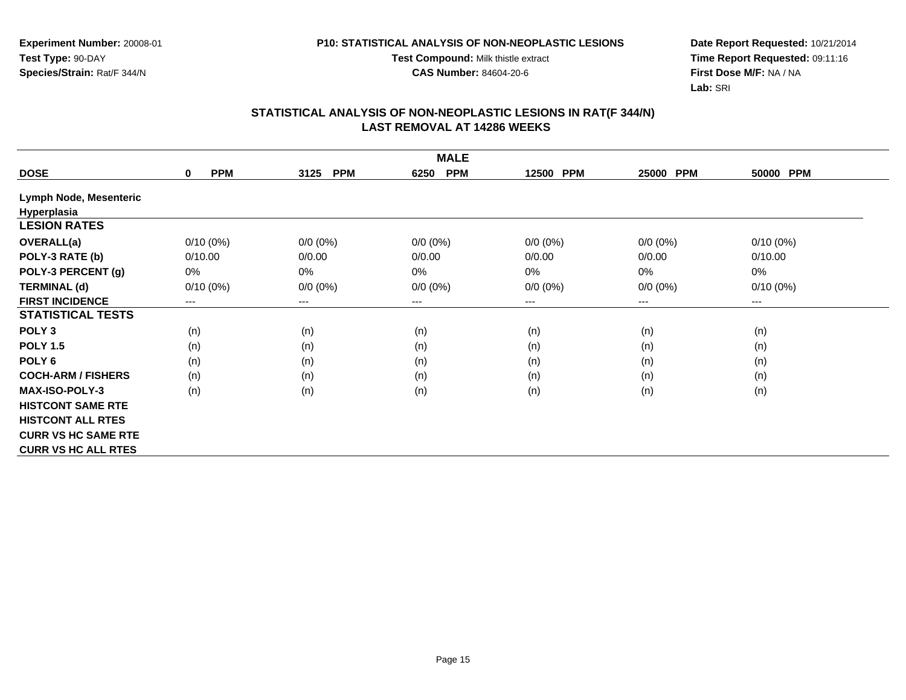Experiment Number: 20008-01
Test Type: 90-DAY
Species/Strain: Rat/F 344/N

P10: STATISTICAL ANALYSIS OF NON-NEOPLASTIC LESIONS
Test Compound: Milk thistle extract
CAS Number: 84604-20-6

Date Report Requested: 10/21/2014
Time Report Requested: 09:11:16
First Dose M/F: NA / NA
Lab: SRI

## STATISTICAL ANALYSIS OF NON-NEOPLASTIC LESIONS IN RAT(F 344/N)
## LAST REMOVAL AT 14286 WEEKS

| | MALE | | | | | |
|---|---|---|---|---|---|---|
| **DOSE** | **0 PPM** | **3125 PPM** | **6250 PPM** | **12500 PPM** | **25000 PPM** | **50000 PPM** |
| **Lymph Node, Mesenteric** | | | | | | |
| **Hyperplasia** | | | | | | |
| **LESION RATES** | | | | | | |
| **OVERALL(a)** | 0/10 (0%) | 0/0 (0%) | 0/0 (0%) | 0/0 (0%) | 0/0 (0%) | 0/10 (0%) |
| **POLY-3 RATE (b)** | 0/10.00 | 0/0.00 | 0/0.00 | 0/0.00 | 0/0.00 | 0/10.00 |
| **POLY-3 PERCENT (g)** | 0% | 0% | 0% | 0% | 0% | 0% |
| **TERMINAL (d)** | 0/10 (0%) | 0/0 (0%) | 0/0 (0%) | 0/0 (0%) | 0/0 (0%) | 0/10 (0%) |
| **FIRST INCIDENCE** | --- | --- | --- | --- | --- | --- |
| **STATISTICAL TESTS** | | | | | | |
| **POLY 3** | (n) | (n) | (n) | (n) | (n) | (n) |
| **POLY 1.5** | (n) | (n) | (n) | (n) | (n) | (n) |
| **POLY 6** | (n) | (n) | (n) | (n) | (n) | (n) |
| **COCH-ARM / FISHERS** | (n) | (n) | (n) | (n) | (n) | (n) |
| **MAX-ISO-POLY-3** | (n) | (n) | (n) | (n) | (n) | (n) |
| **HISTCONT SAME RTE** | | | | | | |
| **HISTCONT ALL RTES** | | | | | | |
| **CURR VS HC SAME RTE** | | | | | | |
| **CURR VS HC ALL RTES** | | | | | | |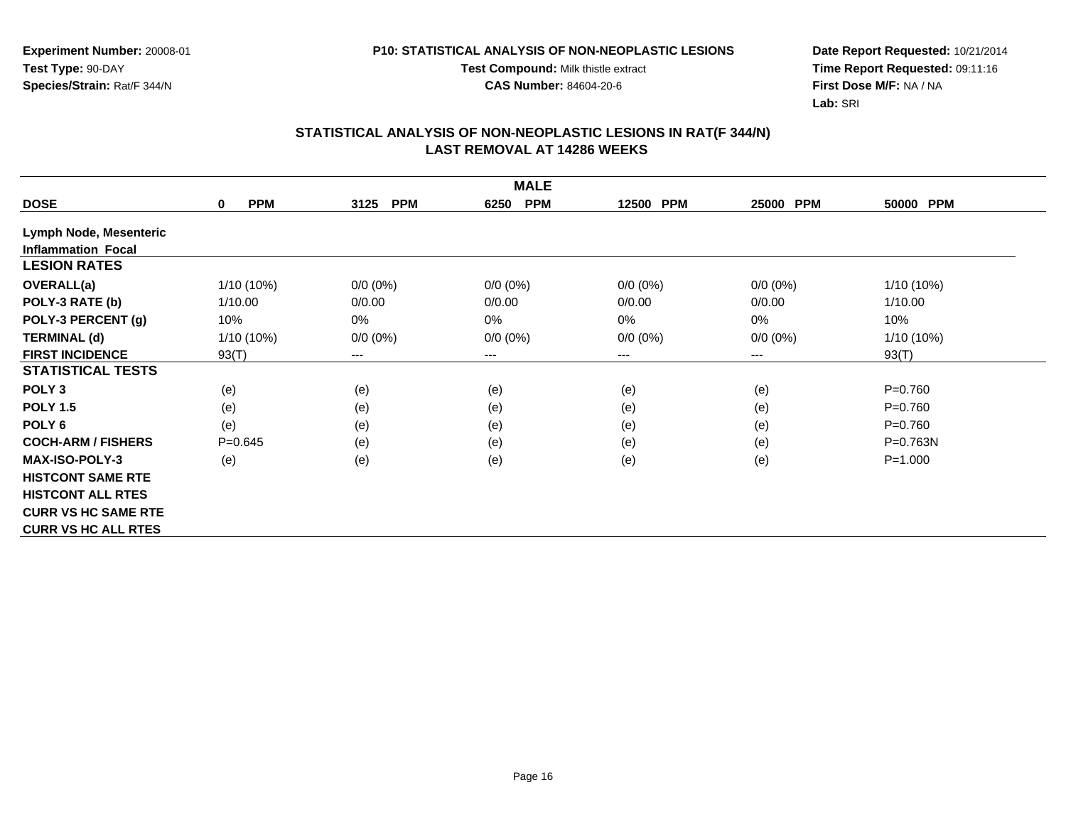Experiment Number: 20008-01
Test Type: 90-DAY
Species/Strain: Rat/F 344/N

**P10: STATISTICAL ANALYSIS OF NON-NEOPLASTIC LESIONS**
Test Compound: Milk thistle extract
CAS Number: 84604-20-6

Date Report Requested: 10/21/2014
Time Report Requested: 09:11:16
First Dose M/F: NA / NA
Lab: SRI

## STATISTICAL ANALYSIS OF NON-NEOPLASTIC LESIONS IN RAT(F 344/N)
## LAST REMOVAL AT 14286 WEEKS

| | MALE | | | | | |
|---|---|---|---|---|---|---|
| **DOSE** | **0 PPM** | **3125 PPM** | **6250 PPM** | **12500 PPM** | **25000 PPM** | **50000 PPM** |
| **Lymph Node, Mesenteric** | | | | | | |
| **Inflammation Focal** | | | | | | |
| **LESION RATES** | | | | | | |
| **OVERALL(a)** | 1/10 (10%) | 0/0 (0%) | 0/0 (0%) | 0/0 (0%) | 0/0 (0%) | 1/10 (10%) |
| **POLY-3 RATE (b)** | 1/10.00 | 0/0.00 | 0/0.00 | 0/0.00 | 0/0.00 | 1/10.00 |
| **POLY-3 PERCENT (g)** | 10% | 0% | 0% | 0% | 0% | 10% |
| **TERMINAL (d)** | 1/10 (10%) | 0/0 (0%) | 0/0 (0%) | 0/0 (0%) | 0/0 (0%) | 1/10 (10%) |
| **FIRST INCIDENCE** | 93(T) | --- | --- | --- | --- | 93(T) |
| **STATISTICAL TESTS** | | | | | | |
| **POLY 3** | (e) | (e) | (e) | (e) | (e) | P=0.760 |
| **POLY 1.5** | (e) | (e) | (e) | (e) | (e) | P=0.760 |
| **POLY 6** | (e) | (e) | (e) | (e) | (e) | P=0.760 |
| **COCH-ARM / FISHERS** | P=0.645 | (e) | (e) | (e) | (e) | P=0.763N |
| **MAX-ISO-POLY-3** | (e) | (e) | (e) | (e) | (e) | P=1.000 |
| **HISTCONT SAME RTE** | | | | | | |
| **HISTCONT ALL RTES** | | | | | | |
| **CURR VS HC SAME RTE** | | | | | | |
| **CURR VS HC ALL RTES** | | | | | | |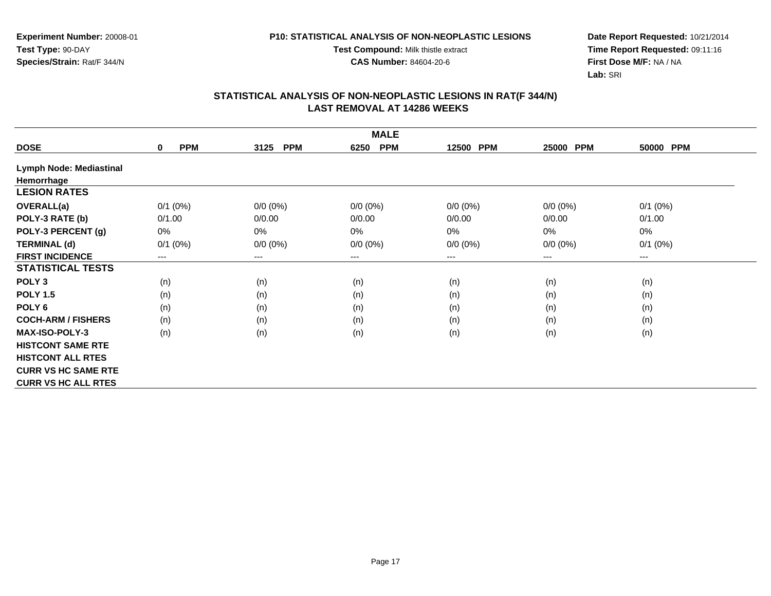**Experiment Number:** 20008-01
**Test Type:** 90-DAY
**Species/Strain:** Rat/F 344/N

**P10: STATISTICAL ANALYSIS OF NON-NEOPLASTIC LESIONS**
**Test Compound:** Milk thistle extract
**CAS Number:** 84604-20-6

**Date Report Requested:** 10/21/2014
**Time Report Requested:** 09:11:16
**First Dose M/F:** NA / NA
**Lab:** SRI

## STATISTICAL ANALYSIS OF NON-NEOPLASTIC LESIONS IN RAT(F 344/N)
## LAST REMOVAL AT 14286 WEEKS

| | MALE | | | | | |
|---|---|---|---|---|---|---|
| **DOSE** | **0 PPM** | **3125 PPM** | **6250 PPM** | **12500 PPM** | **25000 PPM** | **50000 PPM** |
| **Lymph Node: Mediastinal** | | | | | | |
| **Hemorrhage** | | | | | | |
| **LESION RATES** | | | | | | |
| **OVERALL(a)** | 0/1 (0%) | 0/0 (0%) | 0/0 (0%) | 0/0 (0%) | 0/0 (0%) | 0/1 (0%) |
| **POLY-3 RATE (b)** | 0/1.00 | 0/0.00 | 0/0.00 | 0/0.00 | 0/0.00 | 0/1.00 |
| **POLY-3 PERCENT (g)** | 0% | 0% | 0% | 0% | 0% | 0% |
| **TERMINAL (d)** | 0/1 (0%) | 0/0 (0%) | 0/0 (0%) | 0/0 (0%) | 0/0 (0%) | 0/1 (0%) |
| **FIRST INCIDENCE** | --- | --- | --- | --- | --- | --- |
| **STATISTICAL TESTS** | | | | | | |
| **POLY 3** | (n) | (n) | (n) | (n) | (n) | (n) |
| **POLY 1.5** | (n) | (n) | (n) | (n) | (n) | (n) |
| **POLY 6** | (n) | (n) | (n) | (n) | (n) | (n) |
| **COCH-ARM / FISHERS** | (n) | (n) | (n) | (n) | (n) | (n) |
| **MAX-ISO-POLY-3** | (n) | (n) | (n) | (n) | (n) | (n) |
| **HISTCONT SAME RTE** | | | | | | |
| **HISTCONT ALL RTES** | | | | | | |
| **CURR VS HC SAME RTE** | | | | | | |
| **CURR VS HC ALL RTES** | | | | | | |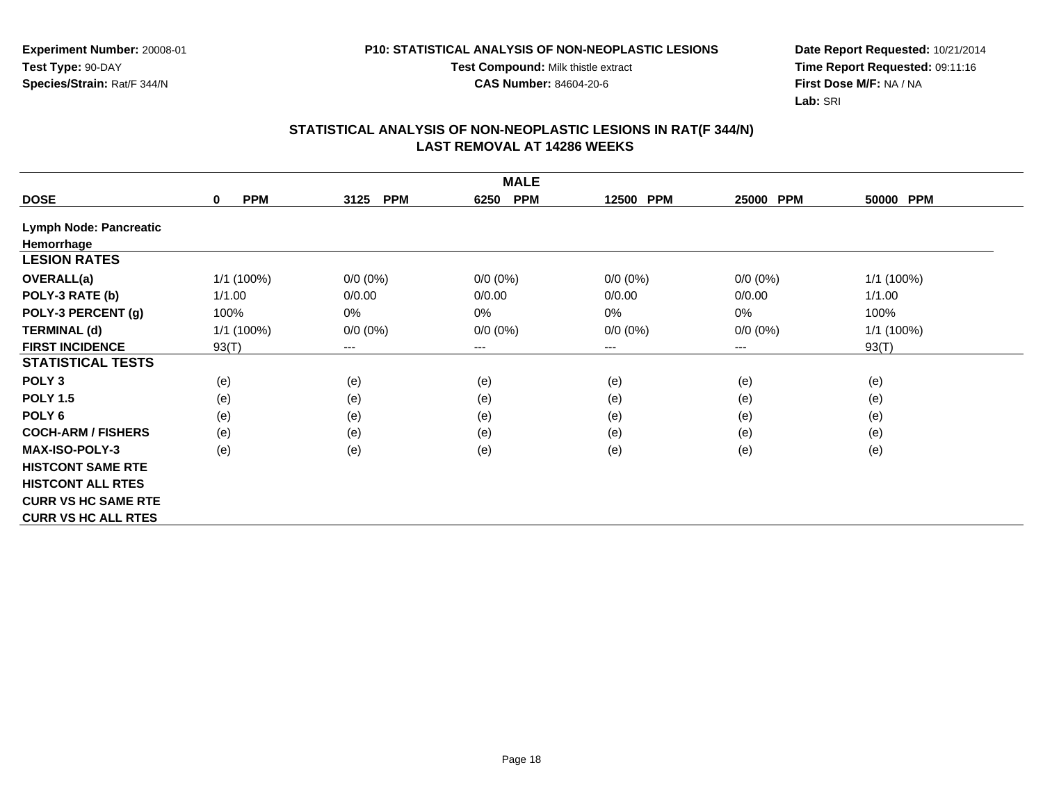**Experiment Number:** 20008-01
**Test Type:** 90-DAY
**Species/Strain:** Rat/F 344/N

**P10: STATISTICAL ANALYSIS OF NON-NEOPLASTIC LESIONS**
**Test Compound:** Milk thistle extract
**CAS Number:** 84604-20-6

**Date Report Requested:** 10/21/2014
**Time Report Requested:** 09:11:16
**First Dose M/F:** NA / NA
**Lab:** SRI

## STATISTICAL ANALYSIS OF NON-NEOPLASTIC LESIONS IN RAT(F 344/N)
## LAST REMOVAL AT 14286 WEEKS

| | MALE | | | | | |
|---|---|---|---|---|---|---|
| **DOSE** | **0 PPM** | **3125 PPM** | **6250 PPM** | **12500 PPM** | **25000 PPM** | **50000 PPM** |
| **Lymph Node: Pancreatic** | | | | | | |
| **Hemorrhage** | | | | | | |
| **LESION RATES** | | | | | | |
| **OVERALL(a)** | 1/1 (100%) | 0/0 (0%) | 0/0 (0%) | 0/0 (0%) | 0/0 (0%) | 1/1 (100%) |
| **POLY-3 RATE (b)** | 1/1.00 | 0/0.00 | 0/0.00 | 0/0.00 | 0/0.00 | 1/1.00 |
| **POLY-3 PERCENT (g)** | 100% | 0% | 0% | 0% | 0% | 100% |
| **TERMINAL (d)** | 1/1 (100%) | 0/0 (0%) | 0/0 (0%) | 0/0 (0%) | 0/0 (0%) | 1/1 (100%) |
| **FIRST INCIDENCE** | 93(T) | --- | --- | --- | --- | 93(T) |
| **STATISTICAL TESTS** | | | | | | |
| **POLY 3** | (e) | (e) | (e) | (e) | (e) | (e) |
| **POLY 1.5** | (e) | (e) | (e) | (e) | (e) | (e) |
| **POLY 6** | (e) | (e) | (e) | (e) | (e) | (e) |
| **COCH-ARM / FISHERS** | (e) | (e) | (e) | (e) | (e) | (e) |
| **MAX-ISO-POLY-3** | (e) | (e) | (e) | (e) | (e) | (e) |
| **HISTCONT SAME RTE** | | | | | | |
| **HISTCONT ALL RTES** | | | | | | |
| **CURR VS HC SAME RTE** | | | | | | |
| **CURR VS HC ALL RTES** | | | | | | |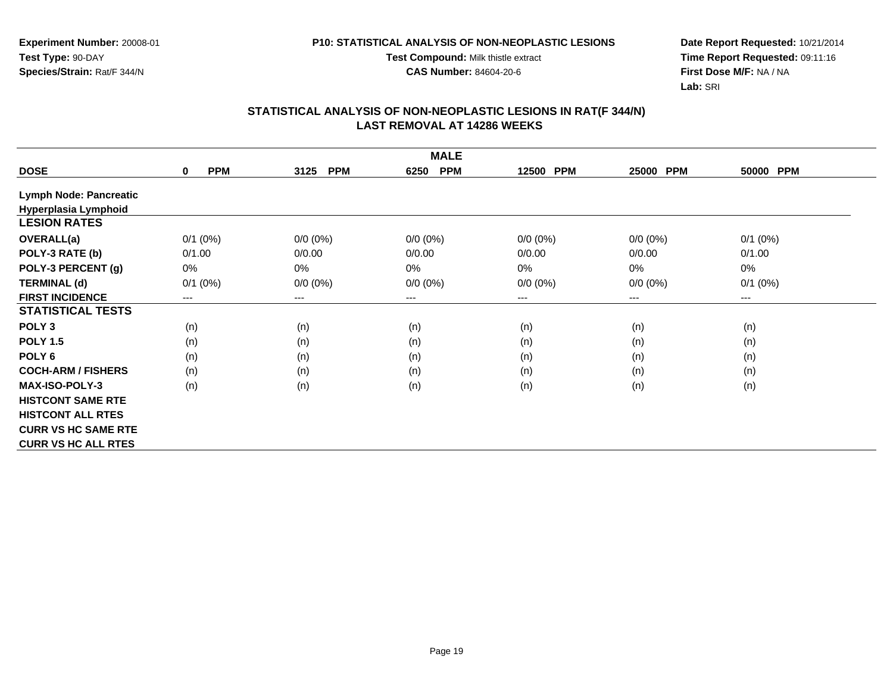**Experiment Number:** 20008-01
**Test Type:** 90-DAY
**Species/Strain:** Rat/F 344/N

**P10: STATISTICAL ANALYSIS OF NON-NEOPLASTIC LESIONS**
**Test Compound:** Milk thistle extract
**CAS Number:** 84604-20-6

**Date Report Requested:** 10/21/2014
**Time Report Requested:** 09:11:16
**First Dose M/F:** NA / NA
**Lab:** SRI

## STATISTICAL ANALYSIS OF NON-NEOPLASTIC LESIONS IN RAT(F 344/N)
## LAST REMOVAL AT 14286 WEEKS

| | MALE | | | | | |
|---|---|---|---|---|---|---|
| **DOSE** | **0 PPM** | **3125 PPM** | **6250 PPM** | **12500 PPM** | **25000 PPM** | **50000 PPM** |
| **Lymph Node: Pancreatic** | | | | | | |
| **Hyperplasia Lymphoid** | | | | | | |
| **LESION RATES** | | | | | | |
| **OVERALL(a)** | 0/1 (0%) | 0/0 (0%) | 0/0 (0%) | 0/0 (0%) | 0/0 (0%) | 0/1 (0%) |
| **POLY-3 RATE (b)** | 0/1.00 | 0/0.00 | 0/0.00 | 0/0.00 | 0/0.00 | 0/1.00 |
| **POLY-3 PERCENT (g)** | 0% | 0% | 0% | 0% | 0% | 0% |
| **TERMINAL (d)** | 0/1 (0%) | 0/0 (0%) | 0/0 (0%) | 0/0 (0%) | 0/0 (0%) | 0/1 (0%) |
| **FIRST INCIDENCE** | --- | --- | --- | --- | --- | --- |
| **STATISTICAL TESTS** | | | | | | |
| **POLY 3** | (n) | (n) | (n) | (n) | (n) | (n) |
| **POLY 1.5** | (n) | (n) | (n) | (n) | (n) | (n) |
| **POLY 6** | (n) | (n) | (n) | (n) | (n) | (n) |
| **COCH-ARM / FISHERS** | (n) | (n) | (n) | (n) | (n) | (n) |
| **MAX-ISO-POLY-3** | (n) | (n) | (n) | (n) | (n) | (n) |
| **HISTCONT SAME RTE** | | | | | | |
| **HISTCONT ALL RTES** | | | | | | |
| **CURR VS HC SAME RTE** | | | | | | |
| **CURR VS HC ALL RTES** | | | | | | |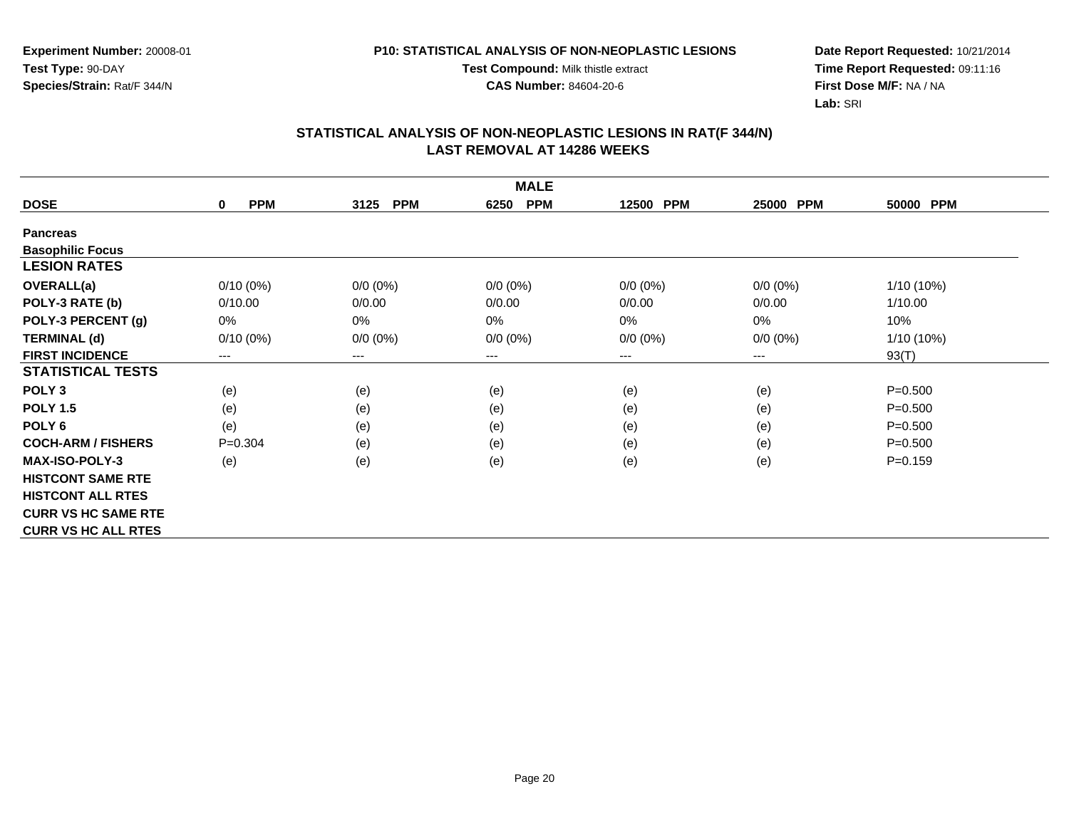Experiment Number: 20008-01
Test Type: 90-DAY
Species/Strain: Rat/F 344/N

P10: STATISTICAL ANALYSIS OF NON-NEOPLASTIC LESIONS
Test Compound: Milk thistle extract
CAS Number: 84604-20-6

Date Report Requested: 10/21/2014
Time Report Requested: 09:11:16
First Dose M/F: NA / NA
Lab: SRI

## STATISTICAL ANALYSIS OF NON-NEOPLASTIC LESIONS IN RAT(F 344/N)
## LAST REMOVAL AT 14286 WEEKS

| | MALE | | | | | |
|---|---|---|---|---|---|---|
| **DOSE** | **0 PPM** | **3125 PPM** | **6250 PPM** | **12500 PPM** | **25000 PPM** | **50000 PPM** |
| **Pancreas** | | | | | | |
| **Basophilic Focus** | | | | | | |
| **LESION RATES** | | | | | | |
| **OVERALL(a)** | 0/10 (0%) | 0/0 (0%) | 0/0 (0%) | 0/0 (0%) | 0/0 (0%) | 1/10 (10%) |
| **POLY-3 RATE (b)** | 0/10.00 | 0/0.00 | 0/0.00 | 0/0.00 | 0/0.00 | 1/10.00 |
| **POLY-3 PERCENT (g)** | 0% | 0% | 0% | 0% | 0% | 10% |
| **TERMINAL (d)** | 0/10 (0%) | 0/0 (0%) | 0/0 (0%) | 0/0 (0%) | 0/0 (0%) | 1/10 (10%) |
| **FIRST INCIDENCE** | --- | --- | --- | --- | --- | 93(T) |
| **STATISTICAL TESTS** | | | | | | |
| **POLY 3** | (e) | (e) | (e) | (e) | (e) | P=0.500 |
| **POLY 1.5** | (e) | (e) | (e) | (e) | (e) | P=0.500 |
| **POLY 6** | (e) | (e) | (e) | (e) | (e) | P=0.500 |
| **COCH-ARM / FISHERS** | P=0.304 | (e) | (e) | (e) | (e) | P=0.500 |
| **MAX-ISO-POLY-3** | (e) | (e) | (e) | (e) | (e) | P=0.159 |
| **HISTCONT SAME RTE** | | | | | | |
| **HISTCONT ALL RTES** | | | | | | |
| **CURR VS HC SAME RTE** | | | | | | |
| **CURR VS HC ALL RTES** | | | | | | |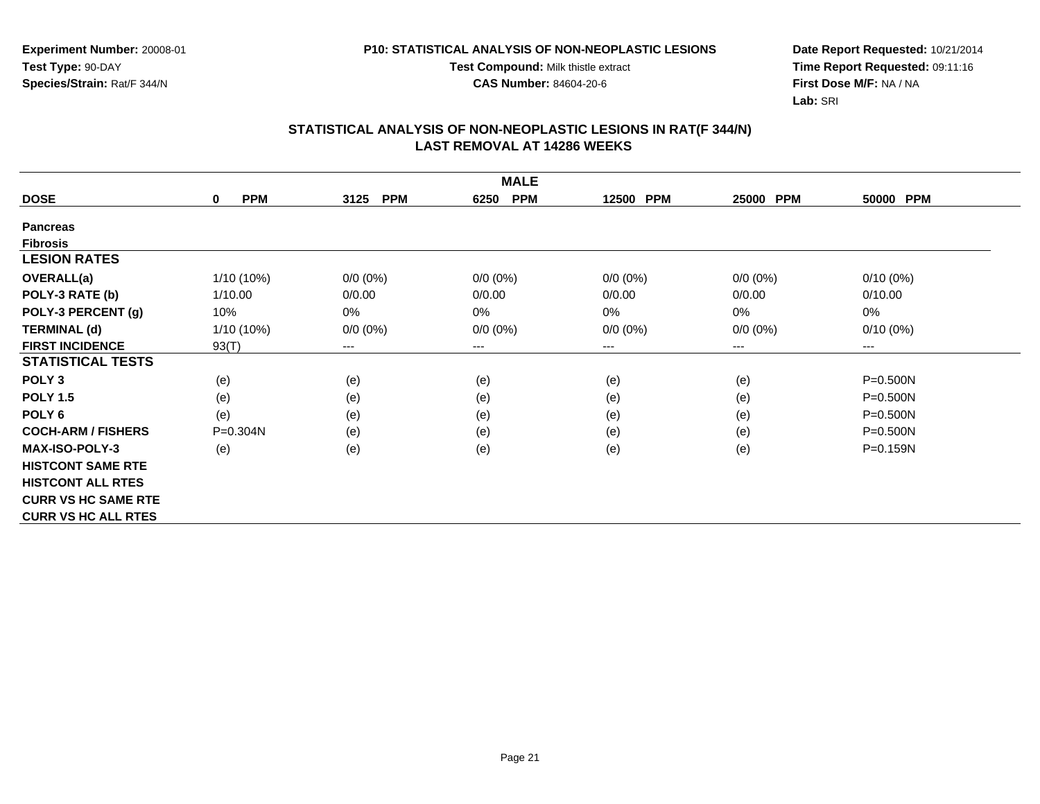**Experiment Number:** 20008-01
**Test Type:** 90-DAY
**Species/Strain:** Rat/F 344/N

**P10: STATISTICAL ANALYSIS OF NON-NEOPLASTIC LESIONS**
**Test Compound:** Milk thistle extract
**CAS Number:** 84604-20-6

**Date Report Requested:** 10/21/2014
**Time Report Requested:** 09:11:16
**First Dose M/F:** NA / NA
**Lab:** SRI

## STATISTICAL ANALYSIS OF NON-NEOPLASTIC LESIONS IN RAT(F 344/N)
## LAST REMOVAL AT 14286 WEEKS

| | MALE | | | | | |
|---|---|---|---|---|---|---|
| **DOSE** | **0 PPM** | **3125 PPM** | **6250 PPM** | **12500 PPM** | **25000 PPM** | **50000 PPM** |
| **Pancreas** | | | | | | |
| **Fibrosis** | | | | | | |
| **LESION RATES** | | | | | | |
| **OVERALL(a)** | 1/10 (10%) | 0/0 (0%) | 0/0 (0%) | 0/0 (0%) | 0/0 (0%) | 0/10 (0%) |
| **POLY-3 RATE (b)** | 1/10.00 | 0/0.00 | 0/0.00 | 0/0.00 | 0/0.00 | 0/10.00 |
| **POLY-3 PERCENT (g)** | 10% | 0% | 0% | 0% | 0% | 0% |
| **TERMINAL (d)** | 1/10 (10%) | 0/0 (0%) | 0/0 (0%) | 0/0 (0%) | 0/0 (0%) | 0/10 (0%) |
| **FIRST INCIDENCE** | 93(T) | --- | --- | --- | --- | --- |
| **STATISTICAL TESTS** | | | | | | |
| **POLY 3** | (e) | (e) | (e) | (e) | (e) | P=0.500N |
| **POLY 1.5** | (e) | (e) | (e) | (e) | (e) | P=0.500N |
| **POLY 6** | (e) | (e) | (e) | (e) | (e) | P=0.500N |
| **COCH-ARM / FISHERS** | P=0.304N | (e) | (e) | (e) | (e) | P=0.500N |
| **MAX-ISO-POLY-3** | (e) | (e) | (e) | (e) | (e) | P=0.159N |
| **HISTCONT SAME RTE** | | | | | | |
| **HISTCONT ALL RTES** | | | | | | |
| **CURR VS HC SAME RTE** | | | | | | |
| **CURR VS HC ALL RTES** | | | | | | |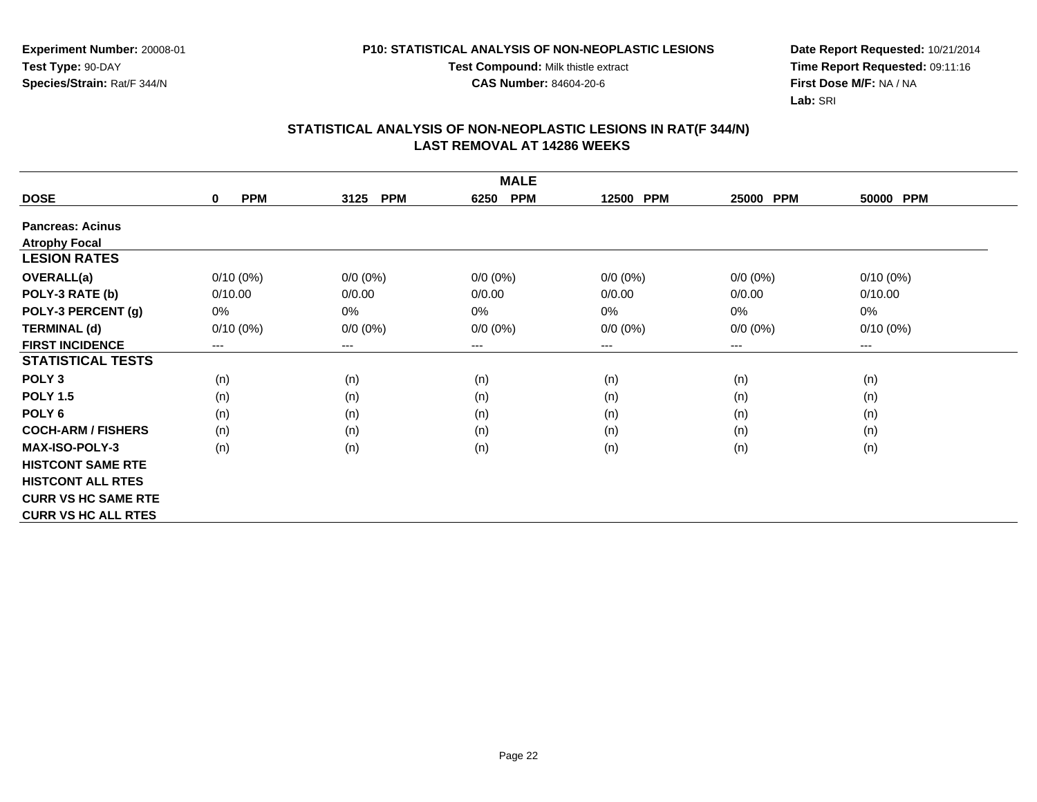**Experiment Number:** 20008-01
**Test Type:** 90-DAY
**Species/Strain:** Rat/F 344/N

**P10: STATISTICAL ANALYSIS OF NON-NEOPLASTIC LESIONS**
**Test Compound:** Milk thistle extract
**CAS Number:** 84604-20-6

**Date Report Requested:** 10/21/2014
**Time Report Requested:** 09:11:16
**First Dose M/F:** NA / NA
**Lab:** SRI

## STATISTICAL ANALYSIS OF NON-NEOPLASTIC LESIONS IN RAT(F 344/N)
## LAST REMOVAL AT 14286 WEEKS

| MALE | | | | | | |
|---|---|---|---|---|---|---|
| **DOSE** | **0 PPM** | **3125 PPM** | **6250 PPM** | **12500 PPM** | **25000 PPM** | **50000 PPM** |
| **Pancreas: Acinus** | | | | | | |
| **Atrophy Focal** | | | | | | |
| **LESION RATES** | | | | | | |
| **OVERALL(a)** | 0/10 (0%) | 0/0 (0%) | 0/0 (0%) | 0/0 (0%) | 0/0 (0%) | 0/10 (0%) |
| **POLY-3 RATE (b)** | 0/10.00 | 0/0.00 | 0/0.00 | 0/0.00 | 0/0.00 | 0/10.00 |
| **POLY-3 PERCENT (g)** | 0% | 0% | 0% | 0% | 0% | 0% |
| **TERMINAL (d)** | 0/10 (0%) | 0/0 (0%) | 0/0 (0%) | 0/0 (0%) | 0/0 (0%) | 0/10 (0%) |
| **FIRST INCIDENCE** | --- | --- | --- | --- | --- | --- |
| **STATISTICAL TESTS** | | | | | | |
| **POLY 3** | (n) | (n) | (n) | (n) | (n) | (n) |
| **POLY 1.5** | (n) | (n) | (n) | (n) | (n) | (n) |
| **POLY 6** | (n) | (n) | (n) | (n) | (n) | (n) |
| **COCH-ARM / FISHERS** | (n) | (n) | (n) | (n) | (n) | (n) |
| **MAX-ISO-POLY-3** | (n) | (n) | (n) | (n) | (n) | (n) |
| **HISTCONT SAME RTE** | | | | | | |
| **HISTCONT ALL RTES** | | | | | | |
| **CURR VS HC SAME RTE** | | | | | | |
| **CURR VS HC ALL RTES** | | | | | | |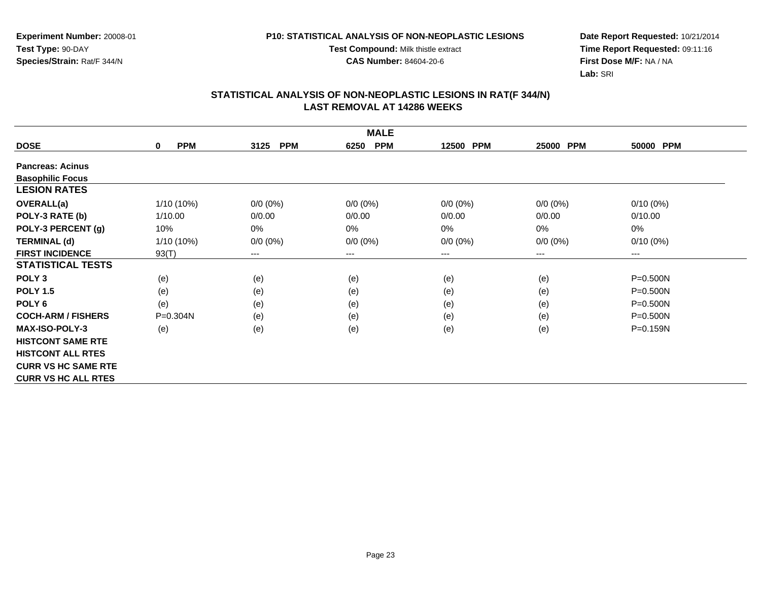**Experiment Number:** 20008-01
**Test Type:** 90-DAY
**Species/Strain:** Rat/F 344/N

**P10: STATISTICAL ANALYSIS OF NON-NEOPLASTIC LESIONS**
**Test Compound:** Milk thistle extract
**CAS Number:** 84604-20-6

**Date Report Requested:** 10/21/2014
**Time Report Requested:** 09:11:16
**First Dose M/F:** NA / NA
**Lab:** SRI

## STATISTICAL ANALYSIS OF NON-NEOPLASTIC LESIONS IN RAT(F 344/N)
## LAST REMOVAL AT 14286 WEEKS

| | MALE | | | | | |
|---|---|---|---|---|---|---|
| **DOSE** | **0 PPM** | **3125 PPM** | **6250 PPM** | **12500 PPM** | **25000 PPM** | **50000 PPM** |
| **Pancreas: Acinus** | | | | | | |
| **Basophilic Focus** | | | | | | |
| **LESION RATES** | | | | | | |
| **OVERALL(a)** | 1/10 (10%) | 0/0 (0%) | 0/0 (0%) | 0/0 (0%) | 0/0 (0%) | 0/10 (0%) |
| **POLY-3 RATE (b)** | 1/10.00 | 0/0.00 | 0/0.00 | 0/0.00 | 0/0.00 | 0/10.00 |
| **POLY-3 PERCENT (g)** | 10% | 0% | 0% | 0% | 0% | 0% |
| **TERMINAL (d)** | 1/10 (10%) | 0/0 (0%) | 0/0 (0%) | 0/0 (0%) | 0/0 (0%) | 0/10 (0%) |
| **FIRST INCIDENCE** | 93(T) | --- | --- | --- | --- | --- |
| **STATISTICAL TESTS** | | | | | | |
| **POLY 3** | (e) | (e) | (e) | (e) | (e) | P=0.500N |
| **POLY 1.5** | (e) | (e) | (e) | (e) | (e) | P=0.500N |
| **POLY 6** | (e) | (e) | (e) | (e) | (e) | P=0.500N |
| **COCH-ARM / FISHERS** | P=0.304N | (e) | (e) | (e) | (e) | P=0.500N |
| **MAX-ISO-POLY-3** | (e) | (e) | (e) | (e) | (e) | P=0.159N |
| **HISTCONT SAME RTE** | | | | | | |
| **HISTCONT ALL RTES** | | | | | | |
| **CURR VS HC SAME RTE** | | | | | | |
| **CURR VS HC ALL RTES** | | | | | | |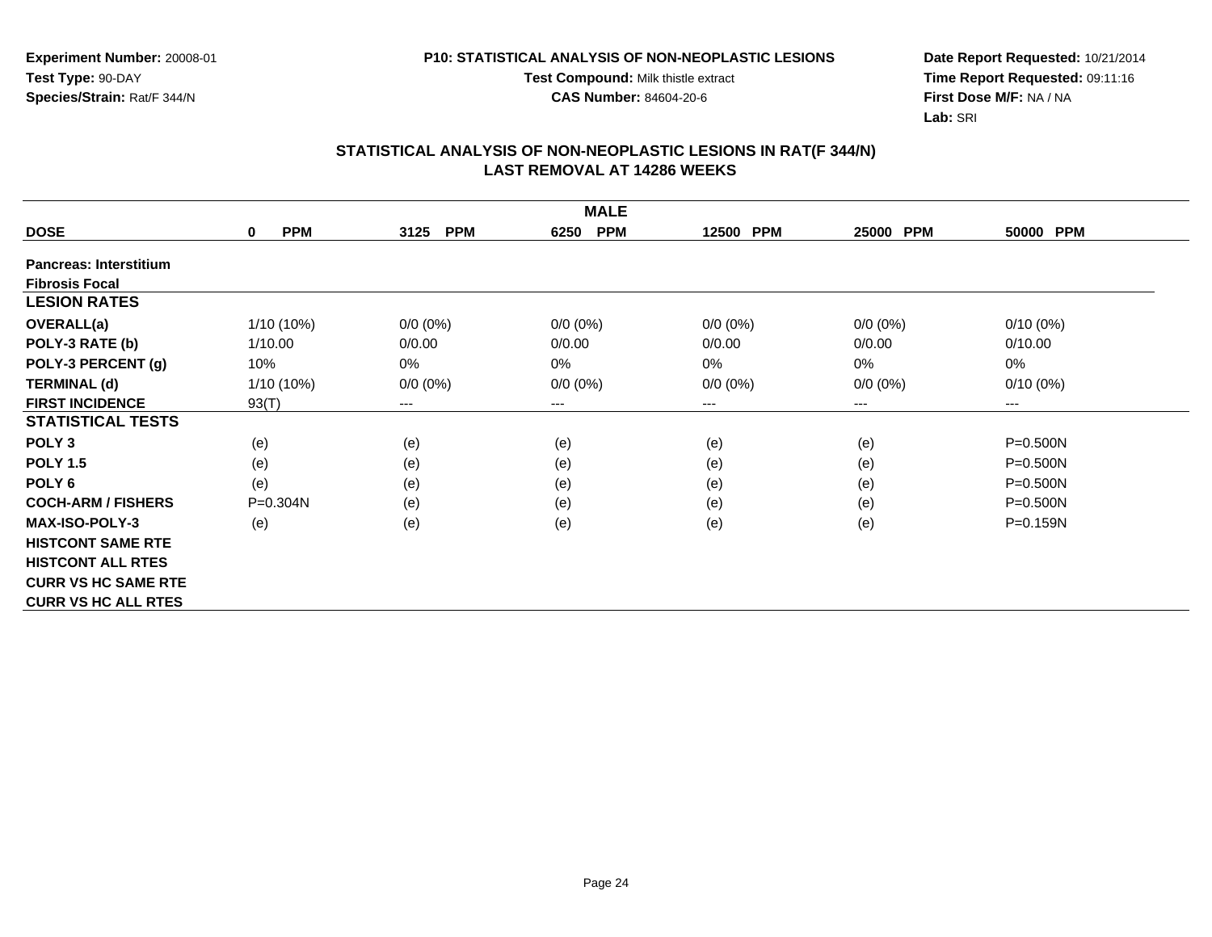**Experiment Number:** 20008-01
**Test Type:** 90-DAY
**Species/Strain:** Rat/F 344/N

**P10: STATISTICAL ANALYSIS OF NON-NEOPLASTIC LESIONS**
**Test Compound:** Milk thistle extract
**CAS Number:** 84604-20-6

**Date Report Requested:** 10/21/2014
**Time Report Requested:** 09:11:16
**First Dose M/F:** NA / NA
**Lab:** SRI

## STATISTICAL ANALYSIS OF NON-NEOPLASTIC LESIONS IN RAT(F 344/N)
## LAST REMOVAL AT 14286 WEEKS

| MALE | | | | | | |
|---|---|---|---|---|---|---|
| **DOSE** | **0 PPM** | **3125 PPM** | **6250 PPM** | **12500 PPM** | **25000 PPM** | **50000 PPM** |
| **Pancreas: Interstitium Fibrosis Focal** | | | | | | |
| **LESION RATES** | | | | | | |
| **OVERALL(a)** | 1/10 (10%) | 0/0 (0%) | 0/0 (0%) | 0/0 (0%) | 0/0 (0%) | 0/10 (0%) |
| **POLY-3 RATE (b)** | 1/10.00 | 0/0.00 | 0/0.00 | 0/0.00 | 0/0.00 | 0/10.00 |
| **POLY-3 PERCENT (g)** | 10% | 0% | 0% | 0% | 0% | 0% |
| **TERMINAL (d)** | 1/10 (10%) | 0/0 (0%) | 0/0 (0%) | 0/0 (0%) | 0/0 (0%) | 0/10 (0%) |
| **FIRST INCIDENCE** | 93(T) | --- | --- | --- | --- | --- |
| **STATISTICAL TESTS** | | | | | | |
| **POLY 3** | (e) | (e) | (e) | (e) | (e) | P=0.500N |
| **POLY 1.5** | (e) | (e) | (e) | (e) | (e) | P=0.500N |
| **POLY 6** | (e) | (e) | (e) | (e) | (e) | P=0.500N |
| **COCH-ARM / FISHERS** | P=0.304N | (e) | (e) | (e) | (e) | P=0.500N |
| **MAX-ISO-POLY-3** | (e) | (e) | (e) | (e) | (e) | P=0.159N |
| **HISTCONT SAME RTE** | | | | | | |
| **HISTCONT ALL RTES** | | | | | | |
| **CURR VS HC SAME RTE** | | | | | | |
| **CURR VS HC ALL RTES** | | | | | | |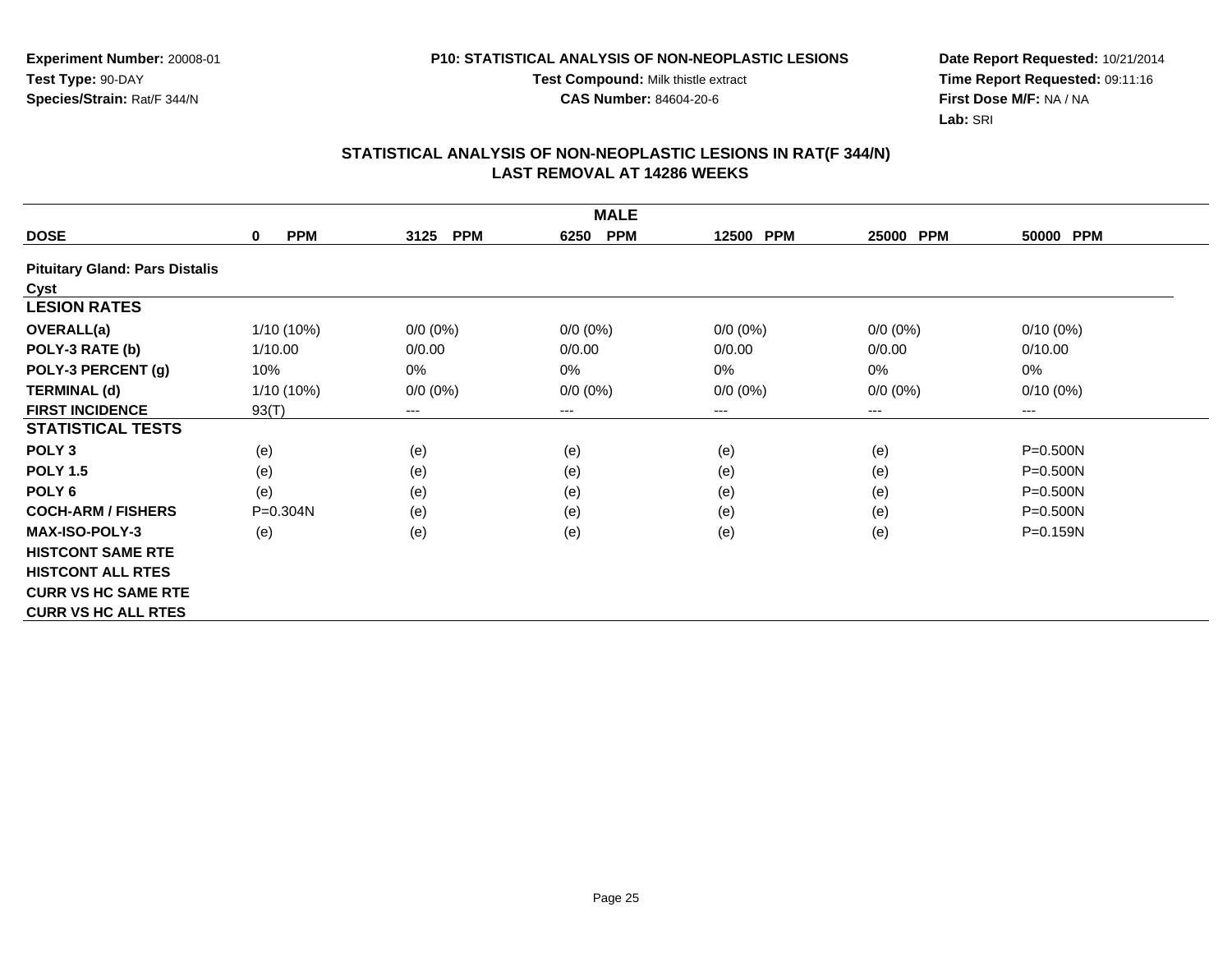**Experiment Number:** 20008-01
**Test Type:** 90-DAY
**Species/Strain:** Rat/F 344/N

**P10: STATISTICAL ANALYSIS OF NON-NEOPLASTIC LESIONS**
**Test Compound:** Milk thistle extract
**CAS Number:** 84604-20-6

**Date Report Requested:** 10/21/2014
**Time Report Requested:** 09:11:16
**First Dose M/F:** NA / NA
**Lab:** SRI

## STATISTICAL ANALYSIS OF NON-NEOPLASTIC LESIONS IN RAT(F 344/N)
## LAST REMOVAL AT 14286 WEEKS

| | MALE | | | | | |
|---|---|---|---|---|---|---|
| **DOSE** | **0 PPM** | **3125 PPM** | **6250 PPM** | **12500 PPM** | **25000 PPM** | **50000 PPM** |
| **Pituitary Gland: Pars Distalis** | | | | | | |
| **Cyst** | | | | | | |
| **LESION RATES** | | | | | | |
| **OVERALL(a)** | 1/10 (10%) | 0/0 (0%) | 0/0 (0%) | 0/0 (0%) | 0/0 (0%) | 0/10 (0%) |
| **POLY-3 RATE (b)** | 1/10.00 | 0/0.00 | 0/0.00 | 0/0.00 | 0/0.00 | 0/10.00 |
| **POLY-3 PERCENT (g)** | 10% | 0% | 0% | 0% | 0% | 0% |
| **TERMINAL (d)** | 1/10 (10%) | 0/0 (0%) | 0/0 (0%) | 0/0 (0%) | 0/0 (0%) | 0/10 (0%) |
| **FIRST INCIDENCE** | 93(T) | --- | --- | --- | --- | --- |
| **STATISTICAL TESTS** | | | | | | |
| **POLY 3** | (e) | (e) | (e) | (e) | (e) | P=0.500N |
| **POLY 1.5** | (e) | (e) | (e) | (e) | (e) | P=0.500N |
| **POLY 6** | (e) | (e) | (e) | (e) | (e) | P=0.500N |
| **COCH-ARM / FISHERS** | P=0.304N | (e) | (e) | (e) | (e) | P=0.500N |
| **MAX-ISO-POLY-3** | (e) | (e) | (e) | (e) | (e) | P=0.159N |
| **HISTCONT SAME RTE** | | | | | | |
| **HISTCONT ALL RTES** | | | | | | |
| **CURR VS HC SAME RTE** | | | | | | |
| **CURR VS HC ALL RTES** | | | | | | |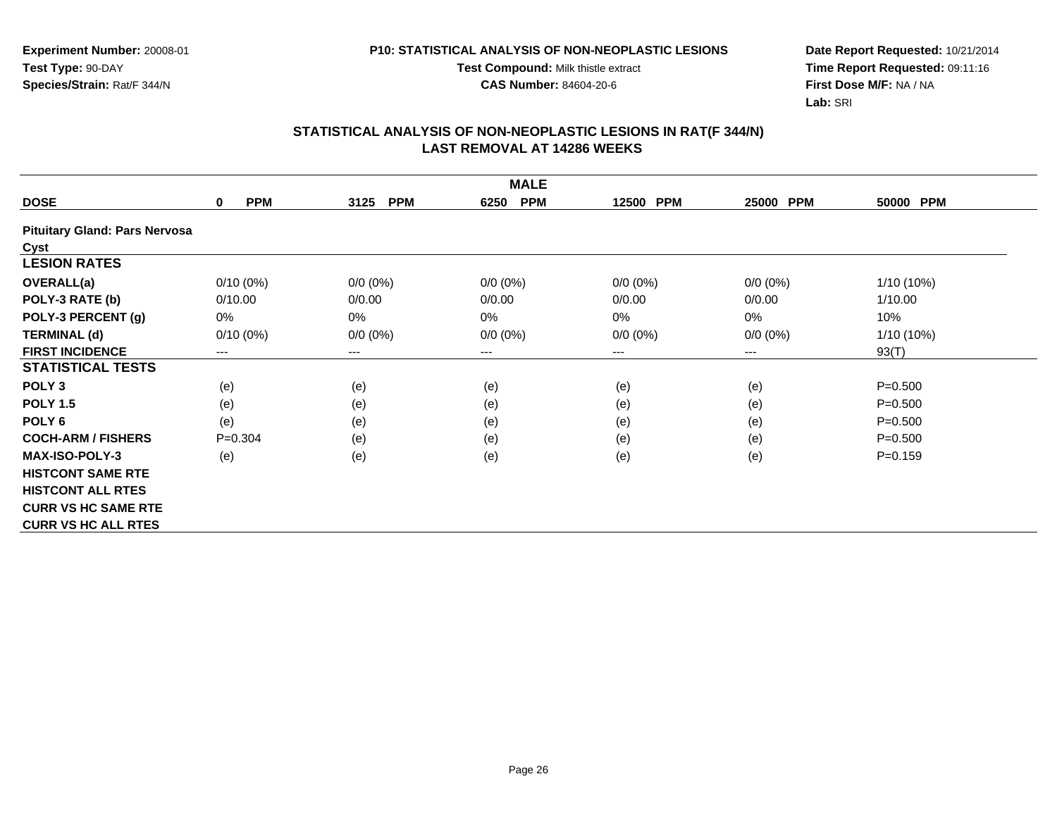**Experiment Number:** 20008-01
**Test Type:** 90-DAY
**Species/Strain:** Rat/F 344/N

**P10: STATISTICAL ANALYSIS OF NON-NEOPLASTIC LESIONS**
**Test Compound:** Milk thistle extract
**CAS Number:** 84604-20-6

**Date Report Requested:** 10/21/2014
**Time Report Requested:** 09:11:16
**First Dose M/F:** NA / NA
**Lab:** SRI

## STATISTICAL ANALYSIS OF NON-NEOPLASTIC LESIONS IN RAT(F 344/N)
## LAST REMOVAL AT 14286 WEEKS

| MALE | | | | | | |
|---|---|---|---|---|---|---|
| **DOSE** | **0 PPM** | **3125 PPM** | **6250 PPM** | **12500 PPM** | **25000 PPM** | **50000 PPM** |
| **Pituitary Gland: Pars Nervosa** | | | | | | |
| **Cyst** | | | | | | |
| **LESION RATES** | | | | | | |
| **OVERALL(a)** | 0/10 (0%) | 0/0 (0%) | 0/0 (0%) | 0/0 (0%) | 0/0 (0%) | 1/10 (10%) |
| **POLY-3 RATE (b)** | 0/10.00 | 0/0.00 | 0/0.00 | 0/0.00 | 0/0.00 | 1/10.00 |
| **POLY-3 PERCENT (g)** | 0% | 0% | 0% | 0% | 0% | 10% |
| **TERMINAL (d)** | 0/10 (0%) | 0/0 (0%) | 0/0 (0%) | 0/0 (0%) | 0/0 (0%) | 1/10 (10%) |
| **FIRST INCIDENCE** | --- | --- | --- | --- | --- | 93(T) |
| **STATISTICAL TESTS** | | | | | | |
| **POLY 3** | (e) | (e) | (e) | (e) | (e) | P=0.500 |
| **POLY 1.5** | (e) | (e) | (e) | (e) | (e) | P=0.500 |
| **POLY 6** | (e) | (e) | (e) | (e) | (e) | P=0.500 |
| **COCH-ARM / FISHERS** | P=0.304 | (e) | (e) | (e) | (e) | P=0.500 |
| **MAX-ISO-POLY-3** | (e) | (e) | (e) | (e) | (e) | P=0.159 |
| **HISTCONT SAME RTE** | | | | | | |
| **HISTCONT ALL RTES** | | | | | | |
| **CURR VS HC SAME RTE** | | | | | | |
| **CURR VS HC ALL RTES** | | | | | | |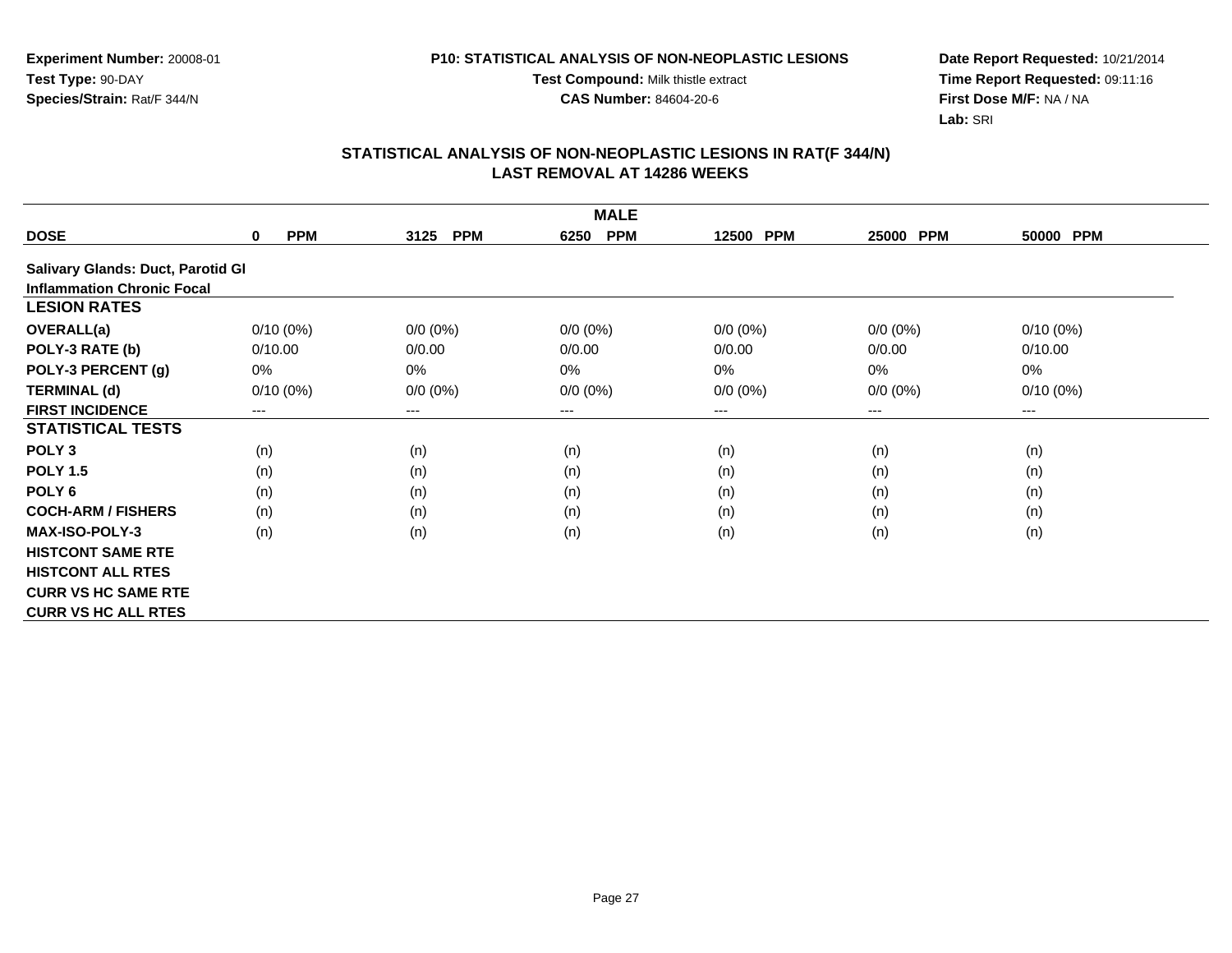Experiment Number: 20008-01
Test Type: 90-DAY
Species/Strain: Rat/F 344/N

P10: STATISTICAL ANALYSIS OF NON-NEOPLASTIC LESIONS
Test Compound: Milk thistle extract
CAS Number: 84604-20-6

Date Report Requested: 10/21/2014
Time Report Requested: 09:11:16
First Dose M/F: NA / NA
Lab: SRI

## STATISTICAL ANALYSIS OF NON-NEOPLASTIC LESIONS IN RAT(F 344/N)
## LAST REMOVAL AT 14286 WEEKS

| | MALE | | | | | |
|---|---|---|---|---|---|---|
| **DOSE** | **0 PPM** | **3125 PPM** | **6250 PPM** | **12500 PPM** | **25000 PPM** | **50000 PPM** |
| **Salivary Glands: Duct, Parotid Gl** | | | | | | |
| **Inflammation Chronic Focal** | | | | | | |
| **LESION RATES** | | | | | | |
| **OVERALL(a)** | 0/10 (0%) | 0/0 (0%) | 0/0 (0%) | 0/0 (0%) | 0/0 (0%) | 0/10 (0%) |
| **POLY-3 RATE (b)** | 0/10.00 | 0/0.00 | 0/0.00 | 0/0.00 | 0/0.00 | 0/10.00 |
| **POLY-3 PERCENT (g)** | 0% | 0% | 0% | 0% | 0% | 0% |
| **TERMINAL (d)** | 0/10 (0%) | 0/0 (0%) | 0/0 (0%) | 0/0 (0%) | 0/0 (0%) | 0/10 (0%) |
| **FIRST INCIDENCE** | --- | --- | --- | --- | --- | --- |
| **STATISTICAL TESTS** | | | | | | |
| **POLY 3** | (n) | (n) | (n) | (n) | (n) | (n) |
| **POLY 1.5** | (n) | (n) | (n) | (n) | (n) | (n) |
| **POLY 6** | (n) | (n) | (n) | (n) | (n) | (n) |
| **COCH-ARM / FISHERS** | (n) | (n) | (n) | (n) | (n) | (n) |
| **MAX-ISO-POLY-3** | (n) | (n) | (n) | (n) | (n) | (n) |
| **HISTCONT SAME RTE** | | | | | | |
| **HISTCONT ALL RTES** | | | | | | |
| **CURR VS HC SAME RTE** | | | | | | |
| **CURR VS HC ALL RTES** | | | | | | |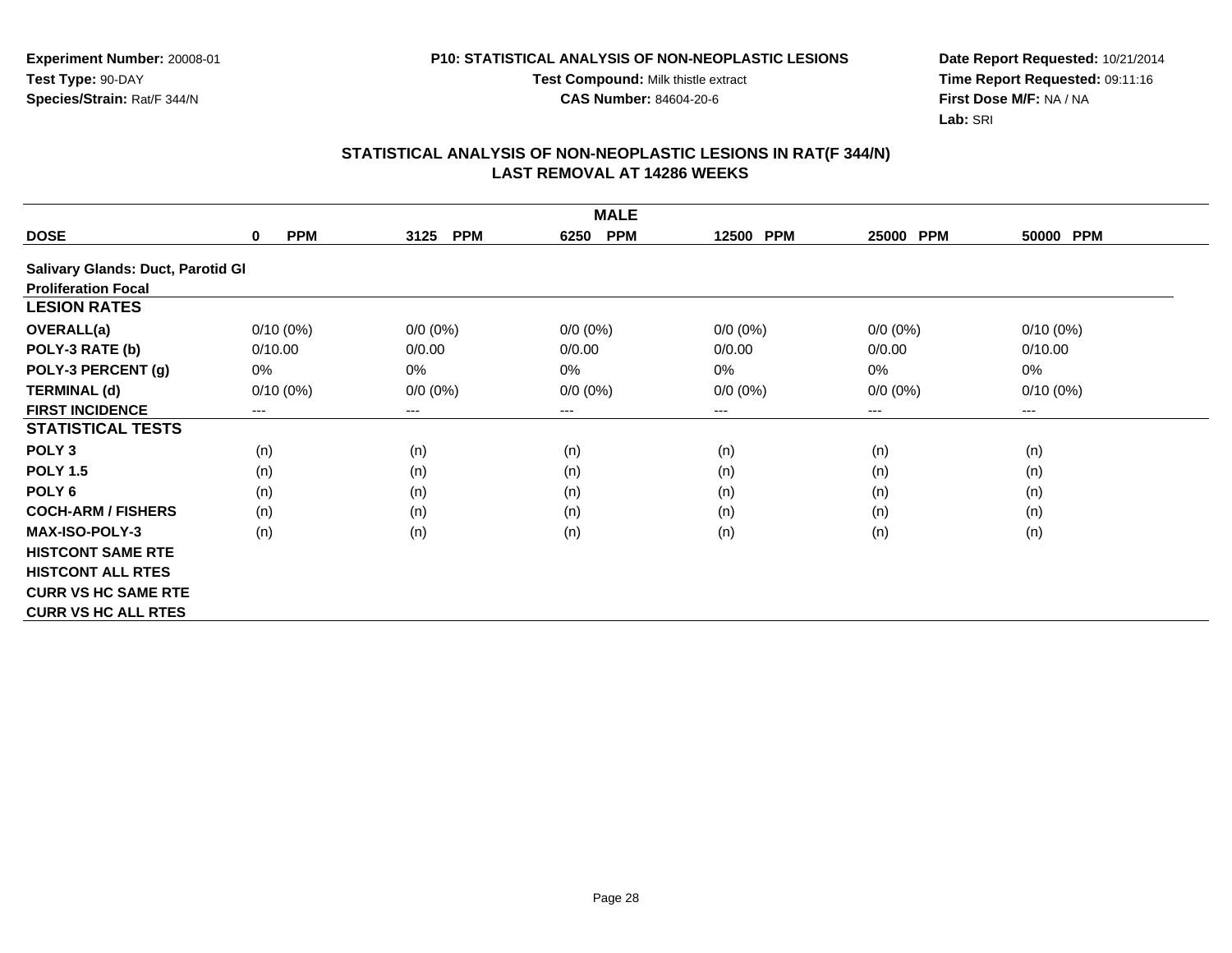**Experiment Number:** 20008-01
**Test Type:** 90-DAY
**Species/Strain:** Rat/F 344/N

**P10: STATISTICAL ANALYSIS OF NON-NEOPLASTIC LESIONS**
**Test Compound:** Milk thistle extract
**CAS Number:** 84604-20-6

**Date Report Requested:** 10/21/2014
**Time Report Requested:** 09:11:16
**First Dose M/F:** NA / NA
**Lab:** SRI

## STATISTICAL ANALYSIS OF NON-NEOPLASTIC LESIONS IN RAT(F 344/N)
## LAST REMOVAL AT 14286 WEEKS

| MALE | | | | | | |
|---|---|---|---|---|---|---|
| **DOSE** | **0 PPM** | **3125 PPM** | **6250 PPM** | **12500 PPM** | **25000 PPM** | **50000 PPM** |
| **Salivary Glands: Duct, Parotid Gl Proliferation Focal** | | | | | | |
| **LESION RATES** | | | | | | |
| **OVERALL(a)** | 0/10 (0%) | 0/0 (0%) | 0/0 (0%) | 0/0 (0%) | 0/0 (0%) | 0/10 (0%) |
| **POLY-3 RATE (b)** | 0/10.00 | 0/0.00 | 0/0.00 | 0/0.00 | 0/0.00 | 0/10.00 |
| **POLY-3 PERCENT (g)** | 0% | 0% | 0% | 0% | 0% | 0% |
| **TERMINAL (d)** | 0/10 (0%) | 0/0 (0%) | 0/0 (0%) | 0/0 (0%) | 0/0 (0%) | 0/10 (0%) |
| **FIRST INCIDENCE** | --- | --- | --- | --- | --- | --- |
| **STATISTICAL TESTS** | | | | | | |
| **POLY 3** | (n) | (n) | (n) | (n) | (n) | (n) |
| **POLY 1.5** | (n) | (n) | (n) | (n) | (n) | (n) |
| **POLY 6** | (n) | (n) | (n) | (n) | (n) | (n) |
| **COCH-ARM / FISHERS** | (n) | (n) | (n) | (n) | (n) | (n) |
| **MAX-ISO-POLY-3** | (n) | (n) | (n) | (n) | (n) | (n) |
| **HISTCONT SAME RTE** | | | | | | |
| **HISTCONT ALL RTES** | | | | | | |
| **CURR VS HC SAME RTE** | | | | | | |
| **CURR VS HC ALL RTES** | | | | | | |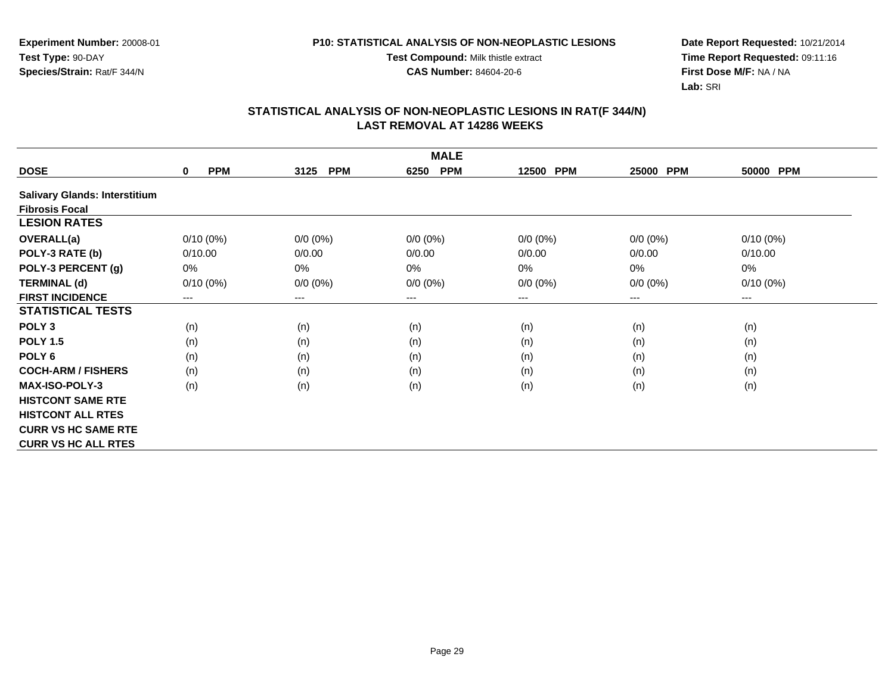**Experiment Number:** 20008-01
**Test Type:** 90-DAY
**Species/Strain:** Rat/F 344/N

**P10: STATISTICAL ANALYSIS OF NON-NEOPLASTIC LESIONS**
**Test Compound:** Milk thistle extract
**CAS Number:** 84604-20-6

**Date Report Requested:** 10/21/2014
**Time Report Requested:** 09:11:16
**First Dose M/F:** NA / NA
**Lab:** SRI

## STATISTICAL ANALYSIS OF NON-NEOPLASTIC LESIONS IN RAT(F 344/N)
## LAST REMOVAL AT 14286 WEEKS

| | MALE | | | | | |
|---|---|---|---|---|---|---|
| **DOSE** | **0 PPM** | **3125 PPM** | **6250 PPM** | **12500 PPM** | **25000 PPM** | **50000 PPM** |
| **Salivary Glands: Interstitium Fibrosis Focal** | | | | | | |
| **LESION RATES** | | | | | | |
| **OVERALL(a)** | 0/10 (0%) | 0/0 (0%) | 0/0 (0%) | 0/0 (0%) | 0/0 (0%) | 0/10 (0%) |
| **POLY-3 RATE (b)** | 0/10.00 | 0/0.00 | 0/0.00 | 0/0.00 | 0/0.00 | 0/10.00 |
| **POLY-3 PERCENT (g)** | 0% | 0% | 0% | 0% | 0% | 0% |
| **TERMINAL (d)** | 0/10 (0%) | 0/0 (0%) | 0/0 (0%) | 0/0 (0%) | 0/0 (0%) | 0/10 (0%) |
| **FIRST INCIDENCE** | --- | --- | --- | --- | --- | --- |
| **STATISTICAL TESTS** | | | | | | |
| **POLY 3** | (n) | (n) | (n) | (n) | (n) | (n) |
| **POLY 1.5** | (n) | (n) | (n) | (n) | (n) | (n) |
| **POLY 6** | (n) | (n) | (n) | (n) | (n) | (n) |
| **COCH-ARM / FISHERS** | (n) | (n) | (n) | (n) | (n) | (n) |
| **MAX-ISO-POLY-3** | (n) | (n) | (n) | (n) | (n) | (n) |
| **HISTCONT SAME RTE** | | | | | | |
| **HISTCONT ALL RTES** | | | | | | |
| **CURR VS HC SAME RTE** | | | | | | |
| **CURR VS HC ALL RTES** | | | | | | |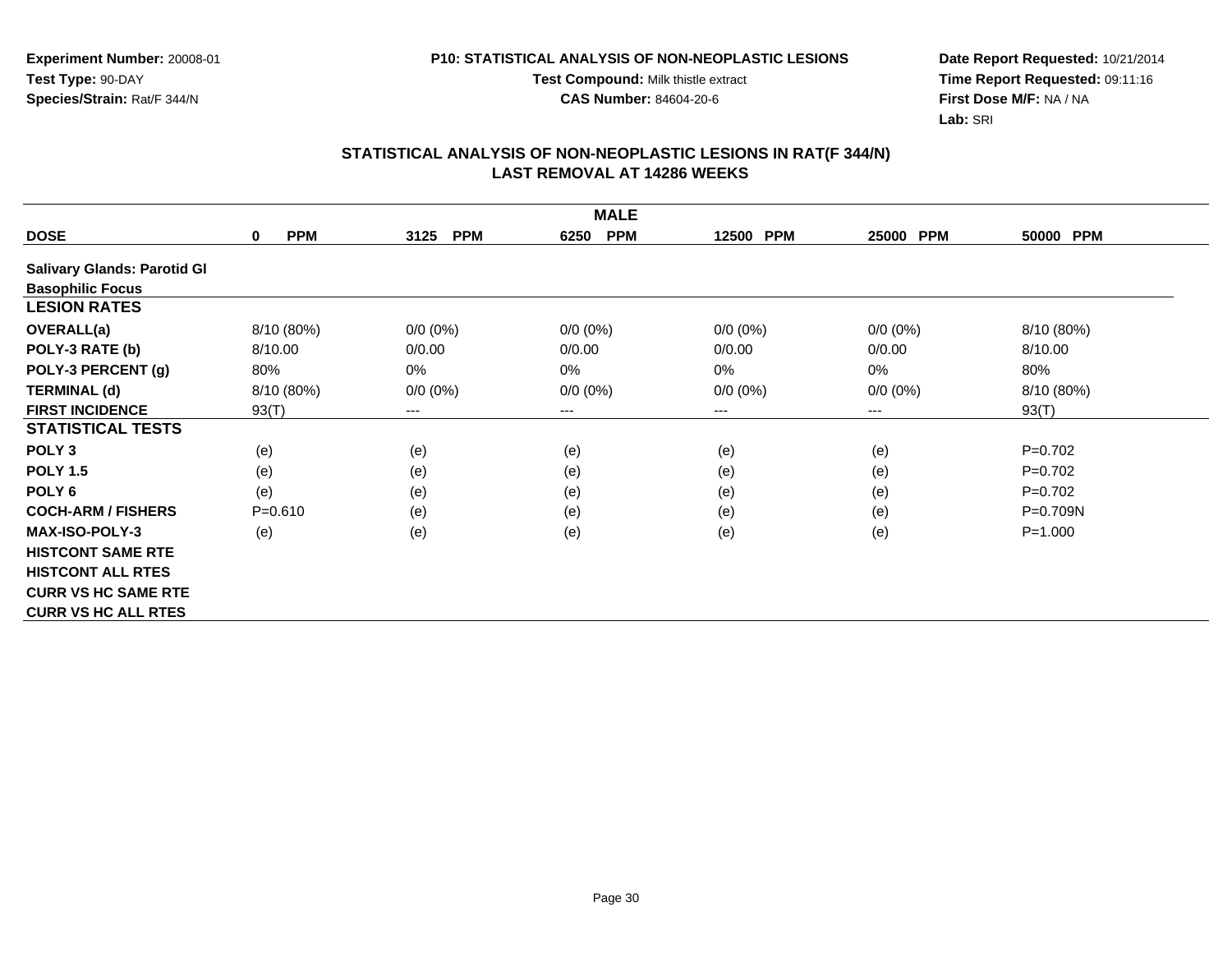**Experiment Number:** 20008-01
**Test Type:** 90-DAY
**Species/Strain:** Rat/F 344/N

**P10: STATISTICAL ANALYSIS OF NON-NEOPLASTIC LESIONS**
**Test Compound:** Milk thistle extract
**CAS Number:** 84604-20-6

**Date Report Requested:** 10/21/2014
**Time Report Requested:** 09:11:16
**First Dose M/F:** NA / NA
**Lab:** SRI

## STATISTICAL ANALYSIS OF NON-NEOPLASTIC LESIONS IN RAT(F 344/N)
## LAST REMOVAL AT 14286 WEEKS

| | MALE | | | | | |
|---|---|---|---|---|---|---|
| **DOSE** | **0 PPM** | **3125 PPM** | **6250 PPM** | **12500 PPM** | **25000 PPM** | **50000 PPM** |
| **Salivary Glands: Parotid Gl** | | | | | | |
| **Basophilic Focus** | | | | | | |
| **LESION RATES** | | | | | | |
| **OVERALL(a)** | 8/10 (80%) | 0/0 (0%) | 0/0 (0%) | 0/0 (0%) | 0/0 (0%) | 8/10 (80%) |
| **POLY-3 RATE (b)** | 8/10.00 | 0/0.00 | 0/0.00 | 0/0.00 | 0/0.00 | 8/10.00 |
| **POLY-3 PERCENT (g)** | 80% | 0% | 0% | 0% | 0% | 80% |
| **TERMINAL (d)** | 8/10 (80%) | 0/0 (0%) | 0/0 (0%) | 0/0 (0%) | 0/0 (0%) | 8/10 (80%) |
| **FIRST INCIDENCE** | 93(T) | --- | --- | --- | --- | 93(T) |
| **STATISTICAL TESTS** | | | | | | |
| **POLY 3** | (e) | (e) | (e) | (e) | (e) | P=0.702 |
| **POLY 1.5** | (e) | (e) | (e) | (e) | (e) | P=0.702 |
| **POLY 6** | (e) | (e) | (e) | (e) | (e) | P=0.702 |
| **COCH-ARM / FISHERS** | P=0.610 | (e) | (e) | (e) | (e) | P=0.709N |
| **MAX-ISO-POLY-3** | (e) | (e) | (e) | (e) | (e) | P=1.000 |
| **HISTCONT SAME RTE** | | | | | | |
| **HISTCONT ALL RTES** | | | | | | |
| **CURR VS HC SAME RTE** | | | | | | |
| **CURR VS HC ALL RTES** | | | | | | |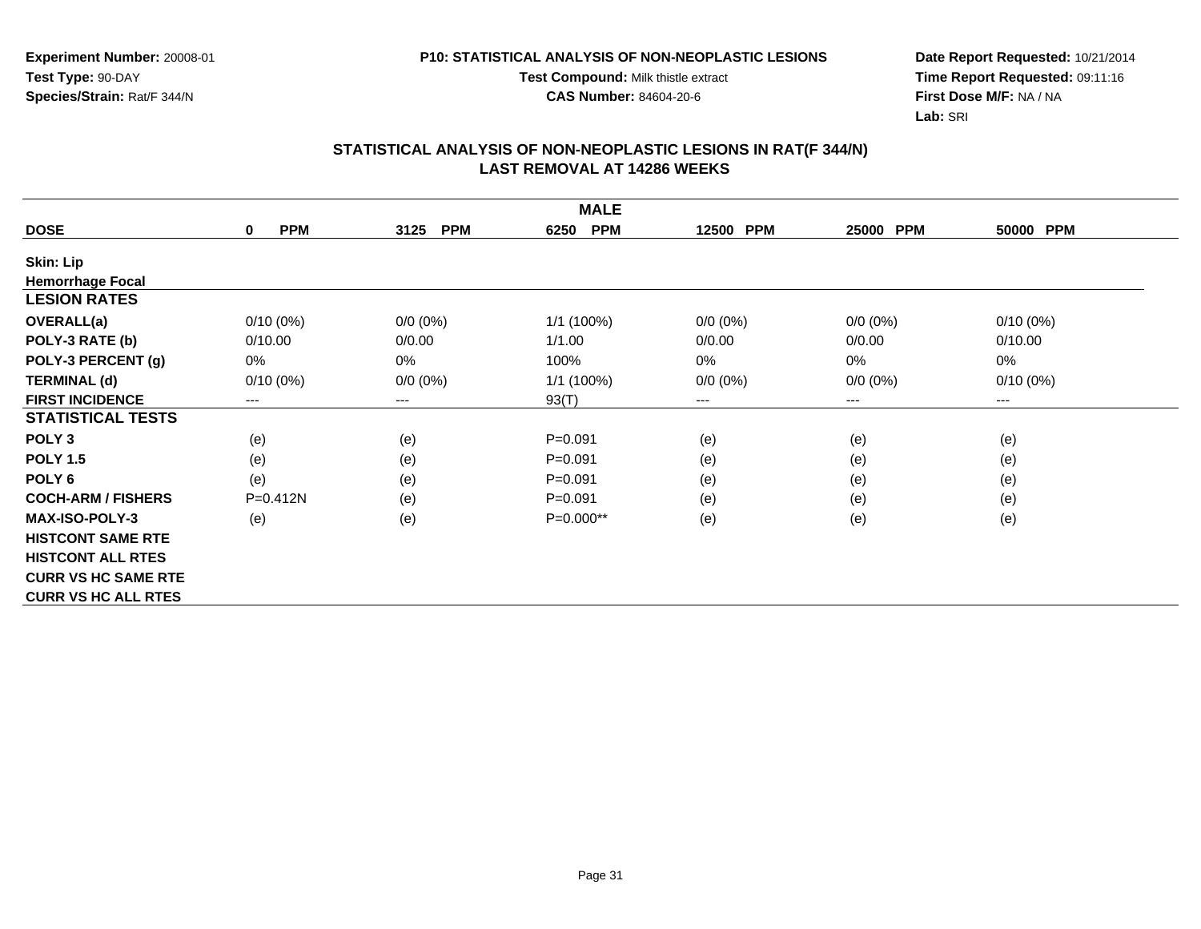**Experiment Number:** 20008-01
**Test Type:** 90-DAY
**Species/Strain:** Rat/F 344/N

**P10: STATISTICAL ANALYSIS OF NON-NEOPLASTIC LESIONS**
**Test Compound:** Milk thistle extract
**CAS Number:** 84604-20-6

**Date Report Requested:** 10/21/2014
**Time Report Requested:** 09:11:16
**First Dose M/F:** NA / NA
**Lab:** SRI

## STATISTICAL ANALYSIS OF NON-NEOPLASTIC LESIONS IN RAT(F 344/N)
## LAST REMOVAL AT 14286 WEEKS

| MALE | | | | | | |
|---|---|---|---|---|---|---|
| **DOSE** | **0 PPM** | **3125 PPM** | **6250 PPM** | **12500 PPM** | **25000 PPM** | **50000 PPM** |
| **Skin: Lip** | | | | | | |
| **Hemorrhage Focal** | | | | | | |
| **LESION RATES** | | | | | | |
| **OVERALL(a)** | 0/10 (0%) | 0/0 (0%) | 1/1 (100%) | 0/0 (0%) | 0/0 (0%) | 0/10 (0%) |
| **POLY-3 RATE (b)** | 0/10.00 | 0/0.00 | 1/1.00 | 0/0.00 | 0/0.00 | 0/10.00 |
| **POLY-3 PERCENT (g)** | 0% | 0% | 100% | 0% | 0% | 0% |
| **TERMINAL (d)** | 0/10 (0%) | 0/0 (0%) | 1/1 (100%) | 0/0 (0%) | 0/0 (0%) | 0/10 (0%) |
| **FIRST INCIDENCE** | --- | --- | 93(T) | --- | --- | --- |
| **STATISTICAL TESTS** | | | | | | |
| **POLY 3** | (e) | (e) | P=0.091 | (e) | (e) | (e) |
| **POLY 1.5** | (e) | (e) | P=0.091 | (e) | (e) | (e) |
| **POLY 6** | (e) | (e) | P=0.091 | (e) | (e) | (e) |
| **COCH-ARM / FISHERS** | P=0.412N | (e) | P=0.091 | (e) | (e) | (e) |
| **MAX-ISO-POLY-3** | (e) | (e) | P=0.000** | (e) | (e) | (e) |
| **HISTCONT SAME RTE** | | | | | | |
| **HISTCONT ALL RTES** | | | | | | |
| **CURR VS HC SAME RTE** | | | | | | |
| **CURR VS HC ALL RTES** | | | | | | |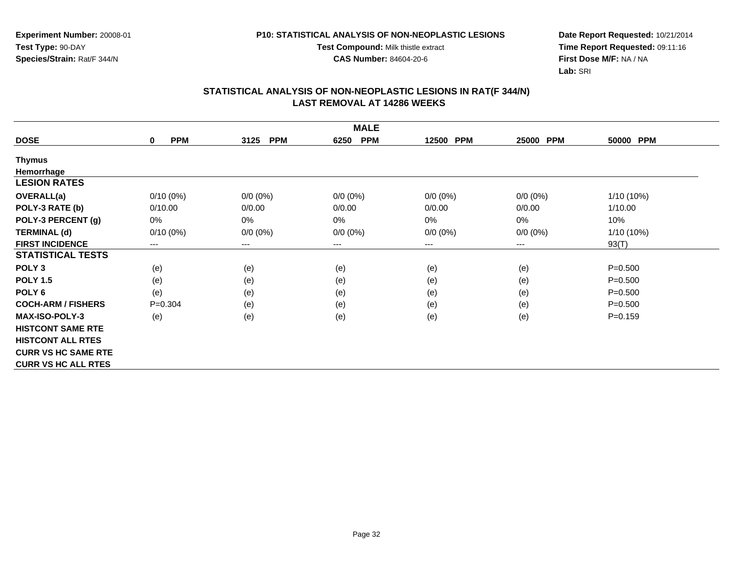**Experiment Number:** 20008-01
**Test Type:** 90-DAY
**Species/Strain:** Rat/F 344/N

**P10: STATISTICAL ANALYSIS OF NON-NEOPLASTIC LESIONS**
**Test Compound:** Milk thistle extract
**CAS Number:** 84604-20-6

**Date Report Requested:** 10/21/2014
**Time Report Requested:** 09:11:16
**First Dose M/F:** NA / NA
**Lab:** SRI

## STATISTICAL ANALYSIS OF NON-NEOPLASTIC LESIONS IN RAT(F 344/N)
## LAST REMOVAL AT 14286 WEEKS

| | MALE | | | | | |
|---|---|---|---|---|---|---|
| **DOSE** | **0 PPM** | **3125 PPM** | **6250 PPM** | **12500 PPM** | **25000 PPM** | **50000 PPM** |
| **Thymus** | | | | | | |
| **Hemorrhage** | | | | | | |
| **LESION RATES** | | | | | | |
| **OVERALL(a)** | 0/10 (0%) | 0/0 (0%) | 0/0 (0%) | 0/0 (0%) | 0/0 (0%) | 1/10 (10%) |
| **POLY-3 RATE (b)** | 0/10.00 | 0/0.00 | 0/0.00 | 0/0.00 | 0/0.00 | 1/10.00 |
| **POLY-3 PERCENT (g)** | 0% | 0% | 0% | 0% | 0% | 10% |
| **TERMINAL (d)** | 0/10 (0%) | 0/0 (0%) | 0/0 (0%) | 0/0 (0%) | 0/0 (0%) | 1/10 (10%) |
| **FIRST INCIDENCE** | --- | --- | --- | --- | --- | 93(T) |
| **STATISTICAL TESTS** | | | | | | |
| **POLY 3** | (e) | (e) | (e) | (e) | (e) | P=0.500 |
| **POLY 1.5** | (e) | (e) | (e) | (e) | (e) | P=0.500 |
| **POLY 6** | (e) | (e) | (e) | (e) | (e) | P=0.500 |
| **COCH-ARM / FISHERS** | P=0.304 | (e) | (e) | (e) | (e) | P=0.500 |
| **MAX-ISO-POLY-3** | (e) | (e) | (e) | (e) | (e) | P=0.159 |
| **HISTCONT SAME RTE** | | | | | | |
| **HISTCONT ALL RTES** | | | | | | |
| **CURR VS HC SAME RTE** | | | | | | |
| **CURR VS HC ALL RTES** | | | | | | |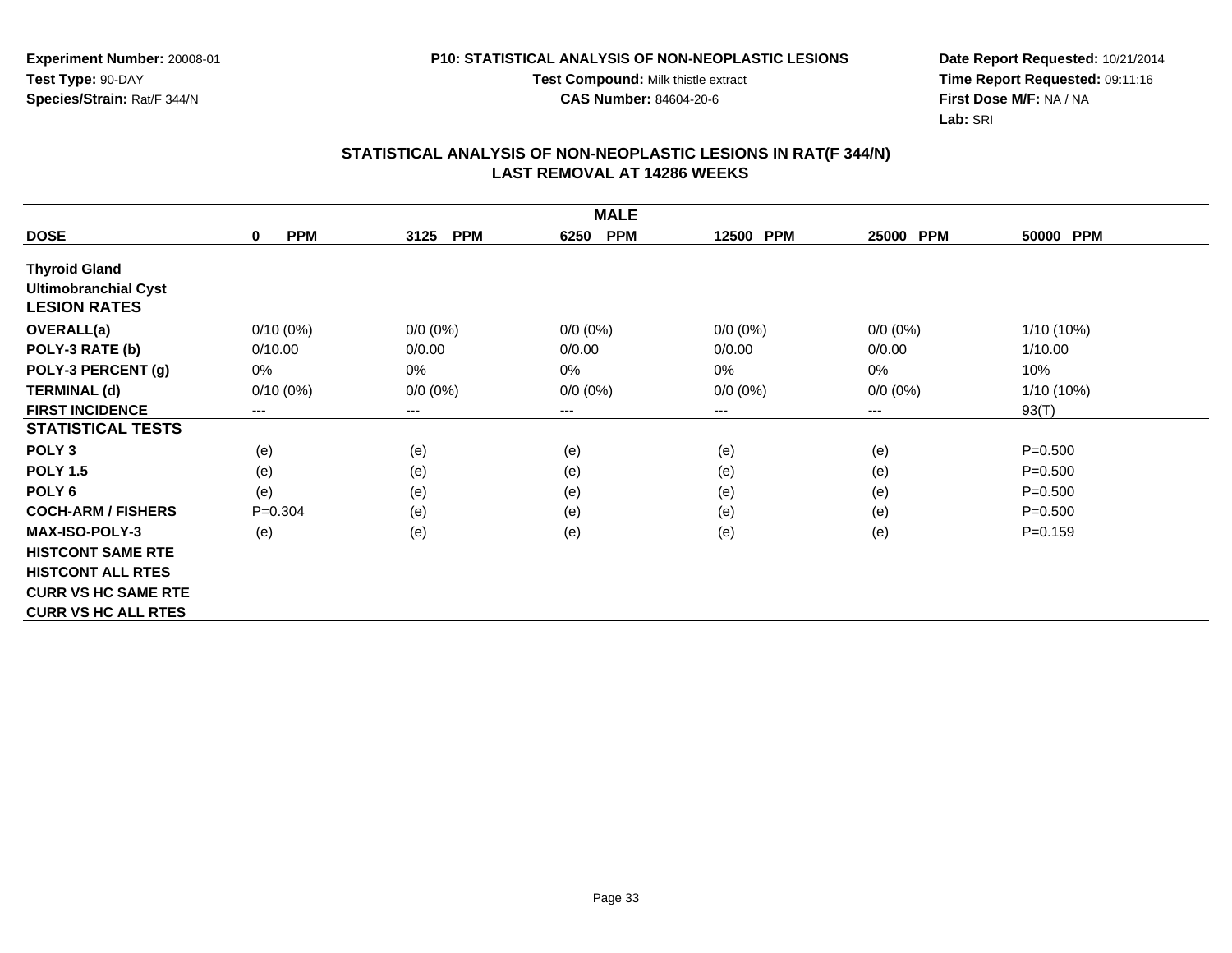**Experiment Number:** 20008-01
**Test Type:** 90-DAY
**Species/Strain:** Rat/F 344/N

**P10: STATISTICAL ANALYSIS OF NON-NEOPLASTIC LESIONS**
**Test Compound:** Milk thistle extract
**CAS Number:** 84604-20-6

**Date Report Requested:** 10/21/2014
**Time Report Requested:** 09:11:16
**First Dose M/F:** NA / NA
**Lab:** SRI

## STATISTICAL ANALYSIS OF NON-NEOPLASTIC LESIONS IN RAT(F 344/N)
## LAST REMOVAL AT 14286 WEEKS

| | MALE | | | | | |
|---|---|---|---|---|---|---|
| **DOSE** | **0 PPM** | **3125 PPM** | **6250 PPM** | **12500 PPM** | **25000 PPM** | **50000 PPM** |
| **Thyroid Gland** | | | | | | |
| **Ultimobranchial Cyst** | | | | | | |
| **LESION RATES** | | | | | | |
| **OVERALL(a)** | 0/10 (0%) | 0/0 (0%) | 0/0 (0%) | 0/0 (0%) | 0/0 (0%) | 1/10 (10%) |
| **POLY-3 RATE (b)** | 0/10.00 | 0/0.00 | 0/0.00 | 0/0.00 | 0/0.00 | 1/10.00 |
| **POLY-3 PERCENT (g)** | 0% | 0% | 0% | 0% | 0% | 10% |
| **TERMINAL (d)** | 0/10 (0%) | 0/0 (0%) | 0/0 (0%) | 0/0 (0%) | 0/0 (0%) | 1/10 (10%) |
| **FIRST INCIDENCE** | --- | --- | --- | --- | --- | 93(T) |
| **STATISTICAL TESTS** | | | | | | |
| **POLY 3** | (e) | (e) | (e) | (e) | (e) | P=0.500 |
| **POLY 1.5** | (e) | (e) | (e) | (e) | (e) | P=0.500 |
| **POLY 6** | (e) | (e) | (e) | (e) | (e) | P=0.500 |
| **COCH-ARM / FISHERS** | P=0.304 | (e) | (e) | (e) | (e) | P=0.500 |
| **MAX-ISO-POLY-3** | (e) | (e) | (e) | (e) | (e) | P=0.159 |
| **HISTCONT SAME RTE** | | | | | | |
| **HISTCONT ALL RTES** | | | | | | |
| **CURR VS HC SAME RTE** | | | | | | |
| **CURR VS HC ALL RTES** | | | | | | |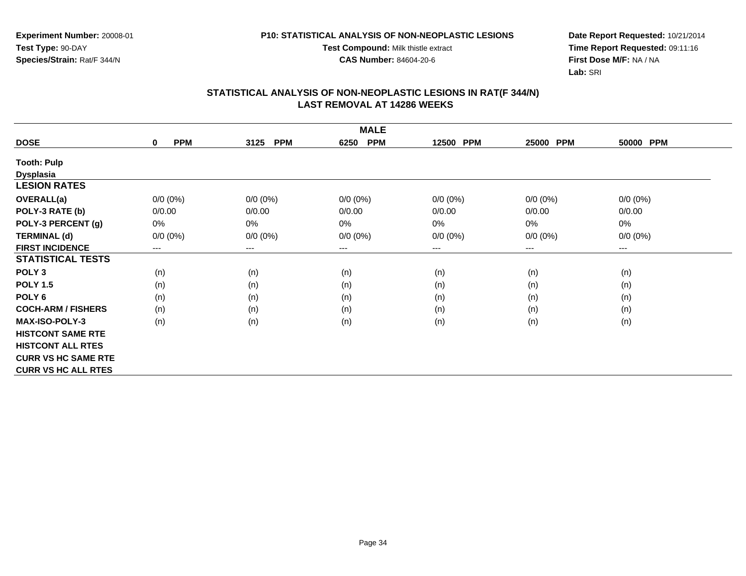Experiment Number: 20008-01
Test Type: 90-DAY
Species/Strain: Rat/F 344/N

P10: STATISTICAL ANALYSIS OF NON-NEOPLASTIC LESIONS
Test Compound: Milk thistle extract
CAS Number: 84604-20-6

Date Report Requested: 10/21/2014
Time Report Requested: 09:11:16
First Dose M/F: NA / NA
Lab: SRI

## STATISTICAL ANALYSIS OF NON-NEOPLASTIC LESIONS IN RAT(F 344/N)
## LAST REMOVAL AT 14286 WEEKS

| | MALE | | | | | |
|---|---|---|---|---|---|---|
| **DOSE** | **0 PPM** | **3125 PPM** | **6250 PPM** | **12500 PPM** | **25000 PPM** | **50000 PPM** |
| **Tooth: Pulp** | | | | | | |
| **Dysplasia** | | | | | | |
| **LESION RATES** | | | | | | |
| **OVERALL(a)** | 0/0 (0%) | 0/0 (0%) | 0/0 (0%) | 0/0 (0%) | 0/0 (0%) | 0/0 (0%) |
| **POLY-3 RATE (b)** | 0/0.00 | 0/0.00 | 0/0.00 | 0/0.00 | 0/0.00 | 0/0.00 |
| **POLY-3 PERCENT (g)** | 0% | 0% | 0% | 0% | 0% | 0% |
| **TERMINAL (d)** | 0/0 (0%) | 0/0 (0%) | 0/0 (0%) | 0/0 (0%) | 0/0 (0%) | 0/0 (0%) |
| **FIRST INCIDENCE** | --- | --- | --- | --- | --- | --- |
| **STATISTICAL TESTS** | | | | | | |
| **POLY 3** | (n) | (n) | (n) | (n) | (n) | (n) |
| **POLY 1.5** | (n) | (n) | (n) | (n) | (n) | (n) |
| **POLY 6** | (n) | (n) | (n) | (n) | (n) | (n) |
| **COCH-ARM / FISHERS** | (n) | (n) | (n) | (n) | (n) | (n) |
| **MAX-ISO-POLY-3** | (n) | (n) | (n) | (n) | (n) | (n) |
| **HISTCONT SAME RTE** | | | | | | |
| **HISTCONT ALL RTES** | | | | | | |
| **CURR VS HC SAME RTE** | | | | | | |
| **CURR VS HC ALL RTES** | | | | | | |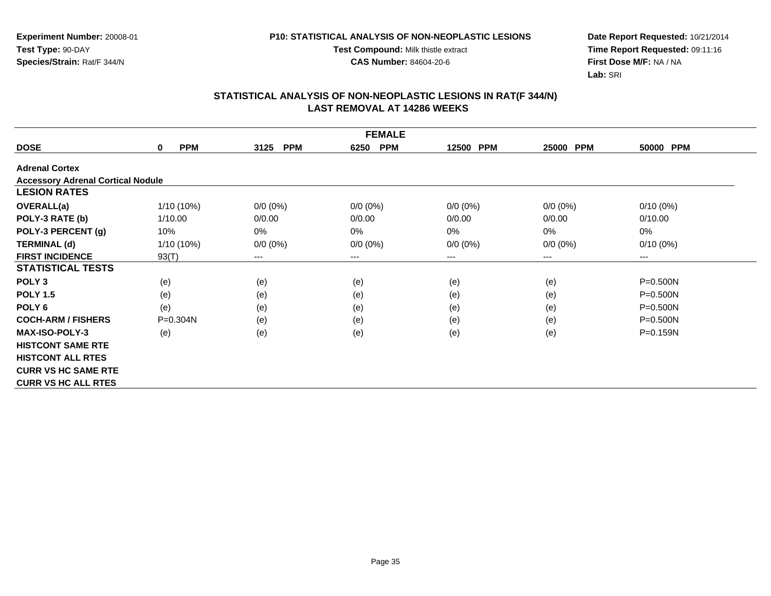**Experiment Number:** 20008-01
**Test Type:** 90-DAY
**Species/Strain:** Rat/F 344/N

**P10: STATISTICAL ANALYSIS OF NON-NEOPLASTIC LESIONS**
**Test Compound:** Milk thistle extract
**CAS Number:** 84604-20-6

**Date Report Requested:** 10/21/2014
**Time Report Requested:** 09:11:16
**First Dose M/F:** NA / NA
**Lab:** SRI

## STATISTICAL ANALYSIS OF NON-NEOPLASTIC LESIONS IN RAT(F 344/N)
## LAST REMOVAL AT 14286 WEEKS

| FEMALE | | | | | | |
|---|---|---|---|---|---|---|
| **DOSE** | **0 PPM** | **3125 PPM** | **6250 PPM** | **12500 PPM** | **25000 PPM** | **50000 PPM** |
| **Adrenal Cortex** | | | | | | |
| **Accessory Adrenal Cortical Nodule** | | | | | | |
| **LESION RATES** | | | | | | |
| **OVERALL(a)** | 1/10 (10%) | 0/0 (0%) | 0/0 (0%) | 0/0 (0%) | 0/0 (0%) | 0/10 (0%) |
| **POLY-3 RATE (b)** | 1/10.00 | 0/0.00 | 0/0.00 | 0/0.00 | 0/0.00 | 0/10.00 |
| **POLY-3 PERCENT (g)** | 10% | 0% | 0% | 0% | 0% | 0% |
| **TERMINAL (d)** | 1/10 (10%) | 0/0 (0%) | 0/0 (0%) | 0/0 (0%) | 0/0 (0%) | 0/10 (0%) |
| **FIRST INCIDENCE** | 93(T) | --- | --- | --- | --- | --- |
| **STATISTICAL TESTS** | | | | | | |
| **POLY 3** | (e) | (e) | (e) | (e) | (e) | P=0.500N |
| **POLY 1.5** | (e) | (e) | (e) | (e) | (e) | P=0.500N |
| **POLY 6** | (e) | (e) | (e) | (e) | (e) | P=0.500N |
| **COCH-ARM / FISHERS** | P=0.304N | (e) | (e) | (e) | (e) | P=0.500N |
| **MAX-ISO-POLY-3** | (e) | (e) | (e) | (e) | (e) | P=0.159N |
| **HISTCONT SAME RTE** | | | | | | |
| **HISTCONT ALL RTES** | | | | | | |
| **CURR VS HC SAME RTE** | | | | | | |
| **CURR VS HC ALL RTES** | | | | | | |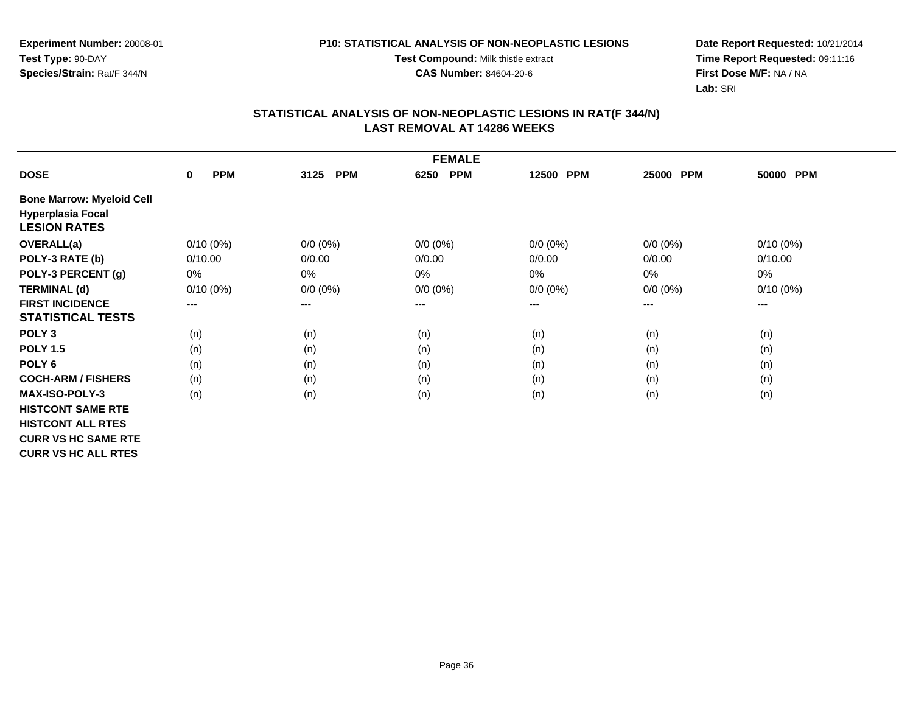**Experiment Number:** 20008-01
**Test Type:** 90-DAY
**Species/Strain:** Rat/F 344/N

**P10: STATISTICAL ANALYSIS OF NON-NEOPLASTIC LESIONS**
**Test Compound:** Milk thistle extract
**CAS Number:** 84604-20-6

**Date Report Requested:** 10/21/2014
**Time Report Requested:** 09:11:16
**First Dose M/F:** NA / NA
**Lab:** SRI

## STATISTICAL ANALYSIS OF NON-NEOPLASTIC LESIONS IN RAT(F 344/N) LAST REMOVAL AT 14286 WEEKS

| FEMALE | | | | | | |
|---|---|---|---|---|---|---|
| **DOSE** | **0 PPM** | **3125 PPM** | **6250 PPM** | **12500 PPM** | **25000 PPM** | **50000 PPM** |
| **Bone Marrow: Myeloid Cell Hyperplasia Focal** | | | | | | |
| **LESION RATES** | | | | | | |
| **OVERALL(a)** | 0/10 (0%) | 0/0 (0%) | 0/0 (0%) | 0/0 (0%) | 0/0 (0%) | 0/10 (0%) |
| **POLY-3 RATE (b)** | 0/10.00 | 0/0.00 | 0/0.00 | 0/0.00 | 0/0.00 | 0/10.00 |
| **POLY-3 PERCENT (g)** | 0% | 0% | 0% | 0% | 0% | 0% |
| **TERMINAL (d)** | 0/10 (0%) | 0/0 (0%) | 0/0 (0%) | 0/0 (0%) | 0/0 (0%) | 0/10 (0%) |
| **FIRST INCIDENCE** | --- | --- | --- | --- | --- | --- |
| **STATISTICAL TESTS** | | | | | | |
| **POLY 3** | (n) | (n) | (n) | (n) | (n) | (n) |
| **POLY 1.5** | (n) | (n) | (n) | (n) | (n) | (n) |
| **POLY 6** | (n) | (n) | (n) | (n) | (n) | (n) |
| **COCH-ARM / FISHERS** | (n) | (n) | (n) | (n) | (n) | (n) |
| **MAX-ISO-POLY-3** | (n) | (n) | (n) | (n) | (n) | (n) |
| **HISTCONT SAME RTE** | | | | | | |
| **HISTCONT ALL RTES** | | | | | | |
| **CURR VS HC SAME RTE** | | | | | | |
| **CURR VS HC ALL RTES** | | | | | | |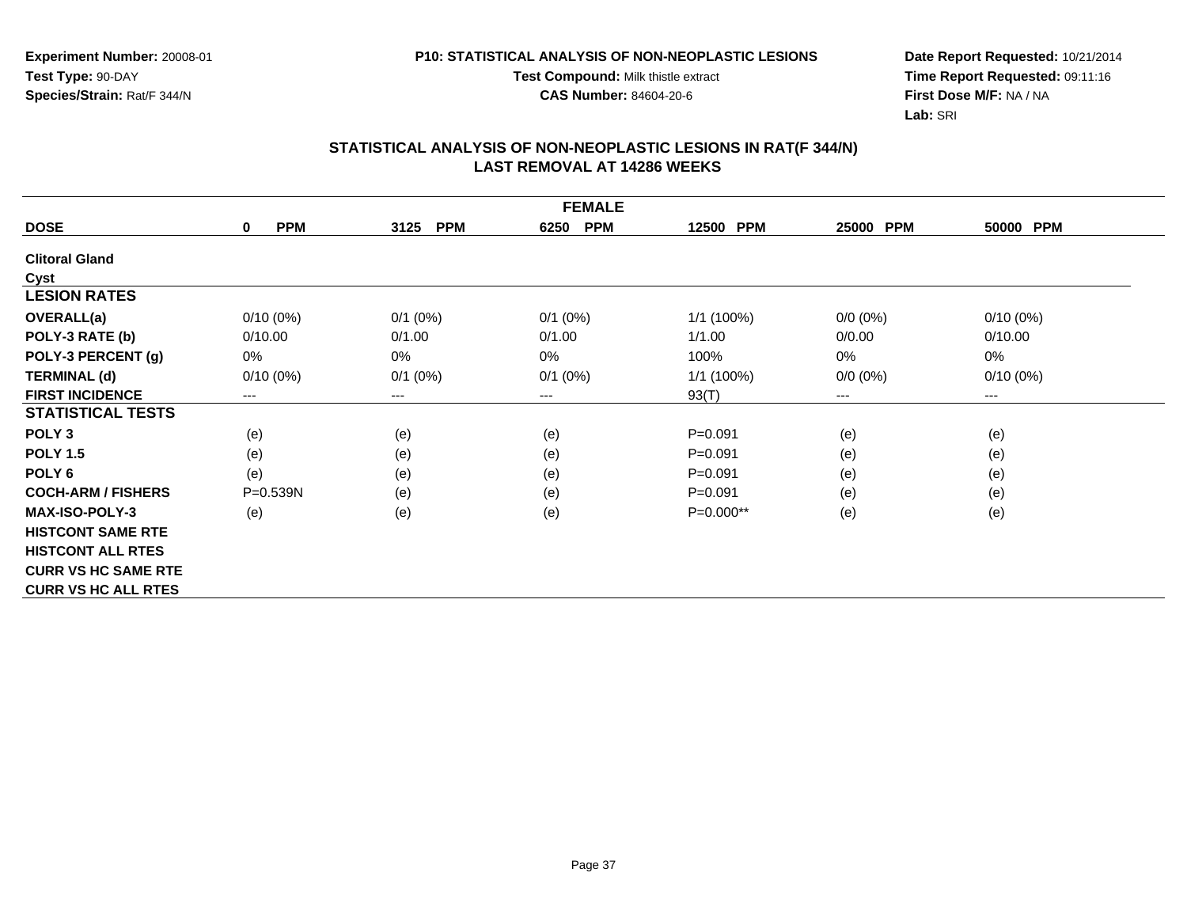Experiment Number: 20008-01
Test Type: 90-DAY
Species/Strain: Rat/F 344/N

**P10: STATISTICAL ANALYSIS OF NON-NEOPLASTIC LESIONS**
**Test Compound:** Milk thistle extract
**CAS Number:** 84604-20-6

Date Report Requested: 10/21/2014
Time Report Requested: 09:11:16
First Dose M/F: NA / NA
Lab: SRI

## STATISTICAL ANALYSIS OF NON-NEOPLASTIC LESIONS IN RAT(F 344/N)
## LAST REMOVAL AT 14286 WEEKS

| FEMALE | | | | | | |
|---|---|---|---|---|---|---|
| **DOSE** | **0 PPM** | **3125 PPM** | **6250 PPM** | **12500 PPM** | **25000 PPM** | **50000 PPM** |
| **Clitoral Gland** | | | | | | |
| **Cyst** | | | | | | |
| **LESION RATES** | | | | | | |
| **OVERALL(a)** | 0/10 (0%) | 0/1 (0%) | 0/1 (0%) | 1/1 (100%) | 0/0 (0%) | 0/10 (0%) |
| **POLY-3 RATE (b)** | 0/10.00 | 0/1.00 | 0/1.00 | 1/1.00 | 0/0.00 | 0/10.00 |
| **POLY-3 PERCENT (g)** | 0% | 0% | 0% | 100% | 0% | 0% |
| **TERMINAL (d)** | 0/10 (0%) | 0/1 (0%) | 0/1 (0%) | 1/1 (100%) | 0/0 (0%) | 0/10 (0%) |
| **FIRST INCIDENCE** | --- | --- | --- | 93(T) | --- | --- |
| **STATISTICAL TESTS** | | | | | | |
| **POLY 3** | (e) | (e) | (e) | P=0.091 | (e) | (e) |
| **POLY 1.5** | (e) | (e) | (e) | P=0.091 | (e) | (e) |
| **POLY 6** | (e) | (e) | (e) | P=0.091 | (e) | (e) |
| **COCH-ARM / FISHERS** | P=0.539N | (e) | (e) | P=0.091 | (e) | (e) |
| **MAX-ISO-POLY-3** | (e) | (e) | (e) | P=0.000** | (e) | (e) |
| **HISTCONT SAME RTE** | | | | | | |
| **HISTCONT ALL RTES** | | | | | | |
| **CURR VS HC SAME RTE** | | | | | | |
| **CURR VS HC ALL RTES** | | | | | | |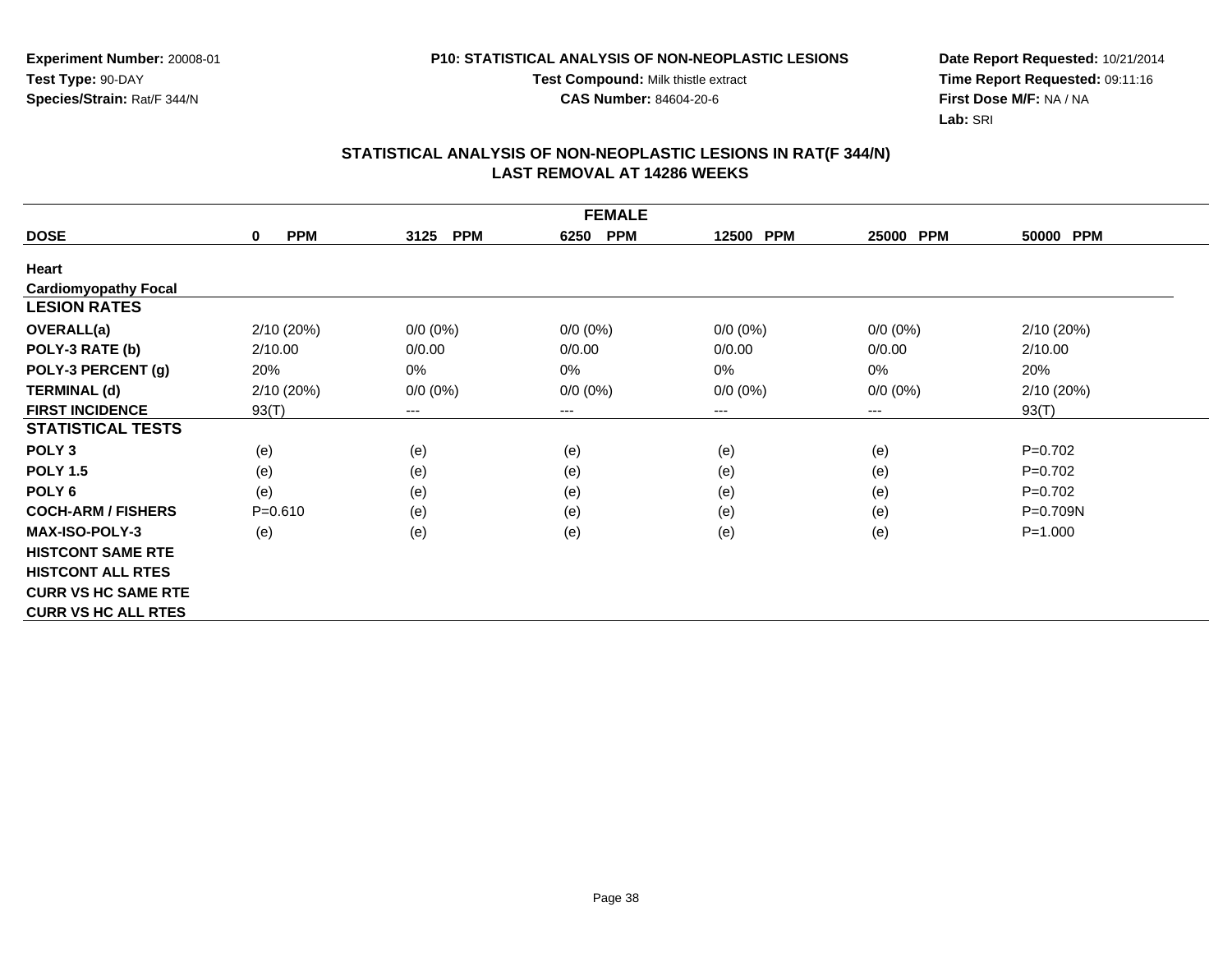**Experiment Number:** 20008-01
**Test Type:** 90-DAY
**Species/Strain:** Rat/F 344/N

**P10: STATISTICAL ANALYSIS OF NON-NEOPLASTIC LESIONS**
**Test Compound:** Milk thistle extract
**CAS Number:** 84604-20-6

**Date Report Requested:** 10/21/2014
**Time Report Requested:** 09:11:16
**First Dose M/F:** NA / NA
**Lab:** SRI

## STATISTICAL ANALYSIS OF NON-NEOPLASTIC LESIONS IN RAT(F 344/N)
## LAST REMOVAL AT 14286 WEEKS

| FEMALE | | | | | | |
|---|---|---|---|---|---|---|
| **DOSE** | **0 PPM** | **3125 PPM** | **6250 PPM** | **12500 PPM** | **25000 PPM** | **50000 PPM** |
| **Heart** | | | | | | |
| **Cardiomyopathy Focal** | | | | | | |
| **LESION RATES** | | | | | | |
| **OVERALL(a)** | 2/10 (20%) | 0/0 (0%) | 0/0 (0%) | 0/0 (0%) | 0/0 (0%) | 2/10 (20%) |
| **POLY-3 RATE (b)** | 2/10.00 | 0/0.00 | 0/0.00 | 0/0.00 | 0/0.00 | 2/10.00 |
| **POLY-3 PERCENT (g)** | 20% | 0% | 0% | 0% | 0% | 20% |
| **TERMINAL (d)** | 2/10 (20%) | 0/0 (0%) | 0/0 (0%) | 0/0 (0%) | 0/0 (0%) | 2/10 (20%) |
| **FIRST INCIDENCE** | 93(T) | --- | --- | --- | --- | 93(T) |
| **STATISTICAL TESTS** | | | | | | |
| **POLY 3** | (e) | (e) | (e) | (e) | (e) | P=0.702 |
| **POLY 1.5** | (e) | (e) | (e) | (e) | (e) | P=0.702 |
| **POLY 6** | (e) | (e) | (e) | (e) | (e) | P=0.702 |
| **COCH-ARM / FISHERS** | P=0.610 | (e) | (e) | (e) | (e) | P=0.709N |
| **MAX-ISO-POLY-3** | (e) | (e) | (e) | (e) | (e) | P=1.000 |
| **HISTCONT SAME RTE** | | | | | | |
| **HISTCONT ALL RTES** | | | | | | |
| **CURR VS HC SAME RTE** | | | | | | |
| **CURR VS HC ALL RTES** | | | | | | |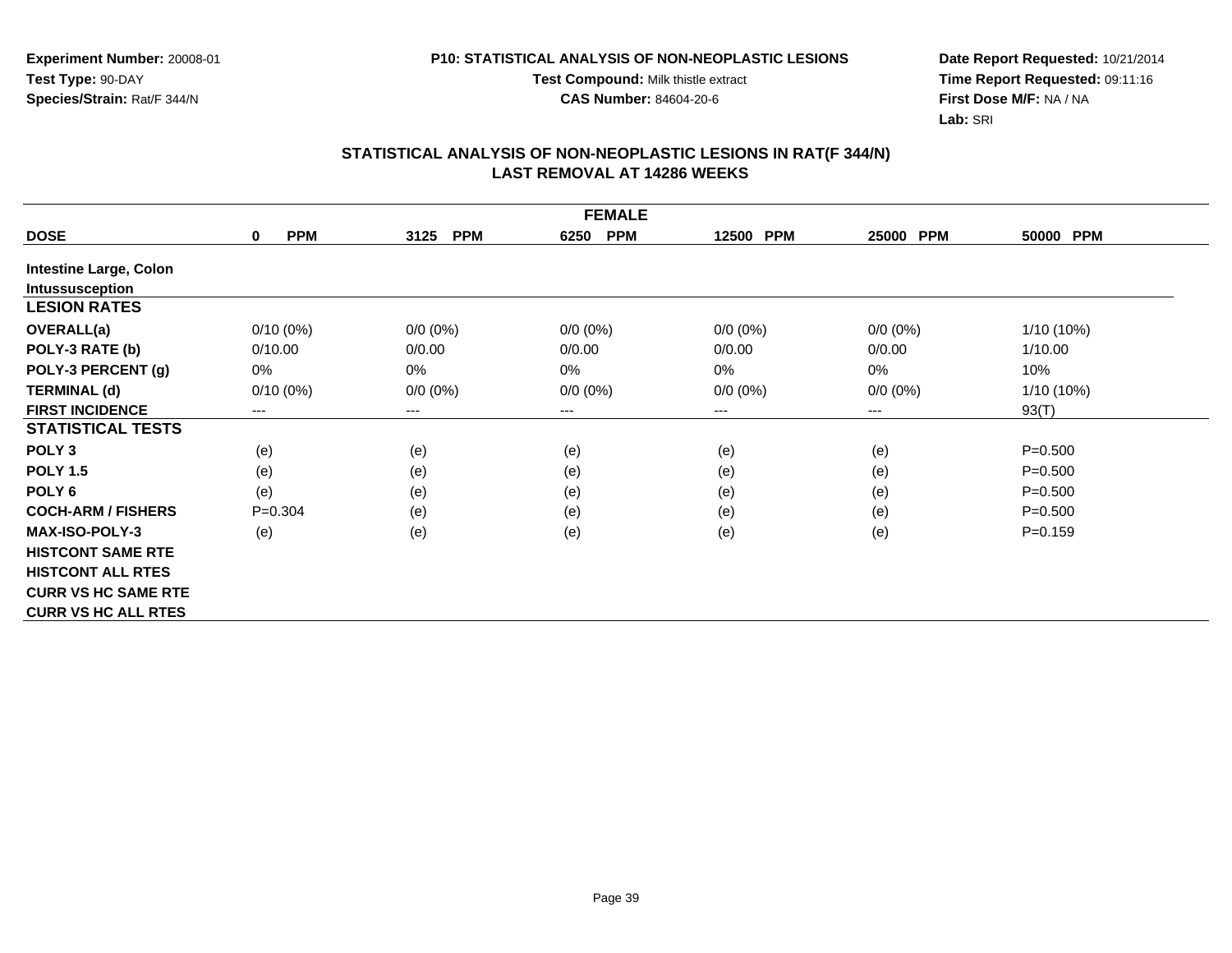**Experiment Number:** 20008-01
**Test Type:** 90-DAY
**Species/Strain:** Rat/F 344/N

**P10: STATISTICAL ANALYSIS OF NON-NEOPLASTIC LESIONS**
**Test Compound:** Milk thistle extract
**CAS Number:** 84604-20-6

**Date Report Requested:** 10/21/2014
**Time Report Requested:** 09:11:16
**First Dose M/F:** NA / NA
**Lab:** SRI

## STATISTICAL ANALYSIS OF NON-NEOPLASTIC LESIONS IN RAT(F 344/N)
## LAST REMOVAL AT 14286 WEEKS

| FEMALE | | | | | | |
|---|---|---|---|---|---|---|
| **DOSE** | **0 PPM** | **3125 PPM** | **6250 PPM** | **12500 PPM** | **25000 PPM** | **50000 PPM** |
| **Intestine Large, Colon** | | | | | | |
| **Intussusception** | | | | | | |
| **LESION RATES** | | | | | | |
| **OVERALL(a)** | 0/10 (0%) | 0/0 (0%) | 0/0 (0%) | 0/0 (0%) | 0/0 (0%) | 1/10 (10%) |
| **POLY-3 RATE (b)** | 0/10.00 | 0/0.00 | 0/0.00 | 0/0.00 | 0/0.00 | 1/10.00 |
| **POLY-3 PERCENT (g)** | 0% | 0% | 0% | 0% | 0% | 10% |
| **TERMINAL (d)** | 0/10 (0%) | 0/0 (0%) | 0/0 (0%) | 0/0 (0%) | 0/0 (0%) | 1/10 (10%) |
| **FIRST INCIDENCE** | --- | --- | --- | --- | --- | 93(T) |
| **STATISTICAL TESTS** | | | | | | |
| **POLY 3** | (e) | (e) | (e) | (e) | (e) | P=0.500 |
| **POLY 1.5** | (e) | (e) | (e) | (e) | (e) | P=0.500 |
| **POLY 6** | (e) | (e) | (e) | (e) | (e) | P=0.500 |
| **COCH-ARM / FISHERS** | P=0.304 | (e) | (e) | (e) | (e) | P=0.500 |
| **MAX-ISO-POLY-3** | (e) | (e) | (e) | (e) | (e) | P=0.159 |
| **HISTCONT SAME RTE** | | | | | | |
| **HISTCONT ALL RTES** | | | | | | |
| **CURR VS HC SAME RTE** | | | | | | |
| **CURR VS HC ALL RTES** | | | | | | |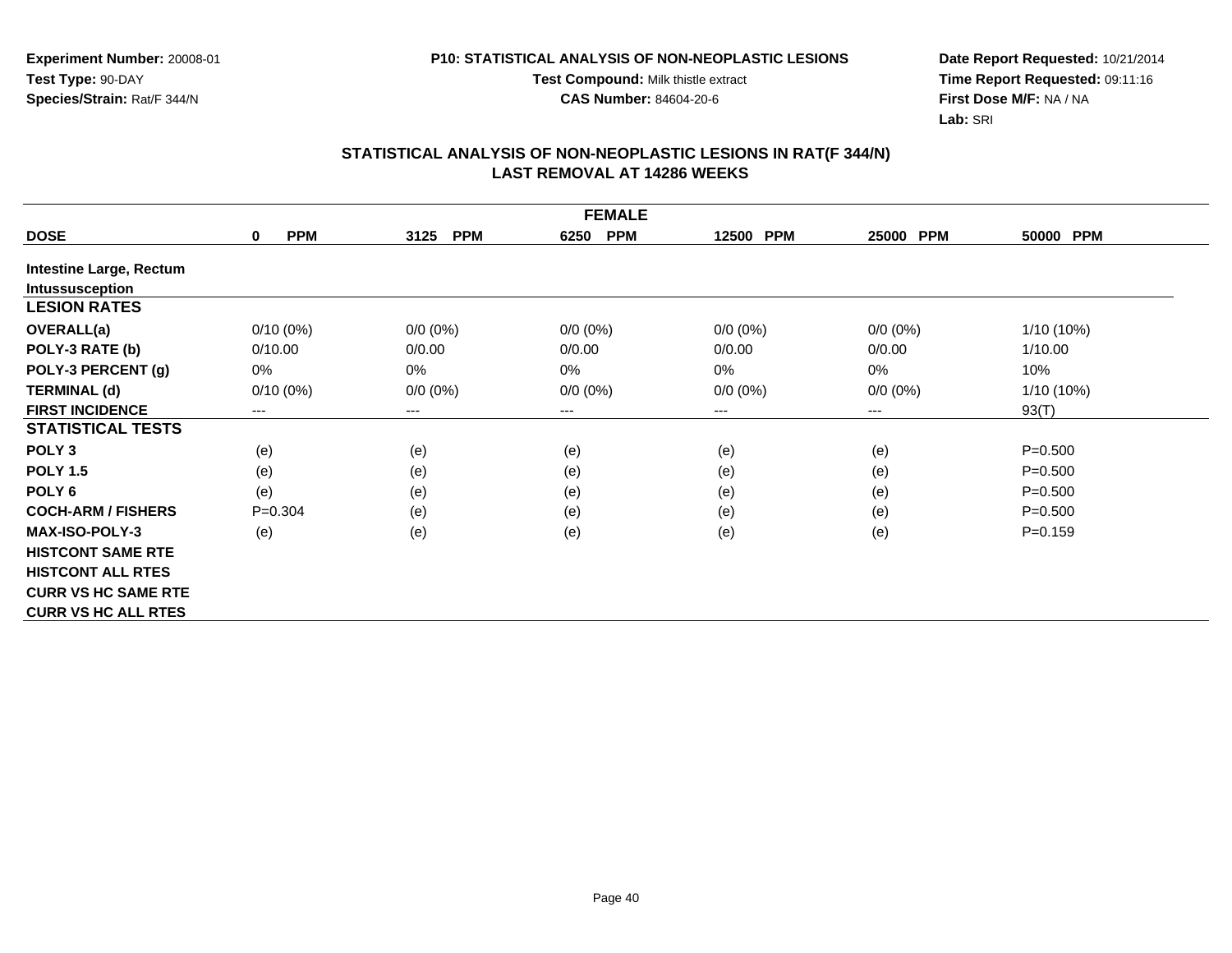**Experiment Number:** 20008-01
**Test Type:** 90-DAY
**Species/Strain:** Rat/F 344/N

**P10: STATISTICAL ANALYSIS OF NON-NEOPLASTIC LESIONS**
**Test Compound:** Milk thistle extract
**CAS Number:** 84604-20-6

**Date Report Requested:** 10/21/2014
**Time Report Requested:** 09:11:16
**First Dose M/F:** NA / NA
**Lab:** SRI

## STATISTICAL ANALYSIS OF NON-NEOPLASTIC LESIONS IN RAT(F 344/N)
## LAST REMOVAL AT 14286 WEEKS

| | FEMALE | | | | | |
|---|---|---|---|---|---|---|
| **DOSE** | **0 PPM** | **3125 PPM** | **6250 PPM** | **12500 PPM** | **25000 PPM** | **50000 PPM** |
| **Intestine Large, Rectum** | | | | | | |
| **Intussusception** | | | | | | |
| **LESION RATES** | | | | | | |
| **OVERALL(a)** | 0/10 (0%) | 0/0 (0%) | 0/0 (0%) | 0/0 (0%) | 0/0 (0%) | 1/10 (10%) |
| **POLY-3 RATE (b)** | 0/10.00 | 0/0.00 | 0/0.00 | 0/0.00 | 0/0.00 | 1/10.00 |
| **POLY-3 PERCENT (g)** | 0% | 0% | 0% | 0% | 0% | 10% |
| **TERMINAL (d)** | 0/10 (0%) | 0/0 (0%) | 0/0 (0%) | 0/0 (0%) | 0/0 (0%) | 1/10 (10%) |
| **FIRST INCIDENCE** | --- | --- | --- | --- | --- | 93(T) |
| **STATISTICAL TESTS** | | | | | | |
| **POLY 3** | (e) | (e) | (e) | (e) | (e) | P=0.500 |
| **POLY 1.5** | (e) | (e) | (e) | (e) | (e) | P=0.500 |
| **POLY 6** | (e) | (e) | (e) | (e) | (e) | P=0.500 |
| **COCH-ARM / FISHERS** | P=0.304 | (e) | (e) | (e) | (e) | P=0.500 |
| **MAX-ISO-POLY-3** | (e) | (e) | (e) | (e) | (e) | P=0.159 |
| **HISTCONT SAME RTE** | | | | | | |
| **HISTCONT ALL RTES** | | | | | | |
| **CURR VS HC SAME RTE** | | | | | | |
| **CURR VS HC ALL RTES** | | | | | | |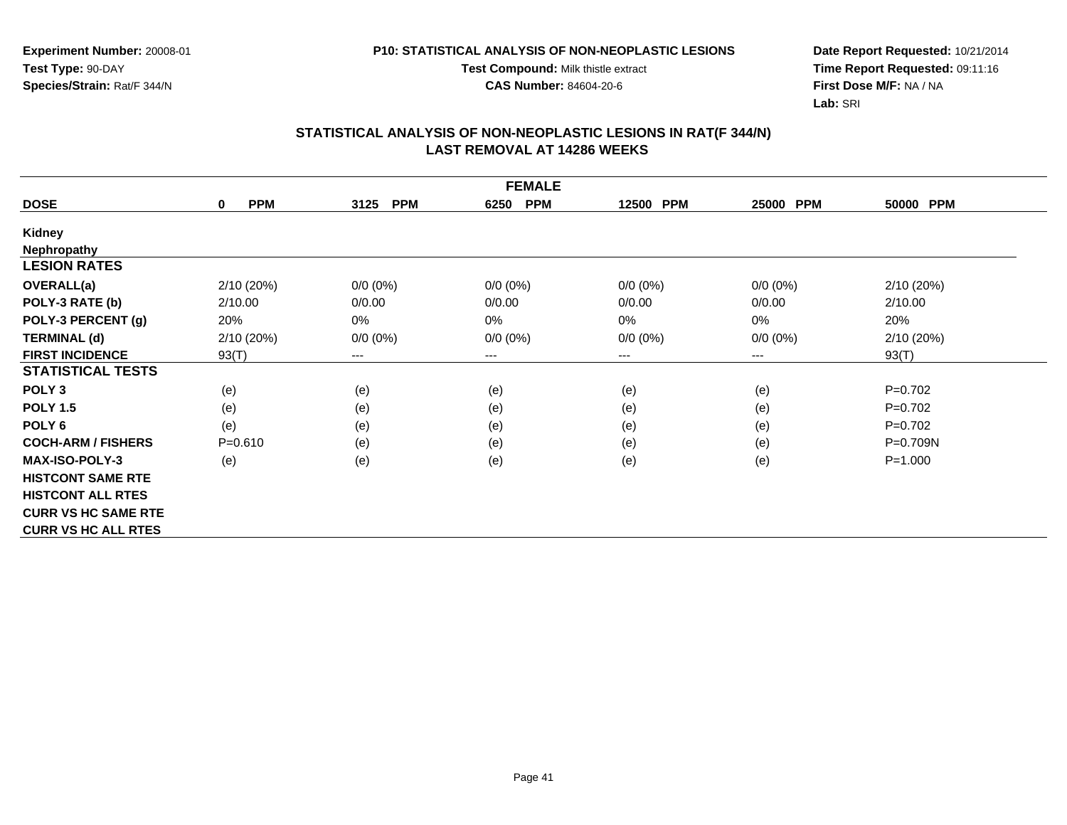**Experiment Number:** 20008-01
**Test Type:** 90-DAY
**Species/Strain:** Rat/F 344/N

**P10: STATISTICAL ANALYSIS OF NON-NEOPLASTIC LESIONS**
**Test Compound:** Milk thistle extract
**CAS Number:** 84604-20-6

**Date Report Requested:** 10/21/2014
**Time Report Requested:** 09:11:16
**First Dose M/F:** NA / NA
**Lab:** SRI

## STATISTICAL ANALYSIS OF NON-NEOPLASTIC LESIONS IN RAT(F 344/N)
## LAST REMOVAL AT 14286 WEEKS

| FEMALE | | | | | | |
|---|---|---|---|---|---|---|
| **DOSE** | **0 PPM** | **3125 PPM** | **6250 PPM** | **12500 PPM** | **25000 PPM** | **50000 PPM** |
| **Kidney** | | | | | | |
| **Nephropathy** | | | | | | |
| **LESION RATES** | | | | | | |
| **OVERALL(a)** | 2/10 (20%) | 0/0 (0%) | 0/0 (0%) | 0/0 (0%) | 0/0 (0%) | 2/10 (20%) |
| **POLY-3 RATE (b)** | 2/10.00 | 0/0.00 | 0/0.00 | 0/0.00 | 0/0.00 | 2/10.00 |
| **POLY-3 PERCENT (g)** | 20% | 0% | 0% | 0% | 0% | 20% |
| **TERMINAL (d)** | 2/10 (20%) | 0/0 (0%) | 0/0 (0%) | 0/0 (0%) | 0/0 (0%) | 2/10 (20%) |
| **FIRST INCIDENCE** | 93(T) | --- | --- | --- | --- | 93(T) |
| **STATISTICAL TESTS** | | | | | | |
| **POLY 3** | (e) | (e) | (e) | (e) | (e) | P=0.702 |
| **POLY 1.5** | (e) | (e) | (e) | (e) | (e) | P=0.702 |
| **POLY 6** | (e) | (e) | (e) | (e) | (e) | P=0.702 |
| **COCH-ARM / FISHERS** | P=0.610 | (e) | (e) | (e) | (e) | P=0.709N |
| **MAX-ISO-POLY-3** | (e) | (e) | (e) | (e) | (e) | P=1.000 |
| **HISTCONT SAME RTE** | | | | | | |
| **HISTCONT ALL RTES** | | | | | | |
| **CURR VS HC SAME RTE** | | | | | | |
| **CURR VS HC ALL RTES** | | | | | | |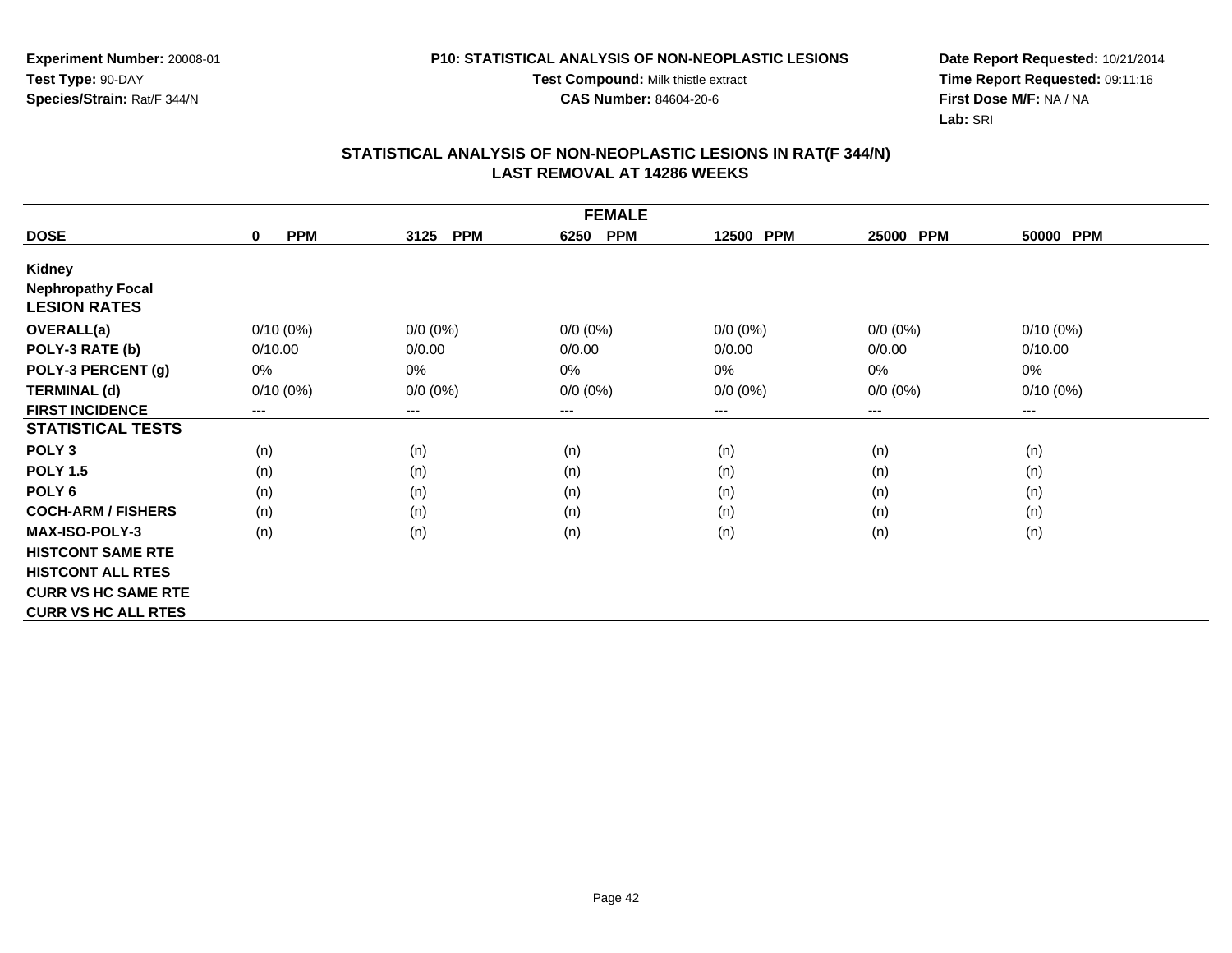**Experiment Number:** 20008-01
**Test Type:** 90-DAY
**Species/Strain:** Rat/F 344/N

**P10: STATISTICAL ANALYSIS OF NON-NEOPLASTIC LESIONS**
**Test Compound:** Milk thistle extract
**CAS Number:** 84604-20-6

**Date Report Requested:** 10/21/2014
**Time Report Requested:** 09:11:16
**First Dose M/F:** NA / NA
**Lab:** SRI

## STATISTICAL ANALYSIS OF NON-NEOPLASTIC LESIONS IN RAT(F 344/N)
## LAST REMOVAL AT 14286 WEEKS

| FEMALE | | | | | | |
|---|---|---|---|---|---|---|
| **DOSE** | **0 PPM** | **3125 PPM** | **6250 PPM** | **12500 PPM** | **25000 PPM** | **50000 PPM** |
| **Kidney** | | | | | | |
| **Nephropathy Focal** | | | | | | |
| **LESION RATES** | | | | | | |
| **OVERALL(a)** | 0/10 (0%) | 0/0 (0%) | 0/0 (0%) | 0/0 (0%) | 0/0 (0%) | 0/10 (0%) |
| **POLY-3 RATE (b)** | 0/10.00 | 0/0.00 | 0/0.00 | 0/0.00 | 0/0.00 | 0/10.00 |
| **POLY-3 PERCENT (g)** | 0% | 0% | 0% | 0% | 0% | 0% |
| **TERMINAL (d)** | 0/10 (0%) | 0/0 (0%) | 0/0 (0%) | 0/0 (0%) | 0/0 (0%) | 0/10 (0%) |
| **FIRST INCIDENCE** | --- | --- | --- | --- | --- | --- |
| **STATISTICAL TESTS** | | | | | | |
| **POLY 3** | (n) | (n) | (n) | (n) | (n) | (n) |
| **POLY 1.5** | (n) | (n) | (n) | (n) | (n) | (n) |
| **POLY 6** | (n) | (n) | (n) | (n) | (n) | (n) |
| **COCH-ARM / FISHERS** | (n) | (n) | (n) | (n) | (n) | (n) |
| **MAX-ISO-POLY-3** | (n) | (n) | (n) | (n) | (n) | (n) |
| **HISTCONT SAME RTE** | | | | | | |
| **HISTCONT ALL RTES** | | | | | | |
| **CURR VS HC SAME RTE** | | | | | | |
| **CURR VS HC ALL RTES** | | | | | | |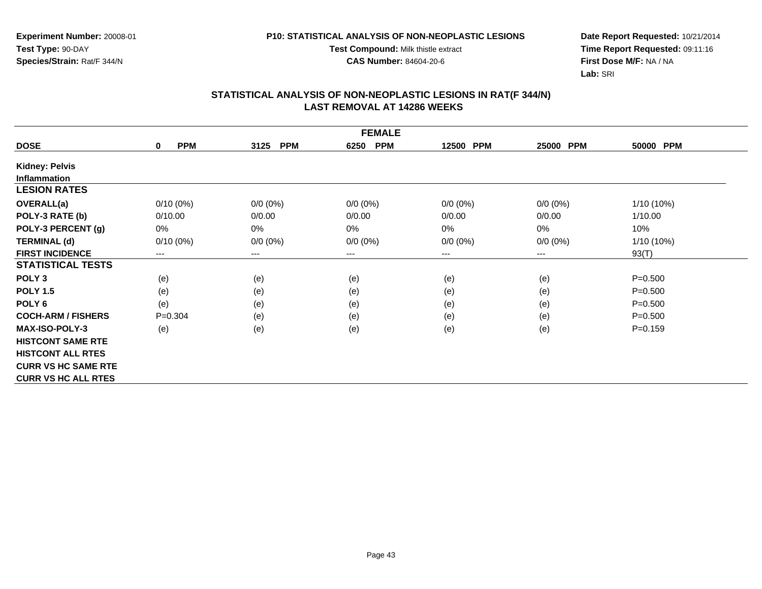**Experiment Number:** 20008-01
**Test Type:** 90-DAY
**Species/Strain:** Rat/F 344/N

**P10: STATISTICAL ANALYSIS OF NON-NEOPLASTIC LESIONS**
**Test Compound:** Milk thistle extract
**CAS Number:** 84604-20-6

**Date Report Requested:** 10/21/2014
**Time Report Requested:** 09:11:16
**First Dose M/F:** NA / NA
**Lab:** SRI

## STATISTICAL ANALYSIS OF NON-NEOPLASTIC LESIONS IN RAT(F 344/N)
## LAST REMOVAL AT 14286 WEEKS

| FEMALE | | | | | | |
|---|---|---|---|---|---|---|
| **DOSE** | **0 PPM** | **3125 PPM** | **6250 PPM** | **12500 PPM** | **25000 PPM** | **50000 PPM** |
| **Kidney: Pelvis** | | | | | | |
| **Inflammation** | | | | | | |
| **LESION RATES** | | | | | | |
| **OVERALL(a)** | 0/10 (0%) | 0/0 (0%) | 0/0 (0%) | 0/0 (0%) | 0/0 (0%) | 1/10 (10%) |
| **POLY-3 RATE (b)** | 0/10.00 | 0/0.00 | 0/0.00 | 0/0.00 | 0/0.00 | 1/10.00 |
| **POLY-3 PERCENT (g)** | 0% | 0% | 0% | 0% | 0% | 10% |
| **TERMINAL (d)** | 0/10 (0%) | 0/0 (0%) | 0/0 (0%) | 0/0 (0%) | 0/0 (0%) | 1/10 (10%) |
| **FIRST INCIDENCE** | --- | --- | --- | --- | --- | 93(T) |
| **STATISTICAL TESTS** | | | | | | |
| **POLY 3** | (e) | (e) | (e) | (e) | (e) | P=0.500 |
| **POLY 1.5** | (e) | (e) | (e) | (e) | (e) | P=0.500 |
| **POLY 6** | (e) | (e) | (e) | (e) | (e) | P=0.500 |
| **COCH-ARM / FISHERS** | P=0.304 | (e) | (e) | (e) | (e) | P=0.500 |
| **MAX-ISO-POLY-3** | (e) | (e) | (e) | (e) | (e) | P=0.159 |
| **HISTCONT SAME RTE** | | | | | | |
| **HISTCONT ALL RTES** | | | | | | |
| **CURR VS HC SAME RTE** | | | | | | |
| **CURR VS HC ALL RTES** | | | | | | |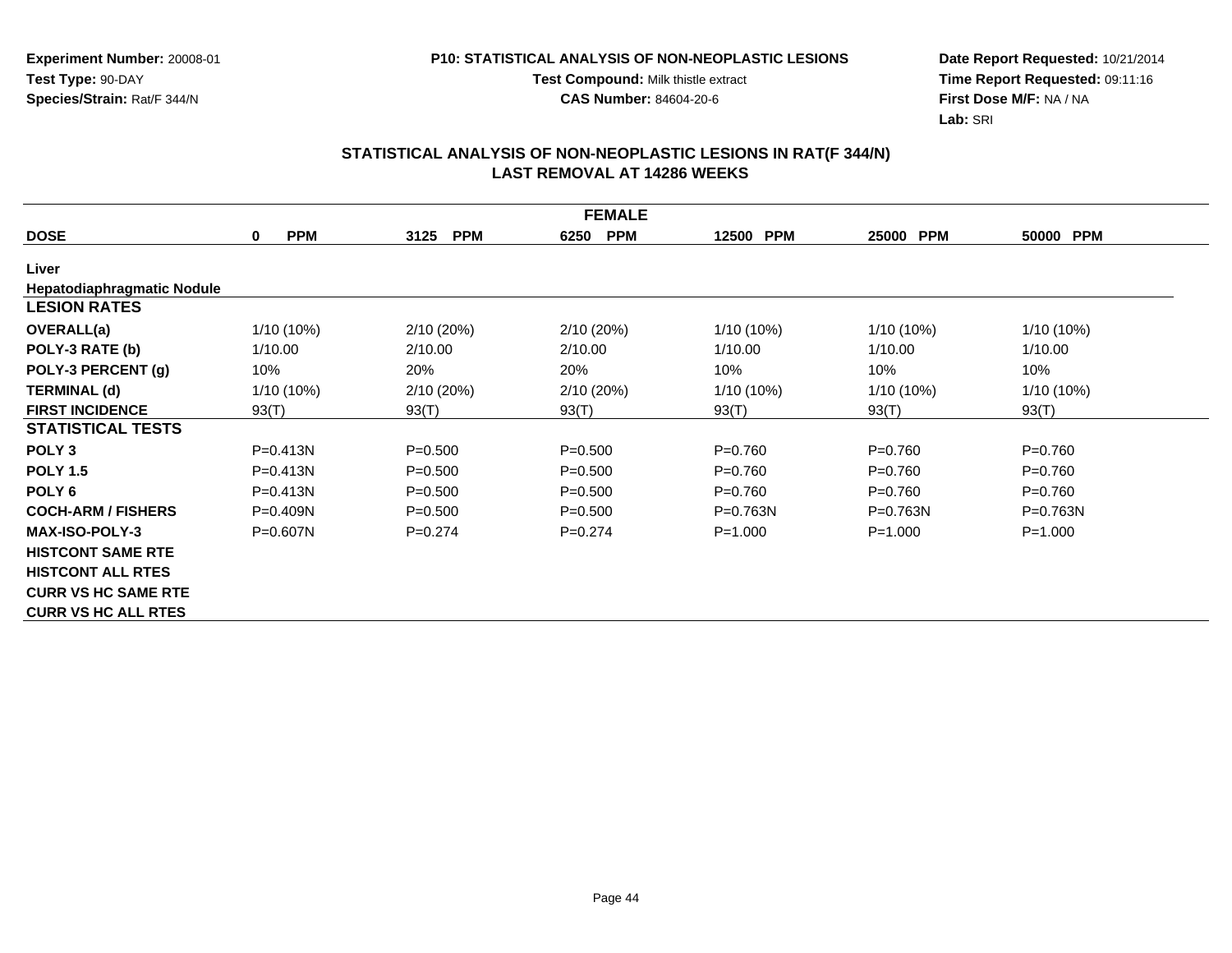**Experiment Number:** 20008-01
**Test Type:** 90-DAY
**Species/Strain:** Rat/F 344/N

**P10: STATISTICAL ANALYSIS OF NON-NEOPLASTIC LESIONS**
**Test Compound:** Milk thistle extract
**CAS Number:** 84604-20-6

**Date Report Requested:** 10/21/2014
**Time Report Requested:** 09:11:16
**First Dose M/F:** NA / NA
**Lab:** SRI

## STATISTICAL ANALYSIS OF NON-NEOPLASTIC LESIONS IN RAT(F 344/N)
## LAST REMOVAL AT 14286 WEEKS

| FEMALE | | | | | | |
|---|---|---|---|---|---|---|
| **DOSE** | **0 PPM** | **3125 PPM** | **6250 PPM** | **12500 PPM** | **25000 PPM** | **50000 PPM** |
| **Liver** | | | | | | |
| **Hepatodiaphragmatic Nodule** | | | | | | |
| **LESION RATES** | | | | | | |
| **OVERALL(a)** | 1/10 (10%) | 2/10 (20%) | 2/10 (20%) | 1/10 (10%) | 1/10 (10%) | 1/10 (10%) |
| **POLY-3 RATE (b)** | 1/10.00 | 2/10.00 | 2/10.00 | 1/10.00 | 1/10.00 | 1/10.00 |
| **POLY-3 PERCENT (g)** | 10% | 20% | 20% | 10% | 10% | 10% |
| **TERMINAL (d)** | 1/10 (10%) | 2/10 (20%) | 2/10 (20%) | 1/10 (10%) | 1/10 (10%) | 1/10 (10%) |
| **FIRST INCIDENCE** | 93(T) | 93(T) | 93(T) | 93(T) | 93(T) | 93(T) |
| **STATISTICAL TESTS** | | | | | | |
| **POLY 3** | P=0.413N | P=0.500 | P=0.500 | P=0.760 | P=0.760 | P=0.760 |
| **POLY 1.5** | P=0.413N | P=0.500 | P=0.500 | P=0.760 | P=0.760 | P=0.760 |
| **POLY 6** | P=0.413N | P=0.500 | P=0.500 | P=0.760 | P=0.760 | P=0.760 |
| **COCH-ARM / FISHERS** | P=0.409N | P=0.500 | P=0.500 | P=0.763N | P=0.763N | P=0.763N |
| **MAX-ISO-POLY-3** | P=0.607N | P=0.274 | P=0.274 | P=1.000 | P=1.000 | P=1.000 |
| **HISTCONT SAME RTE** | | | | | | |
| **HISTCONT ALL RTES** | | | | | | |
| **CURR VS HC SAME RTE** | | | | | | |
| **CURR VS HC ALL RTES** | | | | | | |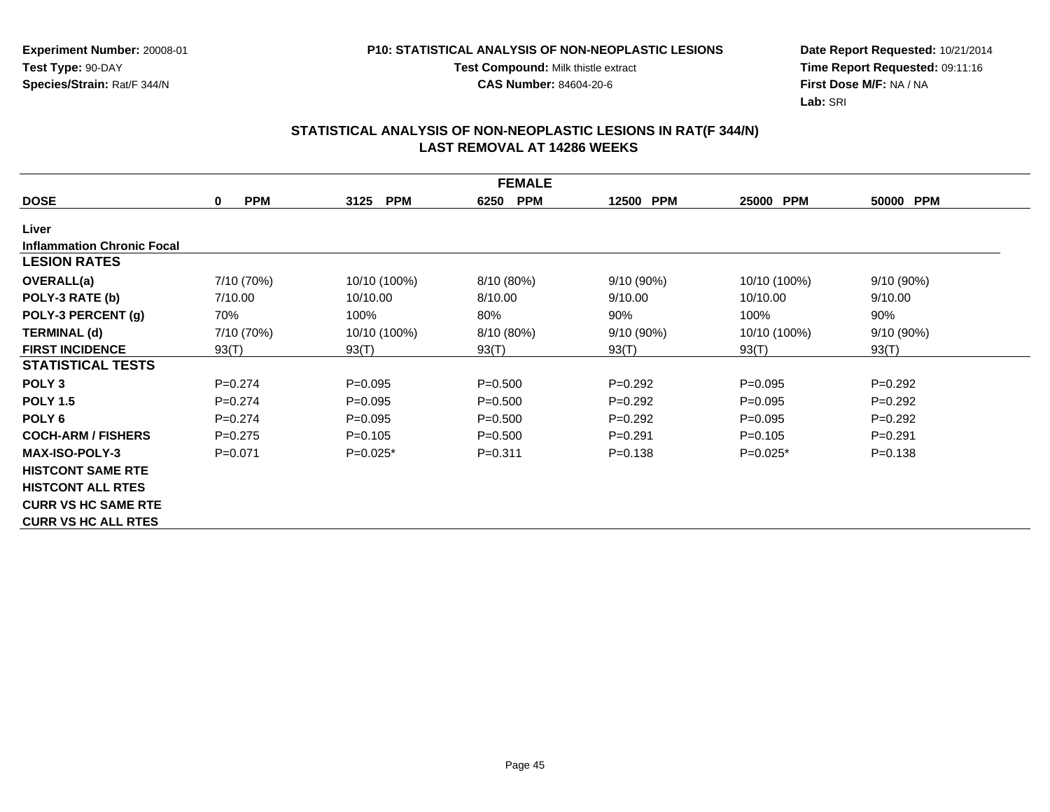**Experiment Number:** 20008-01
**Test Type:** 90-DAY
**Species/Strain:** Rat/F 344/N

**P10: STATISTICAL ANALYSIS OF NON-NEOPLASTIC LESIONS**
**Test Compound:** Milk thistle extract
**CAS Number:** 84604-20-6

**Date Report Requested:** 10/21/2014
**Time Report Requested:** 09:11:16
**First Dose M/F:** NA / NA
**Lab:** SRI

## STATISTICAL ANALYSIS OF NON-NEOPLASTIC LESIONS IN RAT(F 344/N)
## LAST REMOVAL AT 14286 WEEKS

| FEMALE | | | | | | |
|---|---|---|---|---|---|---|
| **DOSE** | **0 PPM** | **3125 PPM** | **6250 PPM** | **12500 PPM** | **25000 PPM** | **50000 PPM** |
| **Liver** | | | | | | |
| **Inflammation Chronic Focal** | | | | | | |
| **LESION RATES** | | | | | | |
| **OVERALL(a)** | 7/10 (70%) | 10/10 (100%) | 8/10 (80%) | 9/10 (90%) | 10/10 (100%) | 9/10 (90%) |
| **POLY-3 RATE (b)** | 7/10.00 | 10/10.00 | 8/10.00 | 9/10.00 | 10/10.00 | 9/10.00 |
| **POLY-3 PERCENT (g)** | 70% | 100% | 80% | 90% | 100% | 90% |
| **TERMINAL (d)** | 7/10 (70%) | 10/10 (100%) | 8/10 (80%) | 9/10 (90%) | 10/10 (100%) | 9/10 (90%) |
| **FIRST INCIDENCE** | 93(T) | 93(T) | 93(T) | 93(T) | 93(T) | 93(T) |
| **STATISTICAL TESTS** | | | | | | |
| **POLY 3** | P=0.274 | P=0.095 | P=0.500 | P=0.292 | P=0.095 | P=0.292 |
| **POLY 1.5** | P=0.274 | P=0.095 | P=0.500 | P=0.292 | P=0.095 | P=0.292 |
| **POLY 6** | P=0.274 | P=0.095 | P=0.500 | P=0.292 | P=0.095 | P=0.292 |
| **COCH-ARM / FISHERS** | P=0.275 | P=0.105 | P=0.500 | P=0.291 | P=0.105 | P=0.291 |
| **MAX-ISO-POLY-3** | P=0.071 | P=0.025* | P=0.311 | P=0.138 | P=0.025* | P=0.138 |
| **HISTCONT SAME RTE** | | | | | | |
| **HISTCONT ALL RTES** | | | | | | |
| **CURR VS HC SAME RTE** | | | | | | |
| **CURR VS HC ALL RTES** | | | | | | |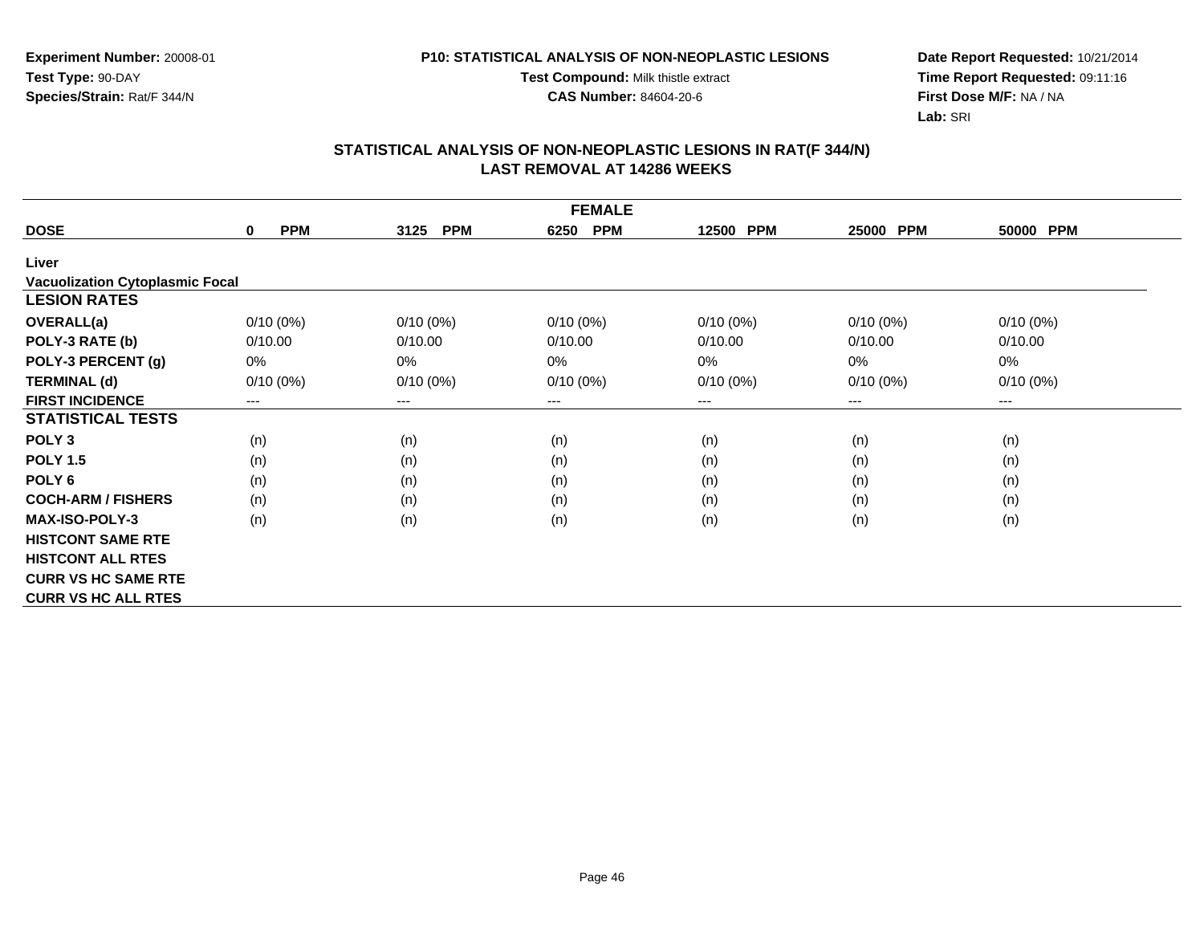**Experiment Number:** 20008-01
**Test Type:** 90-DAY
**Species/Strain:** Rat/F 344/N

**P10: STATISTICAL ANALYSIS OF NON-NEOPLASTIC LESIONS**
**Test Compound:** Milk thistle extract
**CAS Number:** 84604-20-6

**Date Report Requested:** 10/21/2014
**Time Report Requested:** 09:11:16
**First Dose M/F:** NA / NA
**Lab:** SRI

## STATISTICAL ANALYSIS OF NON-NEOPLASTIC LESIONS IN RAT(F 344/N)
## LAST REMOVAL AT 14286 WEEKS

| FEMALE | | | | | | |
|---|---|---|---|---|---|---|
| **DOSE** | **0 PPM** | **3125 PPM** | **6250 PPM** | **12500 PPM** | **25000 PPM** | **50000 PPM** |
| **Liver** | | | | | | |
| **Vacuolization Cytoplasmic Focal** | | | | | | |
| **LESION RATES** | | | | | | |
| **OVERALL(a)** | 0/10 (0%) | 0/10 (0%) | 0/10 (0%) | 0/10 (0%) | 0/10 (0%) | 0/10 (0%) |
| **POLY-3 RATE (b)** | 0/10.00 | 0/10.00 | 0/10.00 | 0/10.00 | 0/10.00 | 0/10.00 |
| **POLY-3 PERCENT (g)** | 0% | 0% | 0% | 0% | 0% | 0% |
| **TERMINAL (d)** | 0/10 (0%) | 0/10 (0%) | 0/10 (0%) | 0/10 (0%) | 0/10 (0%) | 0/10 (0%) |
| **FIRST INCIDENCE** | --- | --- | --- | --- | --- | --- |
| **STATISTICAL TESTS** | | | | | | |
| **POLY 3** | (n) | (n) | (n) | (n) | (n) | (n) |
| **POLY 1.5** | (n) | (n) | (n) | (n) | (n) | (n) |
| **POLY 6** | (n) | (n) | (n) | (n) | (n) | (n) |
| **COCH-ARM / FISHERS** | (n) | (n) | (n) | (n) | (n) | (n) |
| **MAX-ISO-POLY-3** | (n) | (n) | (n) | (n) | (n) | (n) |
| **HISTCONT SAME RTE** | | | | | | |
| **HISTCONT ALL RTES** | | | | | | |
| **CURR VS HC SAME RTE** | | | | | | |
| **CURR VS HC ALL RTES** | | | | | | |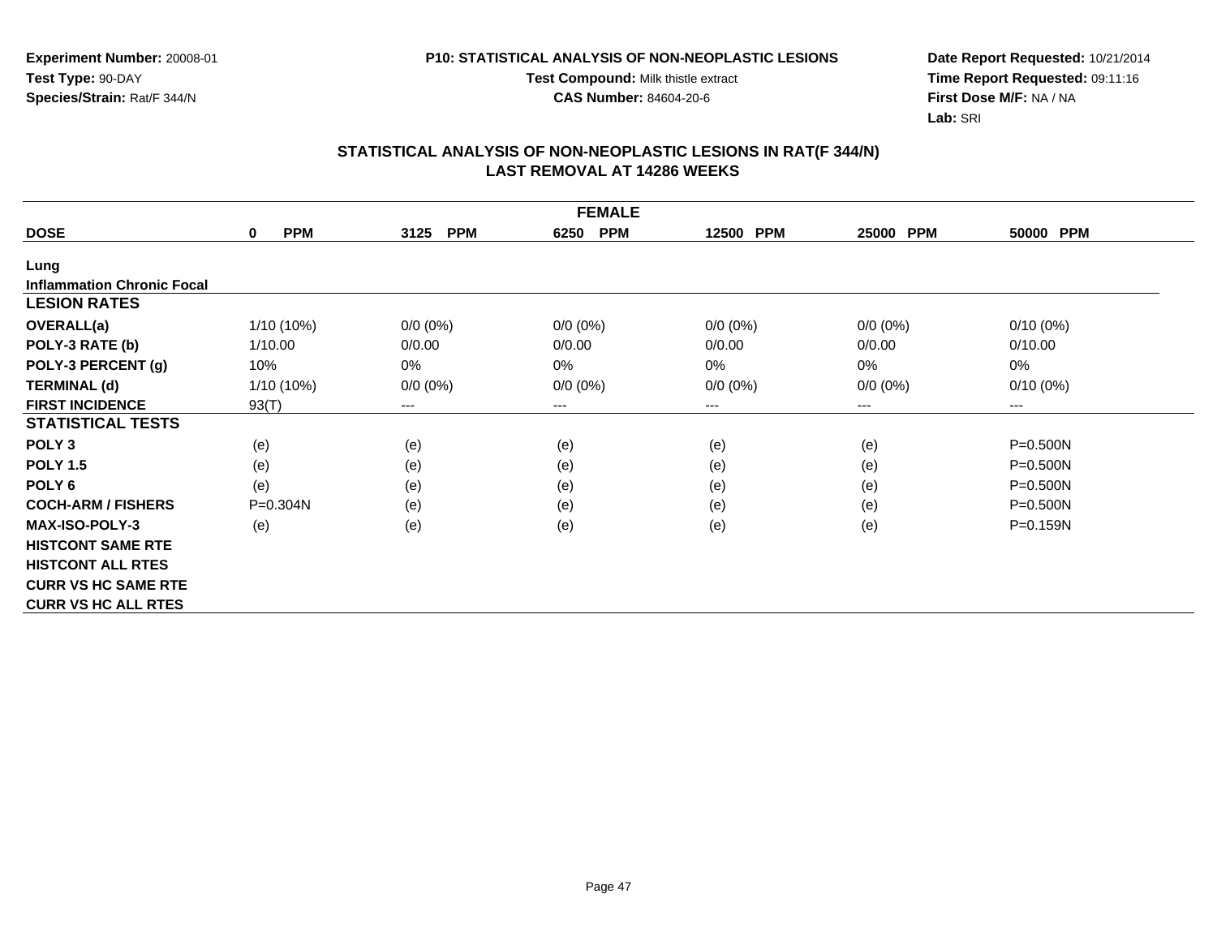**Experiment Number:** 20008-01
**Test Type:** 90-DAY
**Species/Strain:** Rat/F 344/N

**P10: STATISTICAL ANALYSIS OF NON-NEOPLASTIC LESIONS**
**Test Compound:** Milk thistle extract
**CAS Number:** 84604-20-6

**Date Report Requested:** 10/21/2014
**Time Report Requested:** 09:11:16
**First Dose M/F:** NA / NA
**Lab:** SRI

## STATISTICAL ANALYSIS OF NON-NEOPLASTIC LESIONS IN RAT(F 344/N)
## LAST REMOVAL AT 14286 WEEKS

| FEMALE | | | | | | |
|---|---|---|---|---|---|---|
| **DOSE** | **0 PPM** | **3125 PPM** | **6250 PPM** | **12500 PPM** | **25000 PPM** | **50000 PPM** |
| **Lung** | | | | | | |
| **Inflammation Chronic Focal** | | | | | | |
| **LESION RATES** | | | | | | |
| **OVERALL(a)** | 1/10 (10%) | 0/0 (0%) | 0/0 (0%) | 0/0 (0%) | 0/0 (0%) | 0/10 (0%) |
| **POLY-3 RATE (b)** | 1/10.00 | 0/0.00 | 0/0.00 | 0/0.00 | 0/0.00 | 0/10.00 |
| **POLY-3 PERCENT (g)** | 10% | 0% | 0% | 0% | 0% | 0% |
| **TERMINAL (d)** | 1/10 (10%) | 0/0 (0%) | 0/0 (0%) | 0/0 (0%) | 0/0 (0%) | 0/10 (0%) |
| **FIRST INCIDENCE** | 93(T) | --- | --- | --- | --- | --- |
| **STATISTICAL TESTS** | | | | | | |
| **POLY 3** | (e) | (e) | (e) | (e) | (e) | P=0.500N |
| **POLY 1.5** | (e) | (e) | (e) | (e) | (e) | P=0.500N |
| **POLY 6** | (e) | (e) | (e) | (e) | (e) | P=0.500N |
| **COCH-ARM / FISHERS** | P=0.304N | (e) | (e) | (e) | (e) | P=0.500N |
| **MAX-ISO-POLY-3** | (e) | (e) | (e) | (e) | (e) | P=0.159N |
| **HISTCONT SAME RTE** | | | | | | |
| **HISTCONT ALL RTES** | | | | | | |
| **CURR VS HC SAME RTE** | | | | | | |
| **CURR VS HC ALL RTES** | | | | | | |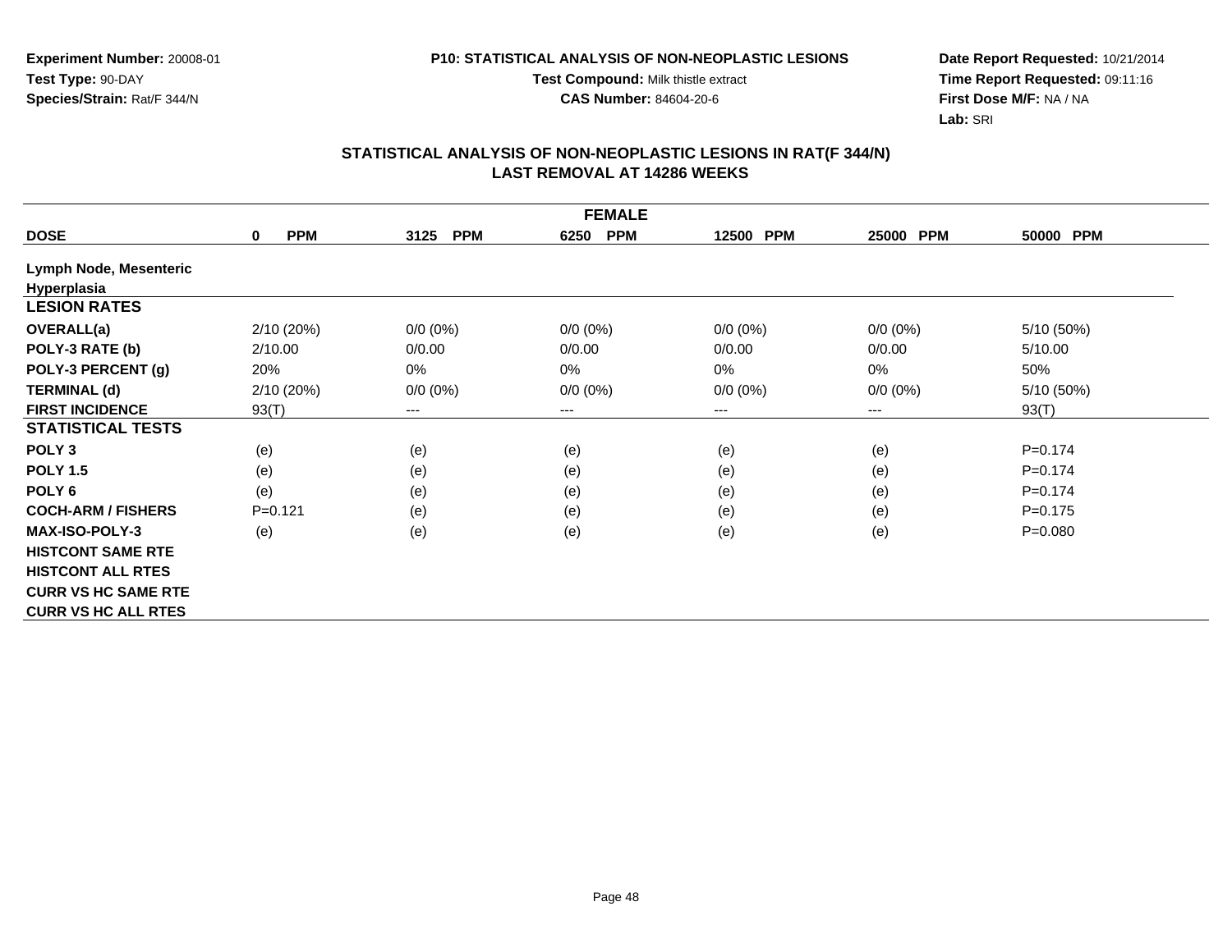**Experiment Number:** 20008-01
**Test Type:** 90-DAY
**Species/Strain:** Rat/F 344/N

**P10: STATISTICAL ANALYSIS OF NON-NEOPLASTIC LESIONS**
**Test Compound:** Milk thistle extract
**CAS Number:** 84604-20-6

**Date Report Requested:** 10/21/2014
**Time Report Requested:** 09:11:16
**First Dose M/F:** NA / NA
**Lab:** SRI

## STATISTICAL ANALYSIS OF NON-NEOPLASTIC LESIONS IN RAT(F 344/N)
## LAST REMOVAL AT 14286 WEEKS

| FEMALE | | | | | | |
|---|---|---|---|---|---|---|
| **DOSE** | **0 PPM** | **3125 PPM** | **6250 PPM** | **12500 PPM** | **25000 PPM** | **50000 PPM** |
| **Lymph Node, Mesenteric** | | | | | | |
| **Hyperplasia** | | | | | | |
| **LESION RATES** | | | | | | |
| **OVERALL(a)** | 2/10 (20%) | 0/0 (0%) | 0/0 (0%) | 0/0 (0%) | 0/0 (0%) | 5/10 (50%) |
| **POLY-3 RATE (b)** | 2/10.00 | 0/0.00 | 0/0.00 | 0/0.00 | 0/0.00 | 5/10.00 |
| **POLY-3 PERCENT (g)** | 20% | 0% | 0% | 0% | 0% | 50% |
| **TERMINAL (d)** | 2/10 (20%) | 0/0 (0%) | 0/0 (0%) | 0/0 (0%) | 0/0 (0%) | 5/10 (50%) |
| **FIRST INCIDENCE** | 93(T) | --- | --- | --- | --- | 93(T) |
| **STATISTICAL TESTS** | | | | | | |
| **POLY 3** | (e) | (e) | (e) | (e) | (e) | P=0.174 |
| **POLY 1.5** | (e) | (e) | (e) | (e) | (e) | P=0.174 |
| **POLY 6** | (e) | (e) | (e) | (e) | (e) | P=0.174 |
| **COCH-ARM / FISHERS** | P=0.121 | (e) | (e) | (e) | (e) | P=0.175 |
| **MAX-ISO-POLY-3** | (e) | (e) | (e) | (e) | (e) | P=0.080 |
| **HISTCONT SAME RTE** | | | | | | |
| **HISTCONT ALL RTES** | | | | | | |
| **CURR VS HC SAME RTE** | | | | | | |
| **CURR VS HC ALL RTES** | | | | | | |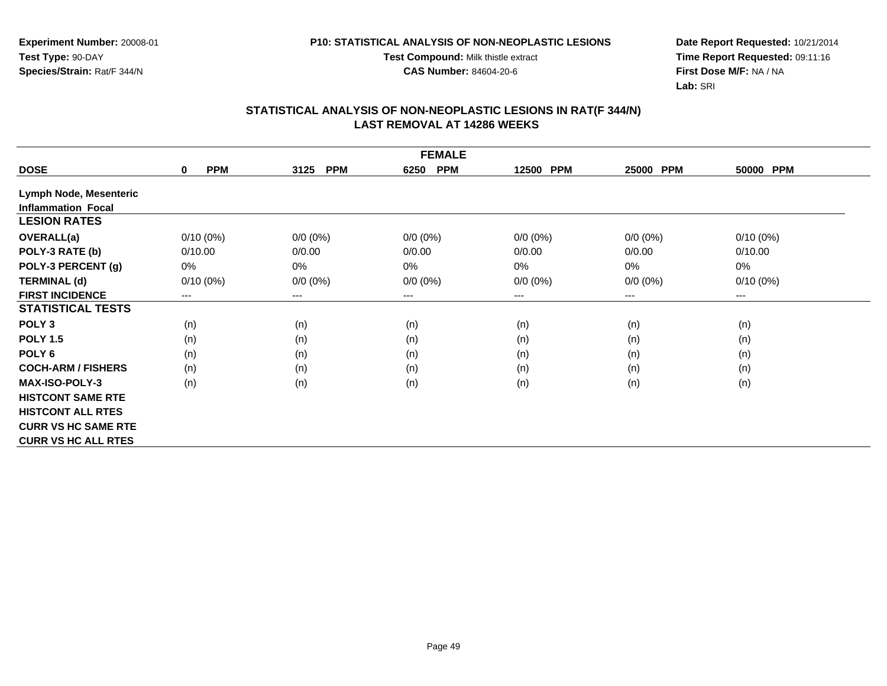Experiment Number: 20008-01
Test Type: 90-DAY
Species/Strain: Rat/F 344/N

P10: STATISTICAL ANALYSIS OF NON-NEOPLASTIC LESIONS
Test Compound: Milk thistle extract
CAS Number: 84604-20-6

Date Report Requested: 10/21/2014
Time Report Requested: 09:11:16
First Dose M/F: NA / NA
Lab: SRI

## STATISTICAL ANALYSIS OF NON-NEOPLASTIC LESIONS IN RAT(F 344/N)
## LAST REMOVAL AT 14286 WEEKS

| FEMALE | | | | | | |
|---|---|---|---|---|---|---|
| **DOSE** | **0 PPM** | **3125 PPM** | **6250 PPM** | **12500 PPM** | **25000 PPM** | **50000 PPM** |
| **Lymph Node, Mesenteric** | | | | | | |
| **Inflammation Focal** | | | | | | |
| **LESION RATES** | | | | | | |
| **OVERALL(a)** | 0/10 (0%) | 0/0 (0%) | 0/0 (0%) | 0/0 (0%) | 0/0 (0%) | 0/10 (0%) |
| **POLY-3 RATE (b)** | 0/10.00 | 0/0.00 | 0/0.00 | 0/0.00 | 0/0.00 | 0/10.00 |
| **POLY-3 PERCENT (g)** | 0% | 0% | 0% | 0% | 0% | 0% |
| **TERMINAL (d)** | 0/10 (0%) | 0/0 (0%) | 0/0 (0%) | 0/0 (0%) | 0/0 (0%) | 0/10 (0%) |
| **FIRST INCIDENCE** | --- | --- | --- | --- | --- | --- |
| **STATISTICAL TESTS** | | | | | | |
| **POLY 3** | (n) | (n) | (n) | (n) | (n) | (n) |
| **POLY 1.5** | (n) | (n) | (n) | (n) | (n) | (n) |
| **POLY 6** | (n) | (n) | (n) | (n) | (n) | (n) |
| **COCH-ARM / FISHERS** | (n) | (n) | (n) | (n) | (n) | (n) |
| **MAX-ISO-POLY-3** | (n) | (n) | (n) | (n) | (n) | (n) |
| **HISTCONT SAME RTE** | | | | | | |
| **HISTCONT ALL RTES** | | | | | | |
| **CURR VS HC SAME RTE** | | | | | | |
| **CURR VS HC ALL RTES** | | | | | | |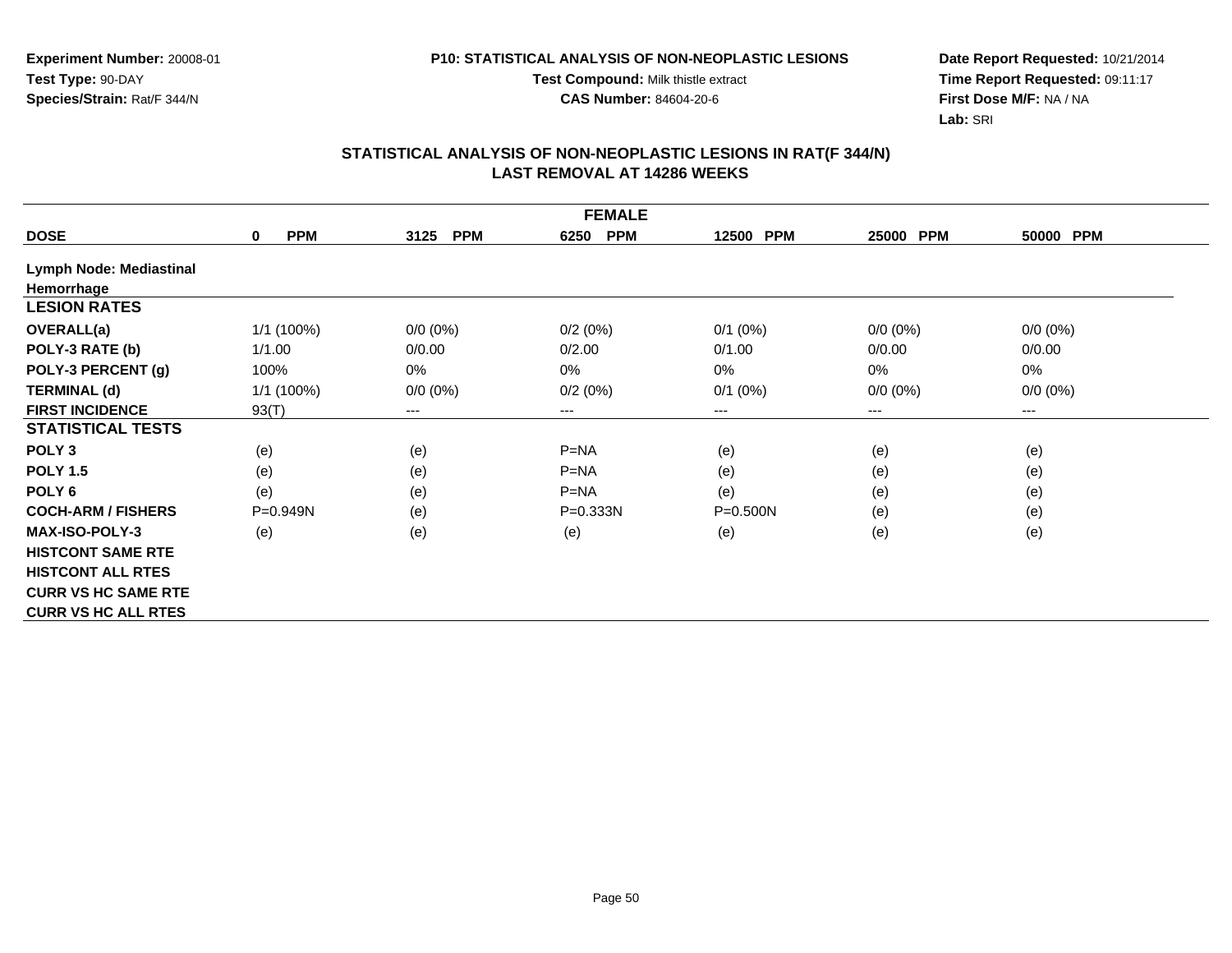**Experiment Number:** 20008-01
**Test Type:** 90-DAY
**Species/Strain:** Rat/F 344/N

**P10: STATISTICAL ANALYSIS OF NON-NEOPLASTIC LESIONS**
**Test Compound:** Milk thistle extract
**CAS Number:** 84604-20-6

**Date Report Requested:** 10/21/2014
**Time Report Requested:** 09:11:17
**First Dose M/F:** NA / NA
**Lab:** SRI

## STATISTICAL ANALYSIS OF NON-NEOPLASTIC LESIONS IN RAT(F 344/N)
## LAST REMOVAL AT 14286 WEEKS

| FEMALE | | | | | | |
|---|---|---|---|---|---|---|
| **DOSE** | **0 PPM** | **3125 PPM** | **6250 PPM** | **12500 PPM** | **25000 PPM** | **50000 PPM** |
| **Lymph Node: Mediastinal** | | | | | | |
| **Hemorrhage** | | | | | | |
| **LESION RATES** | | | | | | |
| **OVERALL(a)** | 1/1 (100%) | 0/0 (0%) | 0/2 (0%) | 0/1 (0%) | 0/0 (0%) | 0/0 (0%) |
| **POLY-3 RATE (b)** | 1/1.00 | 0/0.00 | 0/2.00 | 0/1.00 | 0/0.00 | 0/0.00 |
| **POLY-3 PERCENT (g)** | 100% | 0% | 0% | 0% | 0% | 0% |
| **TERMINAL (d)** | 1/1 (100%) | 0/0 (0%) | 0/2 (0%) | 0/1 (0%) | 0/0 (0%) | 0/0 (0%) |
| **FIRST INCIDENCE** | 93(T) | --- | --- | --- | --- | --- |
| **STATISTICAL TESTS** | | | | | | |
| **POLY 3** | (e) | (e) | P=NA | (e) | (e) | (e) |
| **POLY 1.5** | (e) | (e) | P=NA | (e) | (e) | (e) |
| **POLY 6** | (e) | (e) | P=NA | (e) | (e) | (e) |
| **COCH-ARM / FISHERS** | P=0.949N | (e) | P=0.333N | P=0.500N | (e) | (e) |
| **MAX-ISO-POLY-3** | (e) | (e) | (e) | (e) | (e) | (e) |
| **HISTCONT SAME RTE** | | | | | | |
| **HISTCONT ALL RTES** | | | | | | |
| **CURR VS HC SAME RTE** | | | | | | |
| **CURR VS HC ALL RTES** | | | | | | |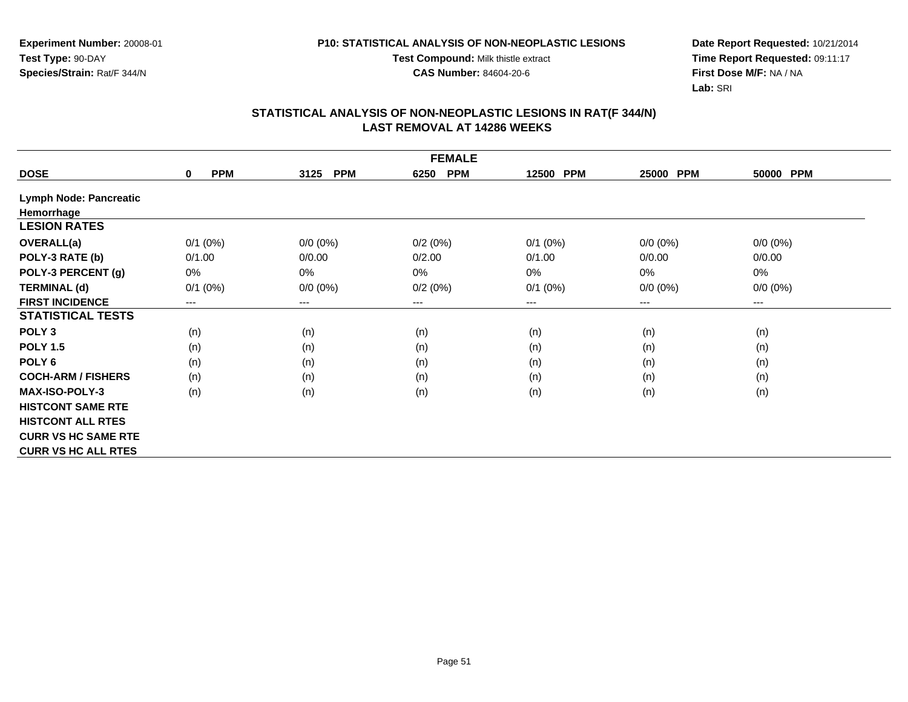**Experiment Number:** 20008-01
**Test Type:** 90-DAY
**Species/Strain:** Rat/F 344/N

**P10: STATISTICAL ANALYSIS OF NON-NEOPLASTIC LESIONS**
**Test Compound:** Milk thistle extract
**CAS Number:** 84604-20-6

**Date Report Requested:** 10/21/2014
**Time Report Requested:** 09:11:17
**First Dose M/F:** NA / NA
**Lab:** SRI

## STATISTICAL ANALYSIS OF NON-NEOPLASTIC LESIONS IN RAT(F 344/N)
## LAST REMOVAL AT 14286 WEEKS

| FEMALE | | | | | | |
|---|---|---|---|---|---|---|
| **DOSE** | **0 PPM** | **3125 PPM** | **6250 PPM** | **12500 PPM** | **25000 PPM** | **50000 PPM** |
| **Lymph Node: Pancreatic** | | | | | | |
| **Hemorrhage** | | | | | | |
| **LESION RATES** | | | | | | |
| **OVERALL(a)** | 0/1 (0%) | 0/0 (0%) | 0/2 (0%) | 0/1 (0%) | 0/0 (0%) | 0/0 (0%) |
| **POLY-3 RATE (b)** | 0/1.00 | 0/0.00 | 0/2.00 | 0/1.00 | 0/0.00 | 0/0.00 |
| **POLY-3 PERCENT (g)** | 0% | 0% | 0% | 0% | 0% | 0% |
| **TERMINAL (d)** | 0/1 (0%) | 0/0 (0%) | 0/2 (0%) | 0/1 (0%) | 0/0 (0%) | 0/0 (0%) |
| **FIRST INCIDENCE** | --- | --- | --- | --- | --- | --- |
| **STATISTICAL TESTS** | | | | | | |
| **POLY 3** | (n) | (n) | (n) | (n) | (n) | (n) |
| **POLY 1.5** | (n) | (n) | (n) | (n) | (n) | (n) |
| **POLY 6** | (n) | (n) | (n) | (n) | (n) | (n) |
| **COCH-ARM / FISHERS** | (n) | (n) | (n) | (n) | (n) | (n) |
| **MAX-ISO-POLY-3** | (n) | (n) | (n) | (n) | (n) | (n) |
| **HISTCONT SAME RTE** | | | | | | |
| **HISTCONT ALL RTES** | | | | | | |
| **CURR VS HC SAME RTE** | | | | | | |
| **CURR VS HC ALL RTES** | | | | | | |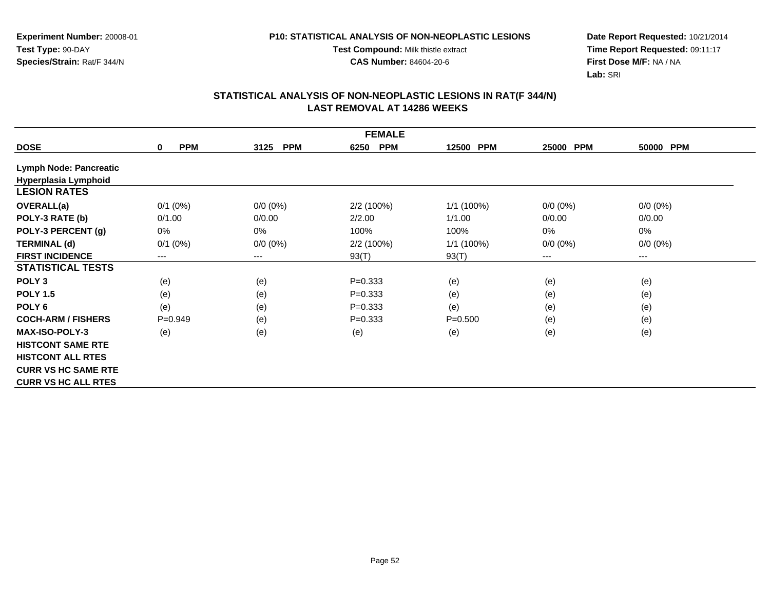Experiment Number: 20008-01
Test Type: 90-DAY
Species/Strain: Rat/F 344/N

**P10: STATISTICAL ANALYSIS OF NON-NEOPLASTIC LESIONS**
**Test Compound:** Milk thistle extract
**CAS Number:** 84604-20-6

Date Report Requested: 10/21/2014
Time Report Requested: 09:11:17
First Dose M/F: NA / NA
Lab: SRI

## STATISTICAL ANALYSIS OF NON-NEOPLASTIC LESIONS IN RAT(F 344/N) LAST REMOVAL AT 14286 WEEKS

| FEMALE | | | | | | |
|---|---|---|---|---|---|---|
| **DOSE** | **0 PPM** | **3125 PPM** | **6250 PPM** | **12500 PPM** | **25000 PPM** | **50000 PPM** |
| **Lymph Node: Pancreatic** | | | | | | |
| **Hyperplasia Lymphoid** | | | | | | |
| **LESION RATES** | | | | | | |
| **OVERALL(a)** | 0/1 (0%) | 0/0 (0%) | 2/2 (100%) | 1/1 (100%) | 0/0 (0%) | 0/0 (0%) |
| **POLY-3 RATE (b)** | 0/1.00 | 0/0.00 | 2/2.00 | 1/1.00 | 0/0.00 | 0/0.00 |
| **POLY-3 PERCENT (g)** | 0% | 0% | 100% | 100% | 0% | 0% |
| **TERMINAL (d)** | 0/1 (0%) | 0/0 (0%) | 2/2 (100%) | 1/1 (100%) | 0/0 (0%) | 0/0 (0%) |
| **FIRST INCIDENCE** | --- | --- | 93(T) | 93(T) | --- | --- |
| **STATISTICAL TESTS** | | | | | | |
| **POLY 3** | (e) | (e) | P=0.333 | (e) | (e) | (e) |
| **POLY 1.5** | (e) | (e) | P=0.333 | (e) | (e) | (e) |
| **POLY 6** | (e) | (e) | P=0.333 | (e) | (e) | (e) |
| **COCH-ARM / FISHERS** | P=0.949 | (e) | P=0.333 | P=0.500 | (e) | (e) |
| **MAX-ISO-POLY-3** | (e) | (e) | (e) | (e) | (e) | (e) |
| **HISTCONT SAME RTE** | | | | | | |
| **HISTCONT ALL RTES** | | | | | | |
| **CURR VS HC SAME RTE** | | | | | | |
| **CURR VS HC ALL RTES** | | | | | | |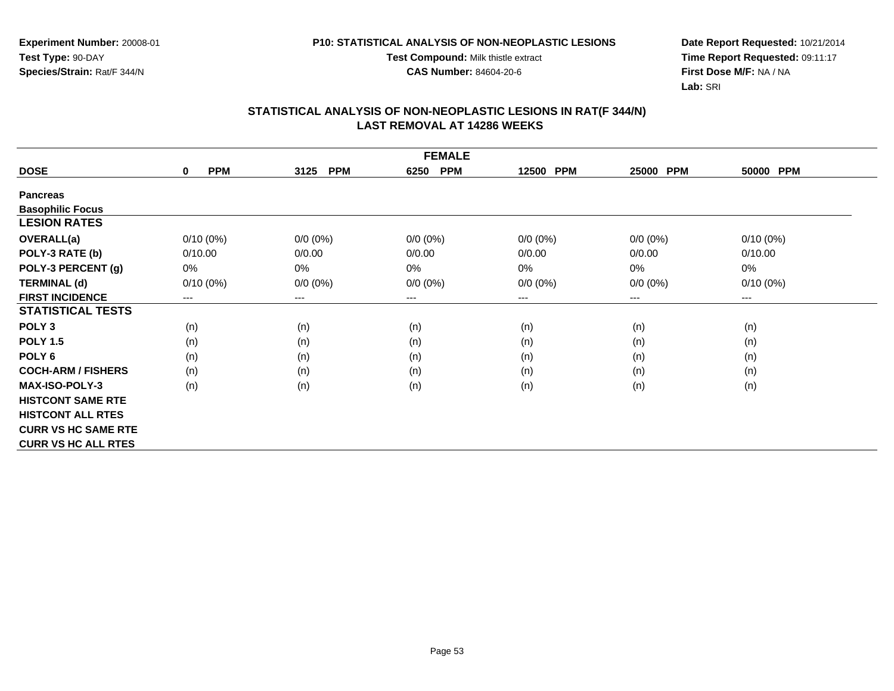**Experiment Number:** 20008-01
**Test Type:** 90-DAY
**Species/Strain:** Rat/F 344/N

**P10: STATISTICAL ANALYSIS OF NON-NEOPLASTIC LESIONS**
**Test Compound:** Milk thistle extract
**CAS Number:** 84604-20-6

**Date Report Requested:** 10/21/2014
**Time Report Requested:** 09:11:17
**First Dose M/F:** NA / NA
**Lab:** SRI

## STATISTICAL ANALYSIS OF NON-NEOPLASTIC LESIONS IN RAT(F 344/N)
## LAST REMOVAL AT 14286 WEEKS

| FEMALE | | | | | | |
|---|---|---|---|---|---|---|
| **DOSE** | **0 PPM** | **3125 PPM** | **6250 PPM** | **12500 PPM** | **25000 PPM** | **50000 PPM** |
| **Pancreas** | | | | | | |
| **Basophilic Focus** | | | | | | |
| **LESION RATES** | | | | | | |
| **OVERALL(a)** | 0/10 (0%) | 0/0 (0%) | 0/0 (0%) | 0/0 (0%) | 0/0 (0%) | 0/10 (0%) |
| **POLY-3 RATE (b)** | 0/10.00 | 0/0.00 | 0/0.00 | 0/0.00 | 0/0.00 | 0/10.00 |
| **POLY-3 PERCENT (g)** | 0% | 0% | 0% | 0% | 0% | 0% |
| **TERMINAL (d)** | 0/10 (0%) | 0/0 (0%) | 0/0 (0%) | 0/0 (0%) | 0/0 (0%) | 0/10 (0%) |
| **FIRST INCIDENCE** | --- | --- | --- | --- | --- | --- |
| **STATISTICAL TESTS** | | | | | | |
| **POLY 3** | (n) | (n) | (n) | (n) | (n) | (n) |
| **POLY 1.5** | (n) | (n) | (n) | (n) | (n) | (n) |
| **POLY 6** | (n) | (n) | (n) | (n) | (n) | (n) |
| **COCH-ARM / FISHERS** | (n) | (n) | (n) | (n) | (n) | (n) |
| **MAX-ISO-POLY-3** | (n) | (n) | (n) | (n) | (n) | (n) |
| **HISTCONT SAME RTE** | | | | | | |
| **HISTCONT ALL RTES** | | | | | | |
| **CURR VS HC SAME RTE** | | | | | | |
| **CURR VS HC ALL RTES** | | | | | | |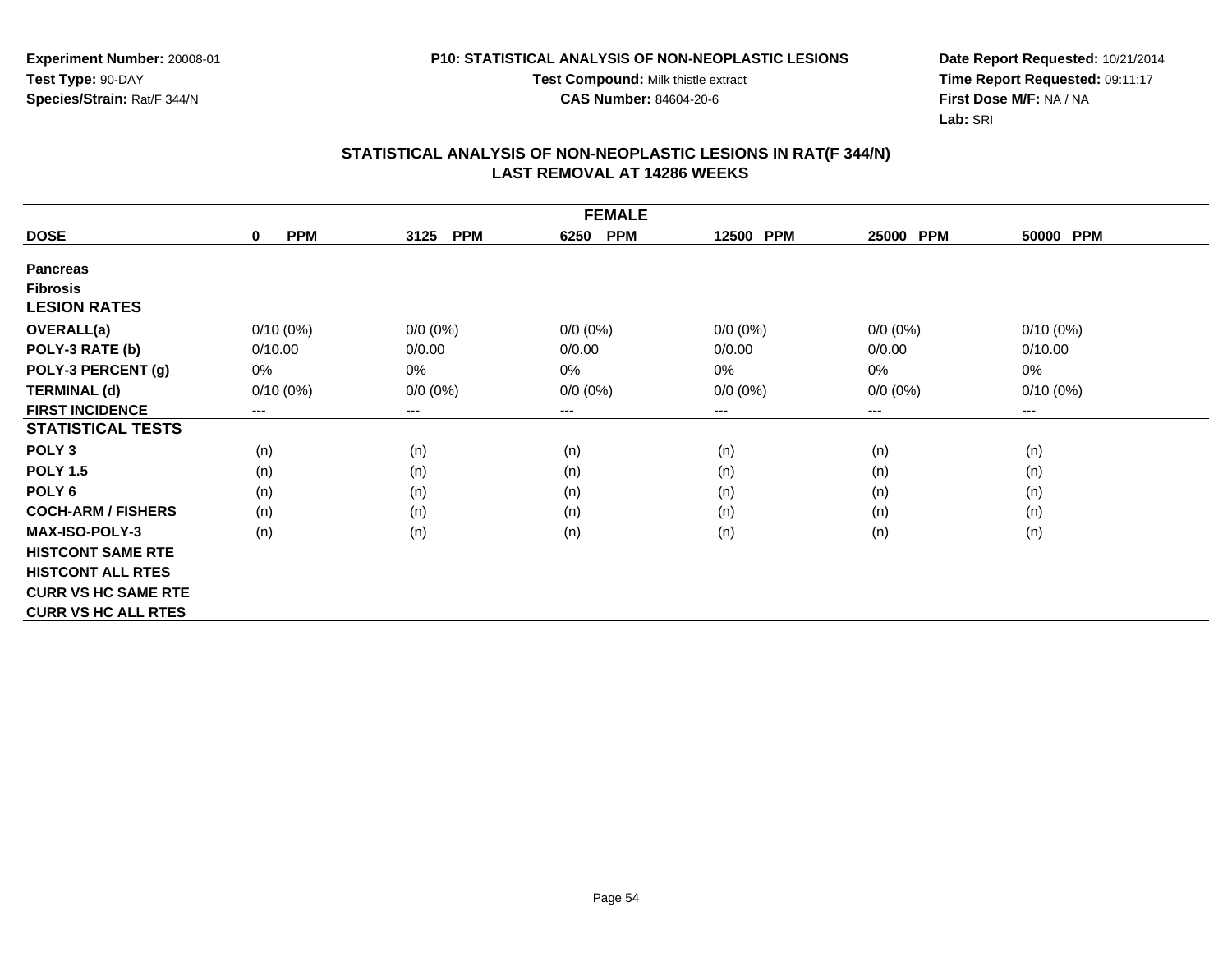**Experiment Number:** 20008-01
**Test Type:** 90-DAY
**Species/Strain:** Rat/F 344/N

**P10: STATISTICAL ANALYSIS OF NON-NEOPLASTIC LESIONS**
**Test Compound:** Milk thistle extract
**CAS Number:** 84604-20-6

**Date Report Requested:** 10/21/2014
**Time Report Requested:** 09:11:17
**First Dose M/F:** NA / NA
**Lab:** SRI

## STATISTICAL ANALYSIS OF NON-NEOPLASTIC LESIONS IN RAT(F 344/N) LAST REMOVAL AT 14286 WEEKS

| FEMALE | | | | | | |
|---|---|---|---|---|---|---|
| **DOSE** | **0 PPM** | **3125 PPM** | **6250 PPM** | **12500 PPM** | **25000 PPM** | **50000 PPM** |
| **Pancreas** | | | | | | |
| **Fibrosis** | | | | | | |
| **LESION RATES** | | | | | | |
| **OVERALL(a)** | 0/10 (0%) | 0/0 (0%) | 0/0 (0%) | 0/0 (0%) | 0/0 (0%) | 0/10 (0%) |
| **POLY-3 RATE (b)** | 0/10.00 | 0/0.00 | 0/0.00 | 0/0.00 | 0/0.00 | 0/10.00 |
| **POLY-3 PERCENT (g)** | 0% | 0% | 0% | 0% | 0% | 0% |
| **TERMINAL (d)** | 0/10 (0%) | 0/0 (0%) | 0/0 (0%) | 0/0 (0%) | 0/0 (0%) | 0/10 (0%) |
| **FIRST INCIDENCE** | --- | --- | --- | --- | --- | --- |
| **STATISTICAL TESTS** | | | | | | |
| **POLY 3** | (n) | (n) | (n) | (n) | (n) | (n) |
| **POLY 1.5** | (n) | (n) | (n) | (n) | (n) | (n) |
| **POLY 6** | (n) | (n) | (n) | (n) | (n) | (n) |
| **COCH-ARM / FISHERS** | (n) | (n) | (n) | (n) | (n) | (n) |
| **MAX-ISO-POLY-3** | (n) | (n) | (n) | (n) | (n) | (n) |
| **HISTCONT SAME RTE** | | | | | | |
| **HISTCONT ALL RTES** | | | | | | |
| **CURR VS HC SAME RTE** | | | | | | |
| **CURR VS HC ALL RTES** | | | | | | |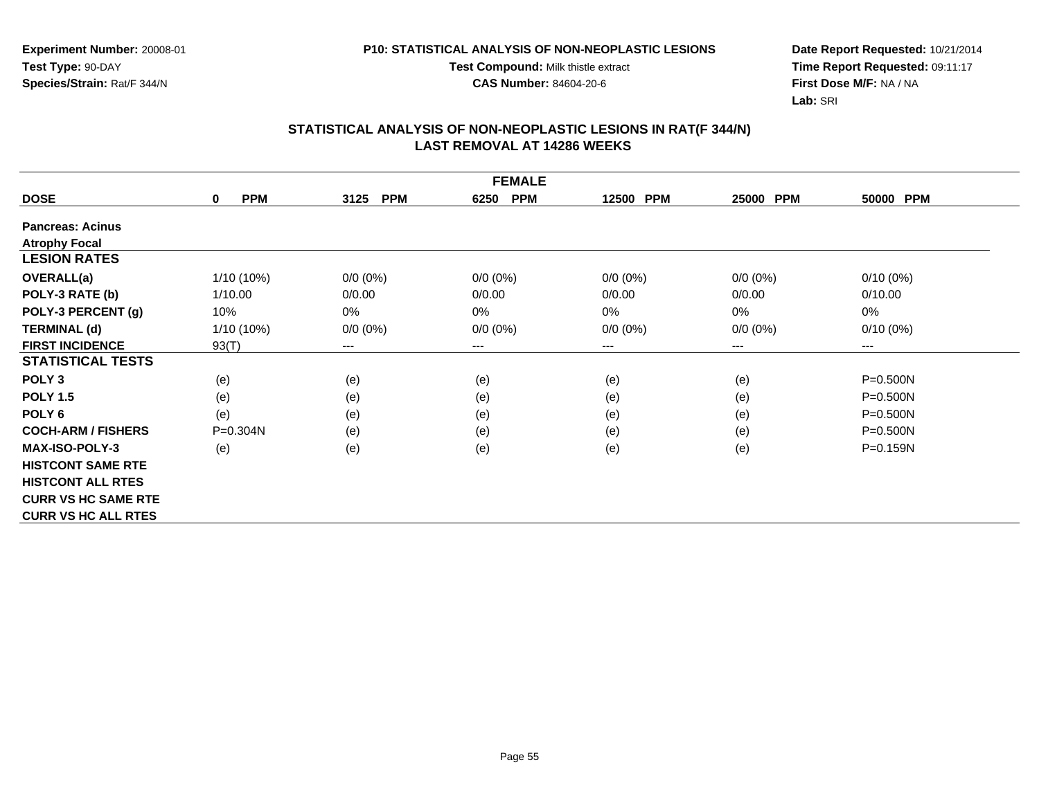**Experiment Number:** 20008-01
**Test Type:** 90-DAY
**Species/Strain:** Rat/F 344/N

**P10: STATISTICAL ANALYSIS OF NON-NEOPLASTIC LESIONS**
**Test Compound:** Milk thistle extract
**CAS Number:** 84604-20-6

**Date Report Requested:** 10/21/2014
**Time Report Requested:** 09:11:17
**First Dose M/F:** NA / NA
**Lab:** SRI

## STATISTICAL ANALYSIS OF NON-NEOPLASTIC LESIONS IN RAT(F 344/N)
## LAST REMOVAL AT 14286 WEEKS

| FEMALE | | | | | | |
|---|---|---|---|---|---|---|
| **DOSE** | **0 PPM** | **3125 PPM** | **6250 PPM** | **12500 PPM** | **25000 PPM** | **50000 PPM** |
| **Pancreas: Acinus** | | | | | | |
| **Atrophy Focal** | | | | | | |
| **LESION RATES** | | | | | | |
| **OVERALL(a)** | 1/10 (10%) | 0/0 (0%) | 0/0 (0%) | 0/0 (0%) | 0/0 (0%) | 0/10 (0%) |
| **POLY-3 RATE (b)** | 1/10.00 | 0/0.00 | 0/0.00 | 0/0.00 | 0/0.00 | 0/10.00 |
| **POLY-3 PERCENT (g)** | 10% | 0% | 0% | 0% | 0% | 0% |
| **TERMINAL (d)** | 1/10 (10%) | 0/0 (0%) | 0/0 (0%) | 0/0 (0%) | 0/0 (0%) | 0/10 (0%) |
| **FIRST INCIDENCE** | 93(T) | --- | --- | --- | --- | --- |
| **STATISTICAL TESTS** | | | | | | |
| **POLY 3** | (e) | (e) | (e) | (e) | (e) | P=0.500N |
| **POLY 1.5** | (e) | (e) | (e) | (e) | (e) | P=0.500N |
| **POLY 6** | (e) | (e) | (e) | (e) | (e) | P=0.500N |
| **COCH-ARM / FISHERS** | P=0.304N | (e) | (e) | (e) | (e) | P=0.500N |
| **MAX-ISO-POLY-3** | (e) | (e) | (e) | (e) | (e) | P=0.159N |
| **HISTCONT SAME RTE** | | | | | | |
| **HISTCONT ALL RTES** | | | | | | |
| **CURR VS HC SAME RTE** | | | | | | |
| **CURR VS HC ALL RTES** | | | | | | |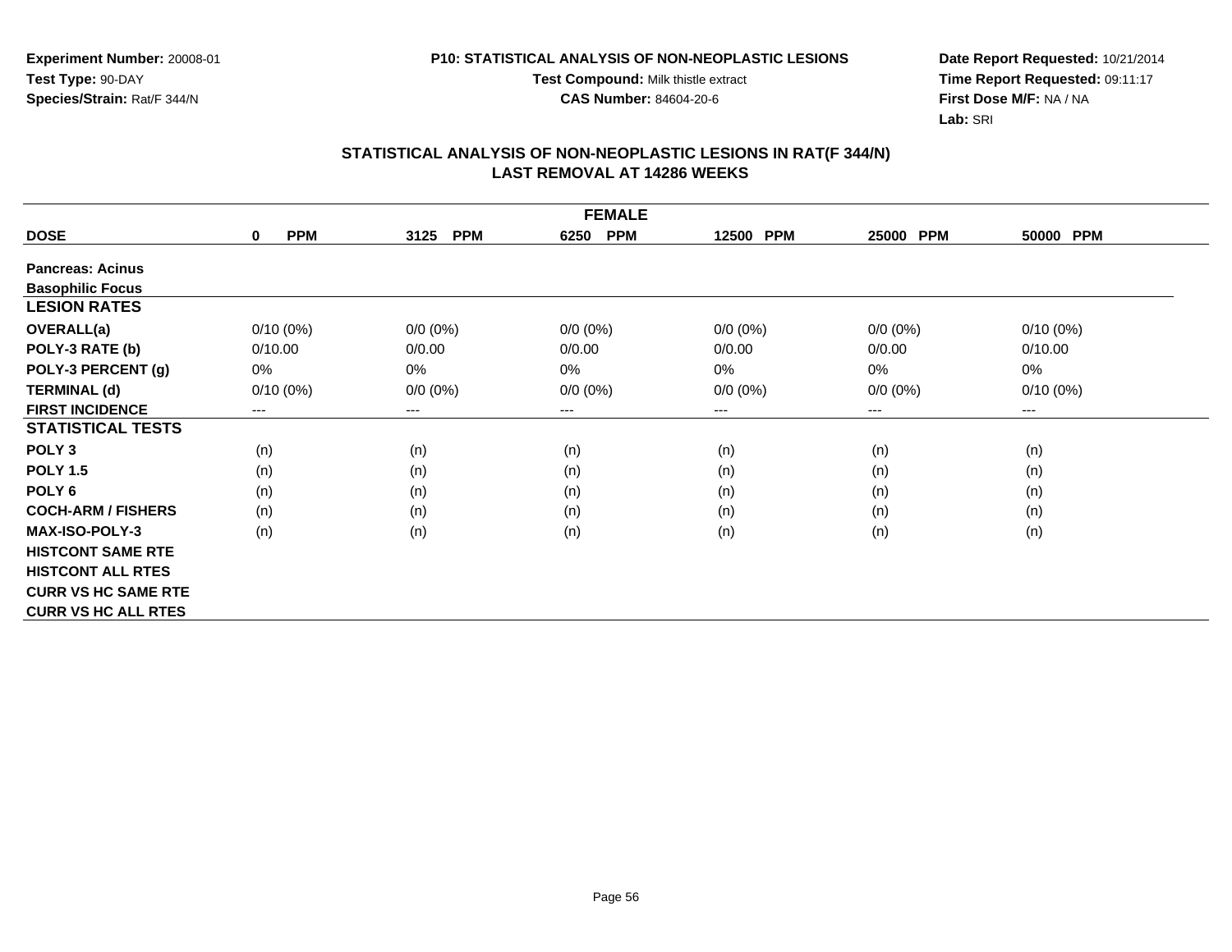**Experiment Number:** 20008-01
**Test Type:** 90-DAY
**Species/Strain:** Rat/F 344/N

**P10: STATISTICAL ANALYSIS OF NON-NEOPLASTIC LESIONS**
**Test Compound:** Milk thistle extract
**CAS Number:** 84604-20-6

**Date Report Requested:** 10/21/2014
**Time Report Requested:** 09:11:17
**First Dose M/F:** NA / NA
**Lab:** SRI

## STATISTICAL ANALYSIS OF NON-NEOPLASTIC LESIONS IN RAT(F 344/N)
## LAST REMOVAL AT 14286 WEEKS

| FEMALE | | | | | | |
|---|---|---|---|---|---|---|
| **DOSE** | **0 PPM** | **3125 PPM** | **6250 PPM** | **12500 PPM** | **25000 PPM** | **50000 PPM** |
| **Pancreas: Acinus** | | | | | | |
| **Basophilic Focus** | | | | | | |
| **LESION RATES** | | | | | | |
| **OVERALL(a)** | 0/10 (0%) | 0/0 (0%) | 0/0 (0%) | 0/0 (0%) | 0/0 (0%) | 0/10 (0%) |
| **POLY-3 RATE (b)** | 0/10.00 | 0/0.00 | 0/0.00 | 0/0.00 | 0/0.00 | 0/10.00 |
| **POLY-3 PERCENT (g)** | 0% | 0% | 0% | 0% | 0% | 0% |
| **TERMINAL (d)** | 0/10 (0%) | 0/0 (0%) | 0/0 (0%) | 0/0 (0%) | 0/0 (0%) | 0/10 (0%) |
| **FIRST INCIDENCE** | --- | --- | --- | --- | --- | --- |
| **STATISTICAL TESTS** | | | | | | |
| **POLY 3** | (n) | (n) | (n) | (n) | (n) | (n) |
| **POLY 1.5** | (n) | (n) | (n) | (n) | (n) | (n) |
| **POLY 6** | (n) | (n) | (n) | (n) | (n) | (n) |
| **COCH-ARM / FISHERS** | (n) | (n) | (n) | (n) | (n) | (n) |
| **MAX-ISO-POLY-3** | (n) | (n) | (n) | (n) | (n) | (n) |
| **HISTCONT SAME RTE** | | | | | | |
| **HISTCONT ALL RTES** | | | | | | |
| **CURR VS HC SAME RTE** | | | | | | |
| **CURR VS HC ALL RTES** | | | | | | |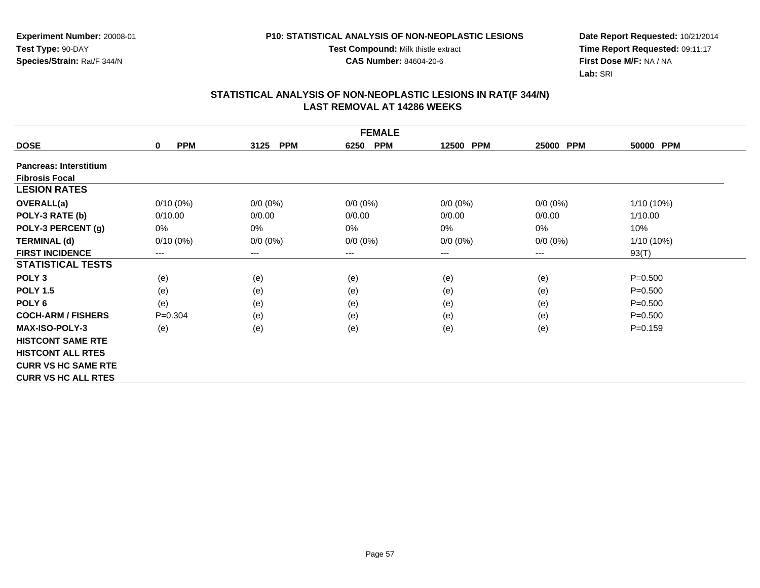**Experiment Number:** 20008-01
**Test Type:** 90-DAY
**Species/Strain:** Rat/F 344/N

**P10: STATISTICAL ANALYSIS OF NON-NEOPLASTIC LESIONS**
**Test Compound:** Milk thistle extract
**CAS Number:** 84604-20-6

**Date Report Requested:** 10/21/2014
**Time Report Requested:** 09:11:17
**First Dose M/F:** NA / NA
**Lab:** SRI

## STATISTICAL ANALYSIS OF NON-NEOPLASTIC LESIONS IN RAT(F 344/N)
## LAST REMOVAL AT 14286 WEEKS

| FEMALE | | | | | | |
|---|---|---|---|---|---|---|
| **DOSE** | **0 PPM** | **3125 PPM** | **6250 PPM** | **12500 PPM** | **25000 PPM** | **50000 PPM** |
| **Pancreas: Interstitium** | | | | | | |
| **Fibrosis Focal** | | | | | | |
| **LESION RATES** | | | | | | |
| **OVERALL(a)** | 0/10 (0%) | 0/0 (0%) | 0/0 (0%) | 0/0 (0%) | 0/0 (0%) | 1/10 (10%) |
| **POLY-3 RATE (b)** | 0/10.00 | 0/0.00 | 0/0.00 | 0/0.00 | 0/0.00 | 1/10.00 |
| **POLY-3 PERCENT (g)** | 0% | 0% | 0% | 0% | 0% | 10% |
| **TERMINAL (d)** | 0/10 (0%) | 0/0 (0%) | 0/0 (0%) | 0/0 (0%) | 0/0 (0%) | 1/10 (10%) |
| **FIRST INCIDENCE** | --- | --- | --- | --- | --- | 93(T) |
| **STATISTICAL TESTS** | | | | | | |
| **POLY 3** | (e) | (e) | (e) | (e) | (e) | P=0.500 |
| **POLY 1.5** | (e) | (e) | (e) | (e) | (e) | P=0.500 |
| **POLY 6** | (e) | (e) | (e) | (e) | (e) | P=0.500 |
| **COCH-ARM / FISHERS** | P=0.304 | (e) | (e) | (e) | (e) | P=0.500 |
| **MAX-ISO-POLY-3** | (e) | (e) | (e) | (e) | (e) | P=0.159 |
| **HISTCONT SAME RTE** | | | | | | |
| **HISTCONT ALL RTES** | | | | | | |
| **CURR VS HC SAME RTE** | | | | | | |
| **CURR VS HC ALL RTES** | | | | | | |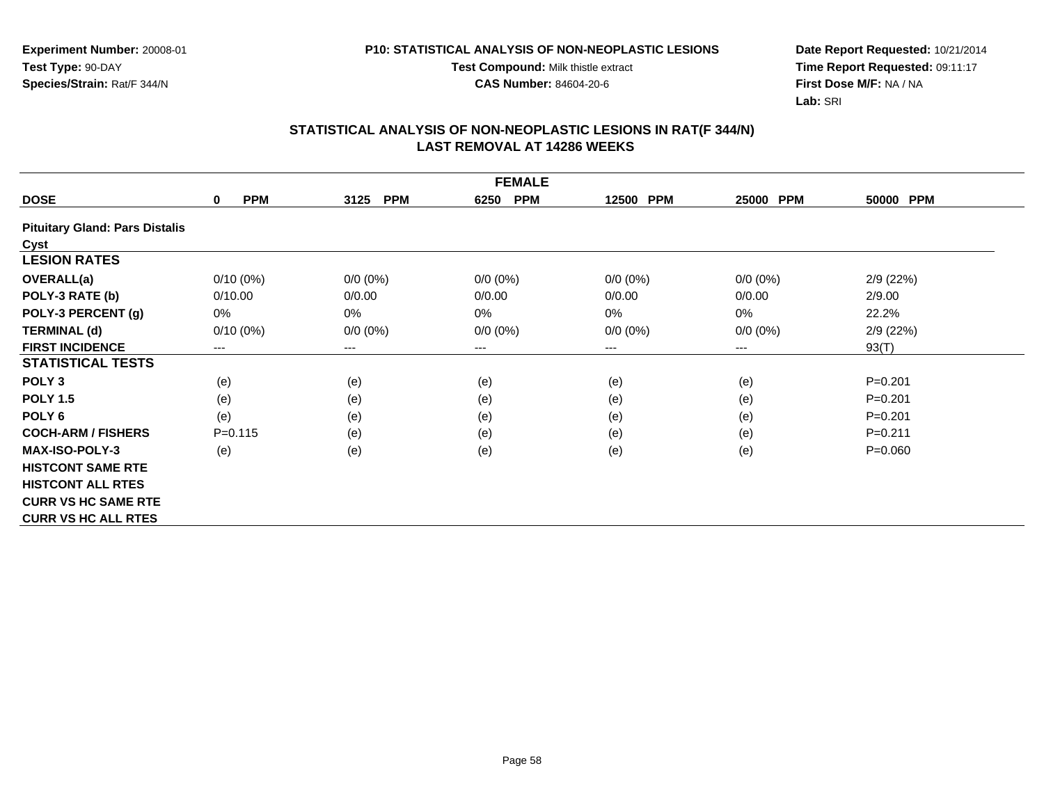**Experiment Number:** 20008-01
**Test Type:** 90-DAY
**Species/Strain:** Rat/F 344/N

**P10: STATISTICAL ANALYSIS OF NON-NEOPLASTIC LESIONS**
**Test Compound:** Milk thistle extract
**CAS Number:** 84604-20-6

**Date Report Requested:** 10/21/2014
**Time Report Requested:** 09:11:17
**First Dose M/F:** NA / NA
**Lab:** SRI

## STATISTICAL ANALYSIS OF NON-NEOPLASTIC LESIONS IN RAT(F 344/N)
## LAST REMOVAL AT 14286 WEEKS

| | FEMALE | | | | | |
|---|---|---|---|---|---|---|
| **DOSE** | **0 PPM** | **3125 PPM** | **6250 PPM** | **12500 PPM** | **25000 PPM** | **50000 PPM** |
| **Pituitary Gland: Pars Distalis** | | | | | | |
| **Cyst** | | | | | | |
| **LESION RATES** | | | | | | |
| **OVERALL(a)** | 0/10 (0%) | 0/0 (0%) | 0/0 (0%) | 0/0 (0%) | 0/0 (0%) | 2/9 (22%) |
| **POLY-3 RATE (b)** | 0/10.00 | 0/0.00 | 0/0.00 | 0/0.00 | 0/0.00 | 2/9.00 |
| **POLY-3 PERCENT (g)** | 0% | 0% | 0% | 0% | 0% | 22.2% |
| **TERMINAL (d)** | 0/10 (0%) | 0/0 (0%) | 0/0 (0%) | 0/0 (0%) | 0/0 (0%) | 2/9 (22%) |
| **FIRST INCIDENCE** | --- | --- | --- | --- | --- | 93(T) |
| **STATISTICAL TESTS** | | | | | | |
| **POLY 3** | (e) | (e) | (e) | (e) | (e) | P=0.201 |
| **POLY 1.5** | (e) | (e) | (e) | (e) | (e) | P=0.201 |
| **POLY 6** | (e) | (e) | (e) | (e) | (e) | P=0.201 |
| **COCH-ARM / FISHERS** | P=0.115 | (e) | (e) | (e) | (e) | P=0.211 |
| **MAX-ISO-POLY-3** | (e) | (e) | (e) | (e) | (e) | P=0.060 |
| **HISTCONT SAME RTE** | | | | | | |
| **HISTCONT ALL RTES** | | | | | | |
| **CURR VS HC SAME RTE** | | | | | | |
| **CURR VS HC ALL RTES** | | | | | | |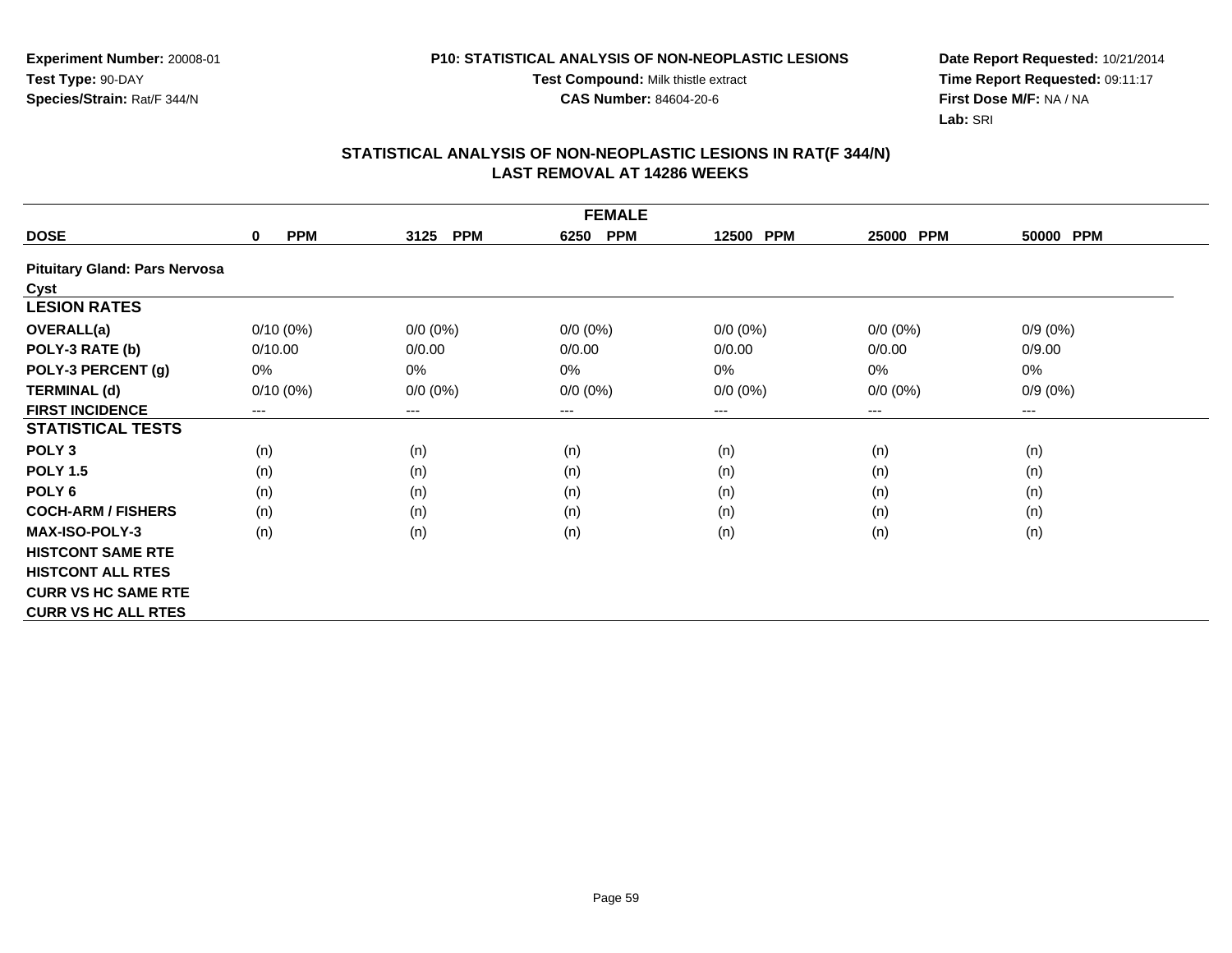**Experiment Number:** 20008-01
**Test Type:** 90-DAY
**Species/Strain:** Rat/F 344/N

**P10: STATISTICAL ANALYSIS OF NON-NEOPLASTIC LESIONS**
**Test Compound:** Milk thistle extract
**CAS Number:** 84604-20-6

**Date Report Requested:** 10/21/2014
**Time Report Requested:** 09:11:17
**First Dose M/F:** NA / NA
**Lab:** SRI

## STATISTICAL ANALYSIS OF NON-NEOPLASTIC LESIONS IN RAT(F 344/N)
## LAST REMOVAL AT 14286 WEEKS

| FEMALE | | | | | | |
|---|---|---|---|---|---|---|
| **DOSE** | **0 PPM** | **3125 PPM** | **6250 PPM** | **12500 PPM** | **25000 PPM** | **50000 PPM** |
| **Pituitary Gland: Pars Nervosa** | | | | | | |
| **Cyst** | | | | | | |
| **LESION RATES** | | | | | | |
| **OVERALL(a)** | 0/10 (0%) | 0/0 (0%) | 0/0 (0%) | 0/0 (0%) | 0/0 (0%) | 0/9 (0%) |
| **POLY-3 RATE (b)** | 0/10.00 | 0/0.00 | 0/0.00 | 0/0.00 | 0/0.00 | 0/9.00 |
| **POLY-3 PERCENT (g)** | 0% | 0% | 0% | 0% | 0% | 0% |
| **TERMINAL (d)** | 0/10 (0%) | 0/0 (0%) | 0/0 (0%) | 0/0 (0%) | 0/0 (0%) | 0/9 (0%) |
| **FIRST INCIDENCE** | --- | --- | --- | --- | --- | --- |
| **STATISTICAL TESTS** | | | | | | |
| **POLY 3** | (n) | (n) | (n) | (n) | (n) | (n) |
| **POLY 1.5** | (n) | (n) | (n) | (n) | (n) | (n) |
| **POLY 6** | (n) | (n) | (n) | (n) | (n) | (n) |
| **COCH-ARM / FISHERS** | (n) | (n) | (n) | (n) | (n) | (n) |
| **MAX-ISO-POLY-3** | (n) | (n) | (n) | (n) | (n) | (n) |
| **HISTCONT SAME RTE** | | | | | | |
| **HISTCONT ALL RTES** | | | | | | |
| **CURR VS HC SAME RTE** | | | | | | |
| **CURR VS HC ALL RTES** | | | | | | |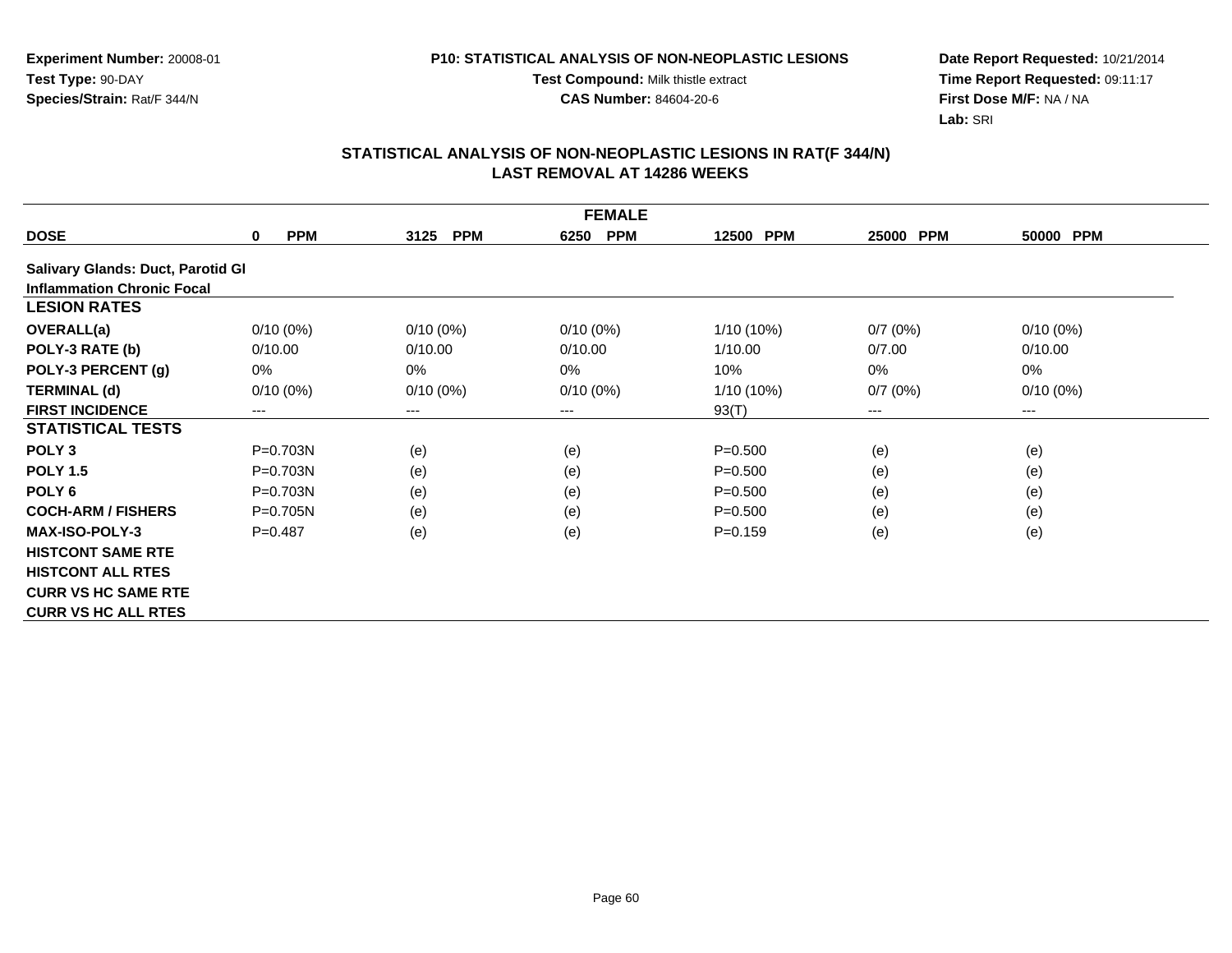**Experiment Number:** 20008-01
**Test Type:** 90-DAY
**Species/Strain:** Rat/F 344/N

**P10: STATISTICAL ANALYSIS OF NON-NEOPLASTIC LESIONS**
**Test Compound:** Milk thistle extract
**CAS Number:** 84604-20-6

**Date Report Requested:** 10/21/2014
**Time Report Requested:** 09:11:17
**First Dose M/F:** NA / NA
**Lab:** SRI

## STATISTICAL ANALYSIS OF NON-NEOPLASTIC LESIONS IN RAT(F 344/N)
## LAST REMOVAL AT 14286 WEEKS

| FEMALE | | | | | | |
|---|---|---|---|---|---|---|
| **DOSE** | **0 PPM** | **3125 PPM** | **6250 PPM** | **12500 PPM** | **25000 PPM** | **50000 PPM** |
| **Salivary Glands: Duct, Parotid Gl** | | | | | | |
| **Inflammation Chronic Focal** | | | | | | |
| **LESION RATES** | | | | | | |
| **OVERALL(a)** | 0/10 (0%) | 0/10 (0%) | 0/10 (0%) | 1/10 (10%) | 0/7 (0%) | 0/10 (0%) |
| **POLY-3 RATE (b)** | 0/10.00 | 0/10.00 | 0/10.00 | 1/10.00 | 0/7.00 | 0/10.00 |
| **POLY-3 PERCENT (g)** | 0% | 0% | 0% | 10% | 0% | 0% |
| **TERMINAL (d)** | 0/10 (0%) | 0/10 (0%) | 0/10 (0%) | 1/10 (10%) | 0/7 (0%) | 0/10 (0%) |
| **FIRST INCIDENCE** | --- | --- | --- | 93(T) | --- | --- |
| **STATISTICAL TESTS** | | | | | | |
| **POLY 3** | P=0.703N | (e) | (e) | P=0.500 | (e) | (e) |
| **POLY 1.5** | P=0.703N | (e) | (e) | P=0.500 | (e) | (e) |
| **POLY 6** | P=0.703N | (e) | (e) | P=0.500 | (e) | (e) |
| **COCH-ARM / FISHERS** | P=0.705N | (e) | (e) | P=0.500 | (e) | (e) |
| **MAX-ISO-POLY-3** | P=0.487 | (e) | (e) | P=0.159 | (e) | (e) |
| **HISTCONT SAME RTE** | | | | | | |
| **HISTCONT ALL RTES** | | | | | | |
| **CURR VS HC SAME RTE** | | | | | | |
| **CURR VS HC ALL RTES** | | | | | | |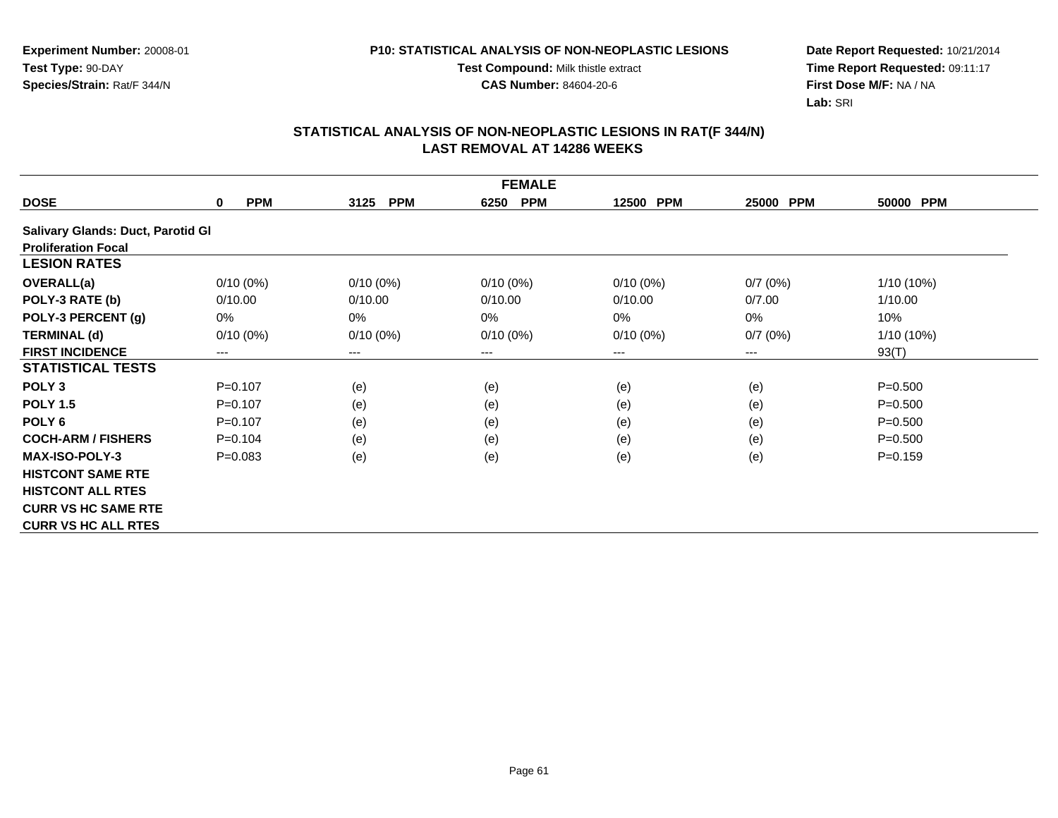**Experiment Number:** 20008-01
**Test Type:** 90-DAY
**Species/Strain:** Rat/F 344/N

**P10: STATISTICAL ANALYSIS OF NON-NEOPLASTIC LESIONS**
**Test Compound:** Milk thistle extract
**CAS Number:** 84604-20-6

**Date Report Requested:** 10/21/2014
**Time Report Requested:** 09:11:17
**First Dose M/F:** NA / NA
**Lab:** SRI

## STATISTICAL ANALYSIS OF NON-NEOPLASTIC LESIONS IN RAT(F 344/N)
## LAST REMOVAL AT 14286 WEEKS

| FEMALE | | | | | | |
|---|---|---|---|---|---|---|
| **DOSE** | **0 PPM** | **3125 PPM** | **6250 PPM** | **12500 PPM** | **25000 PPM** | **50000 PPM** |
| **Salivary Glands: Duct, Parotid Gl Proliferation Focal** | | | | | | |
| **LESION RATES** | | | | | | |
| **OVERALL(a)** | 0/10 (0%) | 0/10 (0%) | 0/10 (0%) | 0/10 (0%) | 0/7 (0%) | 1/10 (10%) |
| **POLY-3 RATE (b)** | 0/10.00 | 0/10.00 | 0/10.00 | 0/10.00 | 0/7.00 | 1/10.00 |
| **POLY-3 PERCENT (g)** | 0% | 0% | 0% | 0% | 0% | 10% |
| **TERMINAL (d)** | 0/10 (0%) | 0/10 (0%) | 0/10 (0%) | 0/10 (0%) | 0/7 (0%) | 1/10 (10%) |
| **FIRST INCIDENCE** | --- | --- | --- | --- | --- | 93(T) |
| **STATISTICAL TESTS** | | | | | | |
| **POLY 3** | P=0.107 | (e) | (e) | (e) | (e) | P=0.500 |
| **POLY 1.5** | P=0.107 | (e) | (e) | (e) | (e) | P=0.500 |
| **POLY 6** | P=0.107 | (e) | (e) | (e) | (e) | P=0.500 |
| **COCH-ARM / FISHERS** | P=0.104 | (e) | (e) | (e) | (e) | P=0.500 |
| **MAX-ISO-POLY-3** | P=0.083 | (e) | (e) | (e) | (e) | P=0.159 |
| **HISTCONT SAME RTE** | | | | | | |
| **HISTCONT ALL RTES** | | | | | | |
| **CURR VS HC SAME RTE** | | | | | | |
| **CURR VS HC ALL RTES** | | | | | | |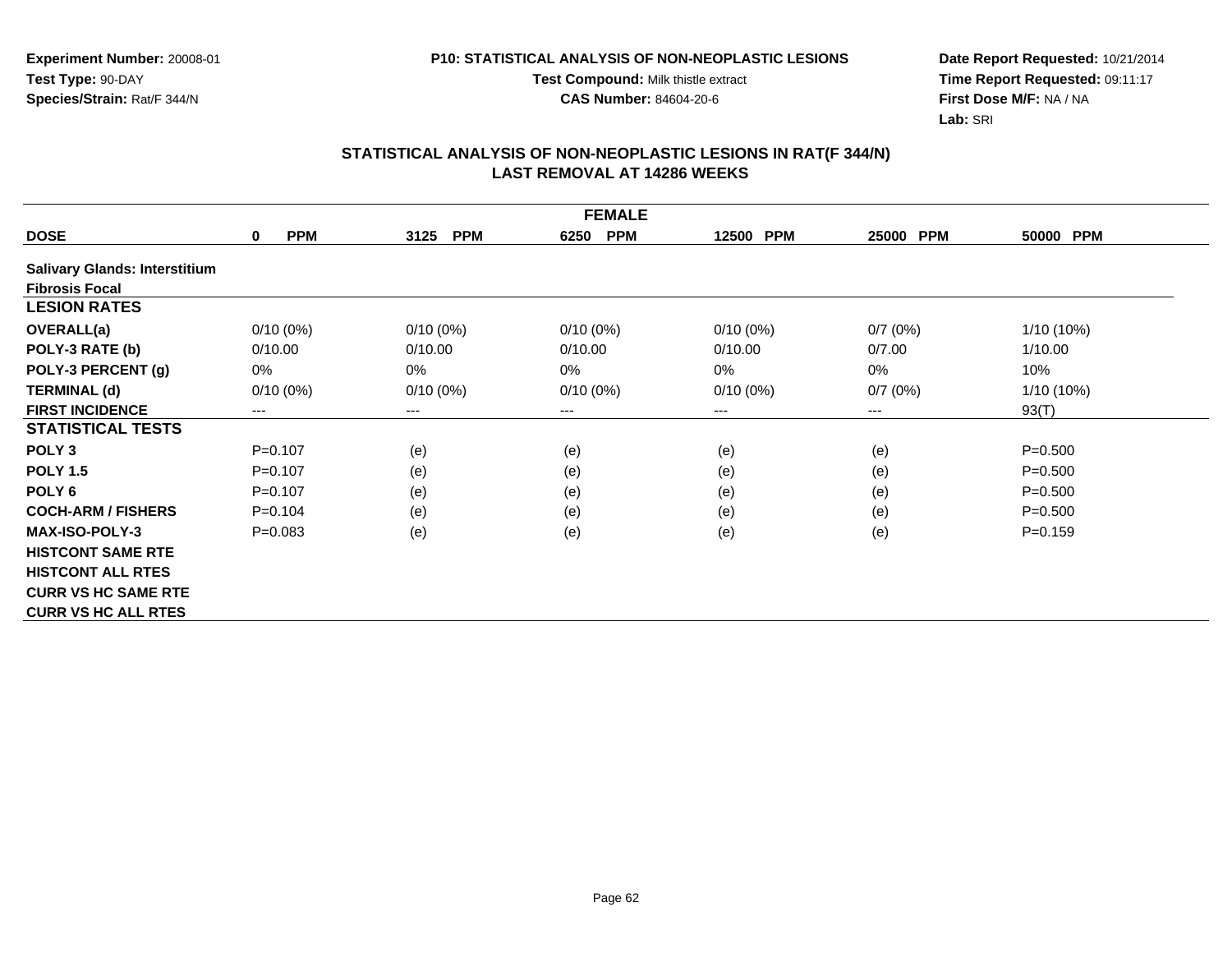**Experiment Number:** 20008-01
**Test Type:** 90-DAY
**Species/Strain:** Rat/F 344/N

**P10: STATISTICAL ANALYSIS OF NON-NEOPLASTIC LESIONS**
**Test Compound:** Milk thistle extract
**CAS Number:** 84604-20-6

**Date Report Requested:** 10/21/2014
**Time Report Requested:** 09:11:17
**First Dose M/F:** NA / NA
**Lab:** SRI

## STATISTICAL ANALYSIS OF NON-NEOPLASTIC LESIONS IN RAT(F 344/N)
## LAST REMOVAL AT 14286 WEEKS

| FEMALE | | | | | | |
|---|---|---|---|---|---|---|
| **DOSE** | **0 PPM** | **3125 PPM** | **6250 PPM** | **12500 PPM** | **25000 PPM** | **50000 PPM** |
| **Salivary Glands: Interstitium Fibrosis Focal** | | | | | | |
| **LESION RATES** | | | | | | |
| **OVERALL(a)** | 0/10 (0%) | 0/10 (0%) | 0/10 (0%) | 0/10 (0%) | 0/7 (0%) | 1/10 (10%) |
| **POLY-3 RATE (b)** | 0/10.00 | 0/10.00 | 0/10.00 | 0/10.00 | 0/7.00 | 1/10.00 |
| **POLY-3 PERCENT (g)** | 0% | 0% | 0% | 0% | 0% | 10% |
| **TERMINAL (d)** | 0/10 (0%) | 0/10 (0%) | 0/10 (0%) | 0/10 (0%) | 0/7 (0%) | 1/10 (10%) |
| **FIRST INCIDENCE** | --- | --- | --- | --- | --- | 93(T) |
| **STATISTICAL TESTS** | | | | | | |
| **POLY 3** | P=0.107 | (e) | (e) | (e) | (e) | P=0.500 |
| **POLY 1.5** | P=0.107 | (e) | (e) | (e) | (e) | P=0.500 |
| **POLY 6** | P=0.107 | (e) | (e) | (e) | (e) | P=0.500 |
| **COCH-ARM / FISHERS** | P=0.104 | (e) | (e) | (e) | (e) | P=0.500 |
| **MAX-ISO-POLY-3** | P=0.083 | (e) | (e) | (e) | (e) | P=0.159 |
| **HISTCONT SAME RTE** | | | | | | |
| **HISTCONT ALL RTES** | | | | | | |
| **CURR VS HC SAME RTE** | | | | | | |
| **CURR VS HC ALL RTES** | | | | | | |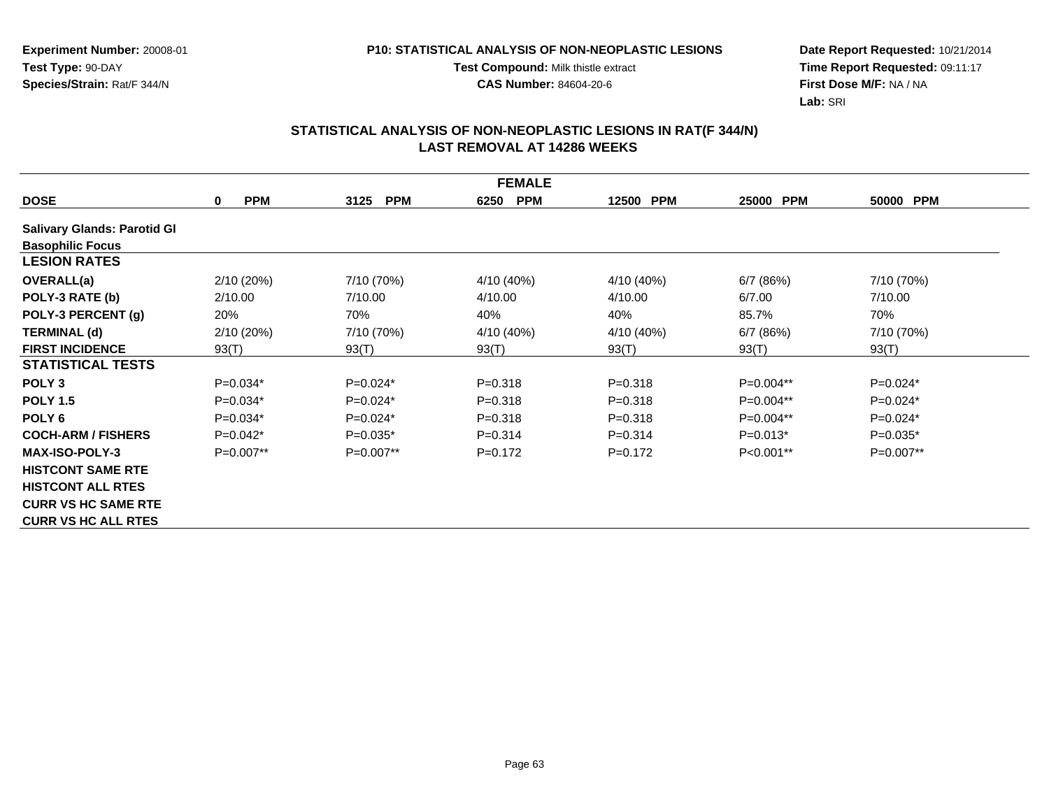**Experiment Number:** 20008-01
**Test Type:** 90-DAY
**Species/Strain:** Rat/F 344/N

**P10: STATISTICAL ANALYSIS OF NON-NEOPLASTIC LESIONS**
**Test Compound:** Milk thistle extract
**CAS Number:** 84604-20-6

**Date Report Requested:** 10/21/2014
**Time Report Requested:** 09:11:17
**First Dose M/F:** NA / NA
**Lab:** SRI

## STATISTICAL ANALYSIS OF NON-NEOPLASTIC LESIONS IN RAT(F 344/N)
## LAST REMOVAL AT 14286 WEEKS

| FEMALE | | | | | | |
|---|---|---|---|---|---|---|
| **DOSE** | **0 PPM** | **3125 PPM** | **6250 PPM** | **12500 PPM** | **25000 PPM** | **50000 PPM** |
| **Salivary Glands: Parotid Gl** | | | | | | |
| **Basophilic Focus** | | | | | | |
| **LESION RATES** | | | | | | |
| **OVERALL(a)** | 2/10 (20%) | 7/10 (70%) | 4/10 (40%) | 4/10 (40%) | 6/7 (86%) | 7/10 (70%) |
| **POLY-3 RATE (b)** | 2/10.00 | 7/10.00 | 4/10.00 | 4/10.00 | 6/7.00 | 7/10.00 |
| **POLY-3 PERCENT (g)** | 20% | 70% | 40% | 40% | 85.7% | 70% |
| **TERMINAL (d)** | 2/10 (20%) | 7/10 (70%) | 4/10 (40%) | 4/10 (40%) | 6/7 (86%) | 7/10 (70%) |
| **FIRST INCIDENCE** | 93(T) | 93(T) | 93(T) | 93(T) | 93(T) | 93(T) |
| **STATISTICAL TESTS** | | | | | | |
| **POLY 3** | P=0.034* | P=0.024* | P=0.318 | P=0.318 | P=0.004** | P=0.024* |
| **POLY 1.5** | P=0.034* | P=0.024* | P=0.318 | P=0.318 | P=0.004** | P=0.024* |
| **POLY 6** | P=0.034* | P=0.024* | P=0.318 | P=0.318 | P=0.004** | P=0.024* |
| **COCH-ARM / FISHERS** | P=0.042* | P=0.035* | P=0.314 | P=0.314 | P=0.013* | P=0.035* |
| **MAX-ISO-POLY-3** | P=0.007** | P=0.007** | P=0.172 | P=0.172 | P<0.001** | P=0.007** |
| **HISTCONT SAME RTE** | | | | | | |
| **HISTCONT ALL RTES** | | | | | | |
| **CURR VS HC SAME RTE** | | | | | | |
| **CURR VS HC ALL RTES** | | | | | | |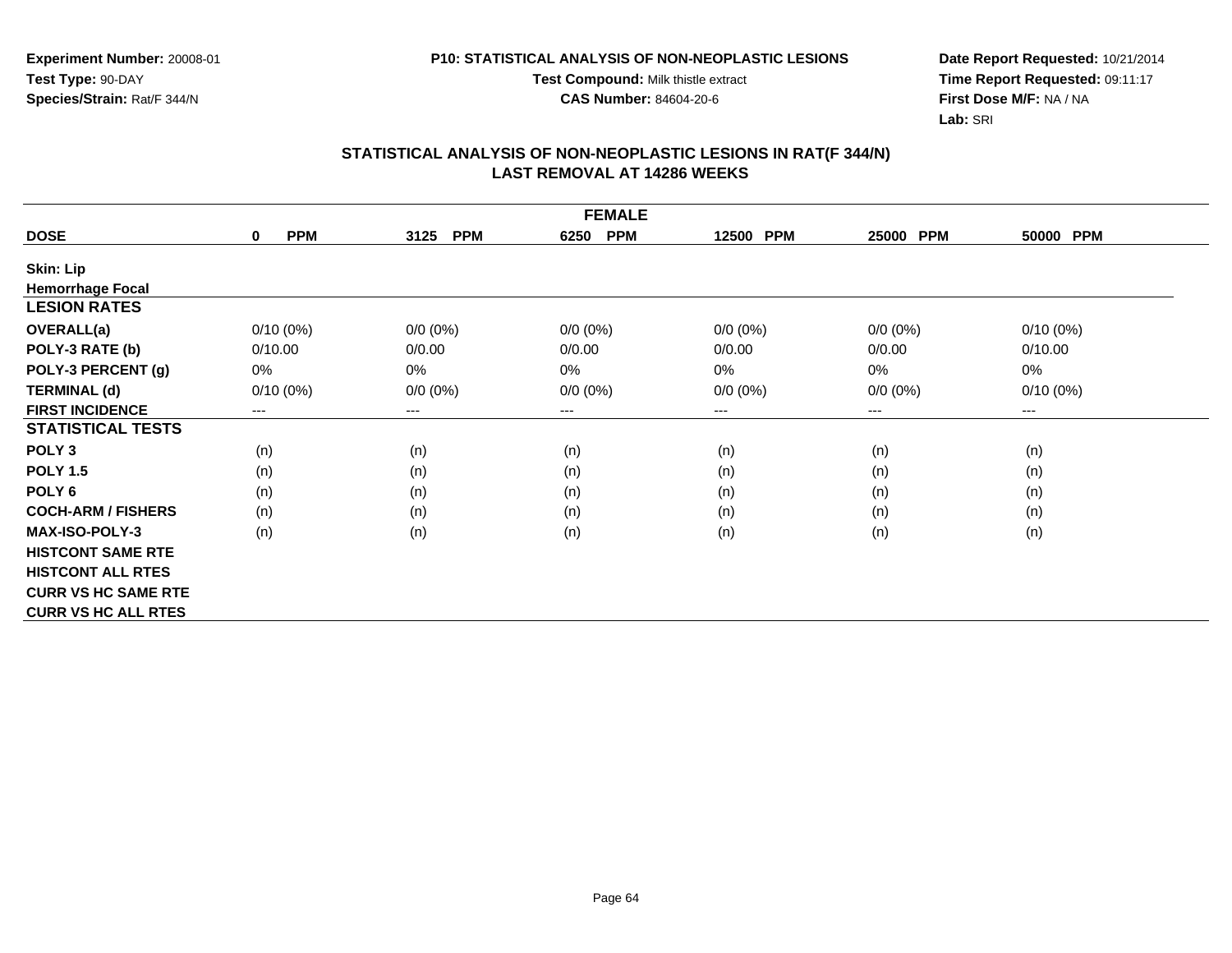**Experiment Number:** 20008-01
**Test Type:** 90-DAY
**Species/Strain:** Rat/F 344/N

**P10: STATISTICAL ANALYSIS OF NON-NEOPLASTIC LESIONS**
**Test Compound:** Milk thistle extract
**CAS Number:** 84604-20-6

**Date Report Requested:** 10/21/2014
**Time Report Requested:** 09:11:17
**First Dose M/F:** NA / NA
**Lab:** SRI

## STATISTICAL ANALYSIS OF NON-NEOPLASTIC LESIONS IN RAT(F 344/N)
## LAST REMOVAL AT 14286 WEEKS

| FEMALE | | | | | | |
|---|---|---|---|---|---|---|
| **DOSE** | **0 PPM** | **3125 PPM** | **6250 PPM** | **12500 PPM** | **25000 PPM** | **50000 PPM** |
| **Skin: Lip** | | | | | | |
| **Hemorrhage Focal** | | | | | | |
| **LESION RATES** | | | | | | |
| **OVERALL(a)** | 0/10 (0%) | 0/0 (0%) | 0/0 (0%) | 0/0 (0%) | 0/0 (0%) | 0/10 (0%) |
| **POLY-3 RATE (b)** | 0/10.00 | 0/0.00 | 0/0.00 | 0/0.00 | 0/0.00 | 0/10.00 |
| **POLY-3 PERCENT (g)** | 0% | 0% | 0% | 0% | 0% | 0% |
| **TERMINAL (d)** | 0/10 (0%) | 0/0 (0%) | 0/0 (0%) | 0/0 (0%) | 0/0 (0%) | 0/10 (0%) |
| **FIRST INCIDENCE** | --- | --- | --- | --- | --- | --- |
| **STATISTICAL TESTS** | | | | | | |
| **POLY 3** | (n) | (n) | (n) | (n) | (n) | (n) |
| **POLY 1.5** | (n) | (n) | (n) | (n) | (n) | (n) |
| **POLY 6** | (n) | (n) | (n) | (n) | (n) | (n) |
| **COCH-ARM / FISHERS** | (n) | (n) | (n) | (n) | (n) | (n) |
| **MAX-ISO-POLY-3** | (n) | (n) | (n) | (n) | (n) | (n) |
| **HISTCONT SAME RTE** | | | | | | |
| **HISTCONT ALL RTES** | | | | | | |
| **CURR VS HC SAME RTE** | | | | | | |
| **CURR VS HC ALL RTES** | | | | | | |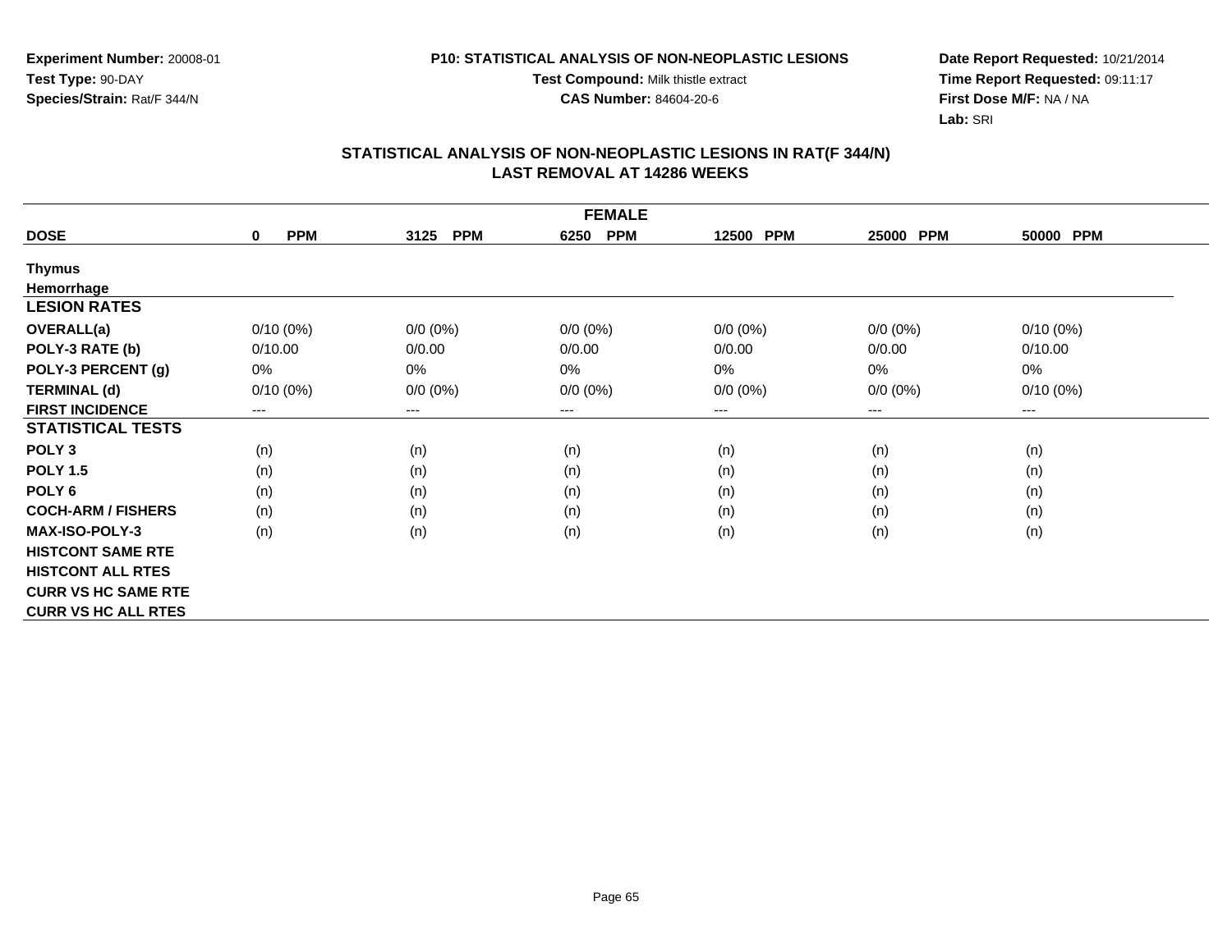Experiment Number: 20008-01
Test Type: 90-DAY
Species/Strain: Rat/F 344/N

P10: STATISTICAL ANALYSIS OF NON-NEOPLASTIC LESIONS
Test Compound: Milk thistle extract
CAS Number: 84604-20-6

Date Report Requested: 10/21/2014
Time Report Requested: 09:11:17
First Dose M/F: NA / NA
Lab: SRI

## STATISTICAL ANALYSIS OF NON-NEOPLASTIC LESIONS IN RAT(F 344/N)
## LAST REMOVAL AT 14286 WEEKS

| FEMALE | | | | | | |
|---|---|---|---|---|---|---|
| **DOSE** | **0 PPM** | **3125 PPM** | **6250 PPM** | **12500 PPM** | **25000 PPM** | **50000 PPM** |
| **Thymus** | | | | | | |
| **Hemorrhage** | | | | | | |
| **LESION RATES** | | | | | | |
| **OVERALL(a)** | 0/10 (0%) | 0/0 (0%) | 0/0 (0%) | 0/0 (0%) | 0/0 (0%) | 0/10 (0%) |
| **POLY-3 RATE (b)** | 0/10.00 | 0/0.00 | 0/0.00 | 0/0.00 | 0/0.00 | 0/10.00 |
| **POLY-3 PERCENT (g)** | 0% | 0% | 0% | 0% | 0% | 0% |
| **TERMINAL (d)** | 0/10 (0%) | 0/0 (0%) | 0/0 (0%) | 0/0 (0%) | 0/0 (0%) | 0/10 (0%) |
| **FIRST INCIDENCE** | --- | --- | --- | --- | --- | --- |
| **STATISTICAL TESTS** | | | | | | |
| **POLY 3** | (n) | (n) | (n) | (n) | (n) | (n) |
| **POLY 1.5** | (n) | (n) | (n) | (n) | (n) | (n) |
| **POLY 6** | (n) | (n) | (n) | (n) | (n) | (n) |
| **COCH-ARM / FISHERS** | (n) | (n) | (n) | (n) | (n) | (n) |
| **MAX-ISO-POLY-3** | (n) | (n) | (n) | (n) | (n) | (n) |
| **HISTCONT SAME RTE** | | | | | | |
| **HISTCONT ALL RTES** | | | | | | |
| **CURR VS HC SAME RTE** | | | | | | |
| **CURR VS HC ALL RTES** | | | | | | |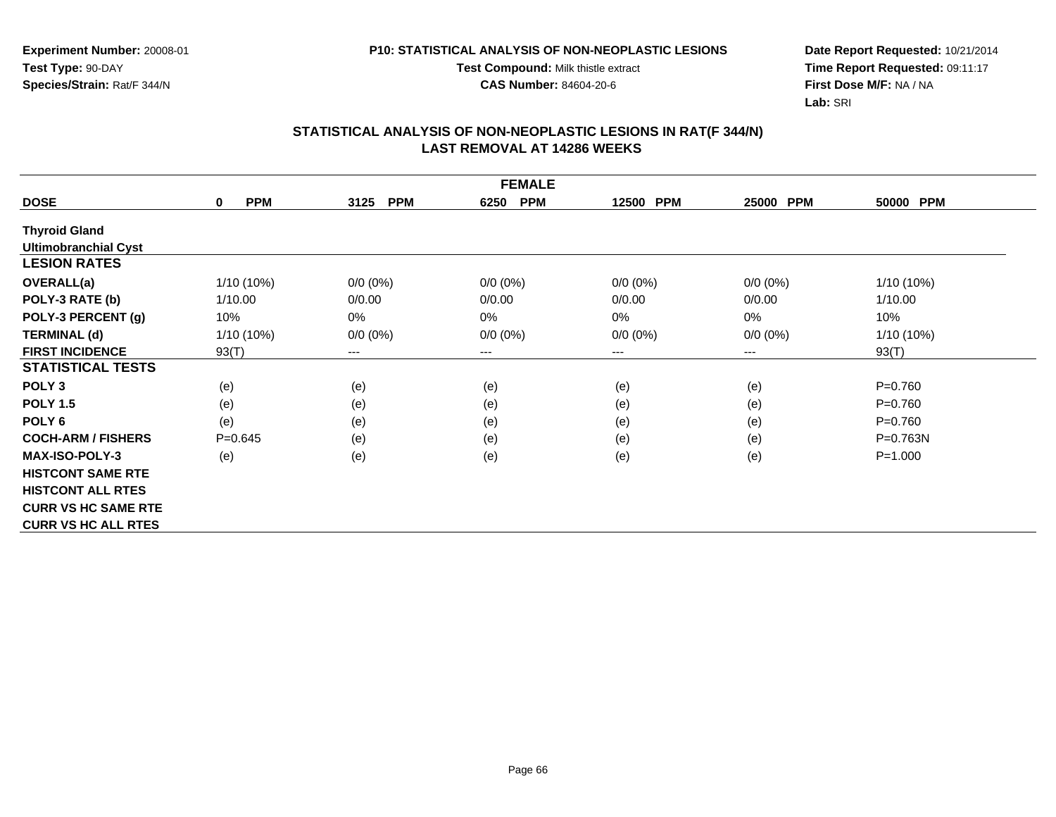**Experiment Number:** 20008-01
**Test Type:** 90-DAY
**Species/Strain:** Rat/F 344/N

**P10: STATISTICAL ANALYSIS OF NON-NEOPLASTIC LESIONS**
**Test Compound:** Milk thistle extract
**CAS Number:** 84604-20-6

**Date Report Requested:** 10/21/2014
**Time Report Requested:** 09:11:17
**First Dose M/F:** NA / NA
**Lab:** SRI

## STATISTICAL ANALYSIS OF NON-NEOPLASTIC LESIONS IN RAT(F 344/N)
## LAST REMOVAL AT 14286 WEEKS

| FEMALE | | | | | | |
|---|---|---|---|---|---|---|
| **DOSE** | **0 PPM** | **3125 PPM** | **6250 PPM** | **12500 PPM** | **25000 PPM** | **50000 PPM** |
| **Thyroid Gland** | | | | | | |
| **Ultimobranchial Cyst** | | | | | | |
| **LESION RATES** | | | | | | |
| **OVERALL(a)** | 1/10 (10%) | 0/0 (0%) | 0/0 (0%) | 0/0 (0%) | 0/0 (0%) | 1/10 (10%) |
| **POLY-3 RATE (b)** | 1/10.00 | 0/0.00 | 0/0.00 | 0/0.00 | 0/0.00 | 1/10.00 |
| **POLY-3 PERCENT (g)** | 10% | 0% | 0% | 0% | 0% | 10% |
| **TERMINAL (d)** | 1/10 (10%) | 0/0 (0%) | 0/0 (0%) | 0/0 (0%) | 0/0 (0%) | 1/10 (10%) |
| **FIRST INCIDENCE** | 93(T) | --- | --- | --- | --- | 93(T) |
| **STATISTICAL TESTS** | | | | | | |
| **POLY 3** | (e) | (e) | (e) | (e) | (e) | P=0.760 |
| **POLY 1.5** | (e) | (e) | (e) | (e) | (e) | P=0.760 |
| **POLY 6** | (e) | (e) | (e) | (e) | (e) | P=0.760 |
| **COCH-ARM / FISHERS** | P=0.645 | (e) | (e) | (e) | (e) | P=0.763N |
| **MAX-ISO-POLY-3** | (e) | (e) | (e) | (e) | (e) | P=1.000 |
| **HISTCONT SAME RTE** | | | | | | |
| **HISTCONT ALL RTES** | | | | | | |
| **CURR VS HC SAME RTE** | | | | | | |
| **CURR VS HC ALL RTES** | | | | | | |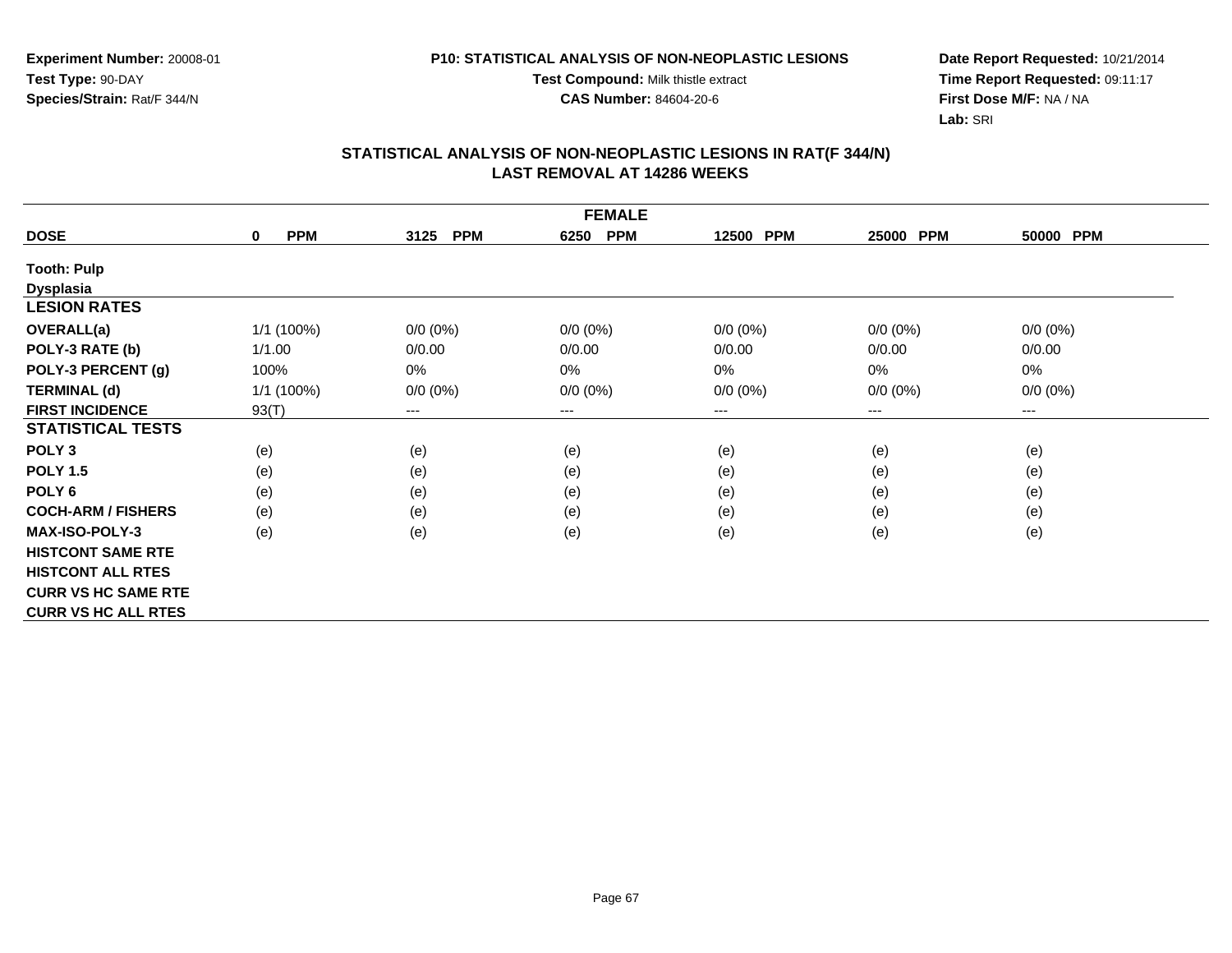Experiment Number: 20008-01
Test Type: 90-DAY
Species/Strain: Rat/F 344/N

P10: STATISTICAL ANALYSIS OF NON-NEOPLASTIC LESIONS
Test Compound: Milk thistle extract
CAS Number: 84604-20-6

Date Report Requested: 10/21/2014
Time Report Requested: 09:11:17
First Dose M/F: NA / NA
Lab: SRI

## STATISTICAL ANALYSIS OF NON-NEOPLASTIC LESIONS IN RAT(F 344/N)
## LAST REMOVAL AT 14286 WEEKS

| FEMALE | | | | | | |
|---|---|---|---|---|---|---|
| **DOSE** | **0 PPM** | **3125 PPM** | **6250 PPM** | **12500 PPM** | **25000 PPM** | **50000 PPM** |
| **Tooth: Pulp** | | | | | | |
| **Dysplasia** | | | | | | |
| **LESION RATES** | | | | | | |
| **OVERALL(a)** | 1/1 (100%) | 0/0 (0%) | 0/0 (0%) | 0/0 (0%) | 0/0 (0%) | 0/0 (0%) |
| **POLY-3 RATE (b)** | 1/1.00 | 0/0.00 | 0/0.00 | 0/0.00 | 0/0.00 | 0/0.00 |
| **POLY-3 PERCENT (g)** | 100% | 0% | 0% | 0% | 0% | 0% |
| **TERMINAL (d)** | 1/1 (100%) | 0/0 (0%) | 0/0 (0%) | 0/0 (0%) | 0/0 (0%) | 0/0 (0%) |
| **FIRST INCIDENCE** | 93(T) | --- | --- | --- | --- | --- |
| **STATISTICAL TESTS** | | | | | | |
| **POLY 3** | (e) | (e) | (e) | (e) | (e) | (e) |
| **POLY 1.5** | (e) | (e) | (e) | (e) | (e) | (e) |
| **POLY 6** | (e) | (e) | (e) | (e) | (e) | (e) |
| **COCH-ARM / FISHERS** | (e) | (e) | (e) | (e) | (e) | (e) |
| **MAX-ISO-POLY-3** | (e) | (e) | (e) | (e) | (e) | (e) |
| **HISTCONT SAME RTE** | | | | | | |
| **HISTCONT ALL RTES** | | | | | | |
| **CURR VS HC SAME RTE** | | | | | | |
| **CURR VS HC ALL RTES** | | | | | | |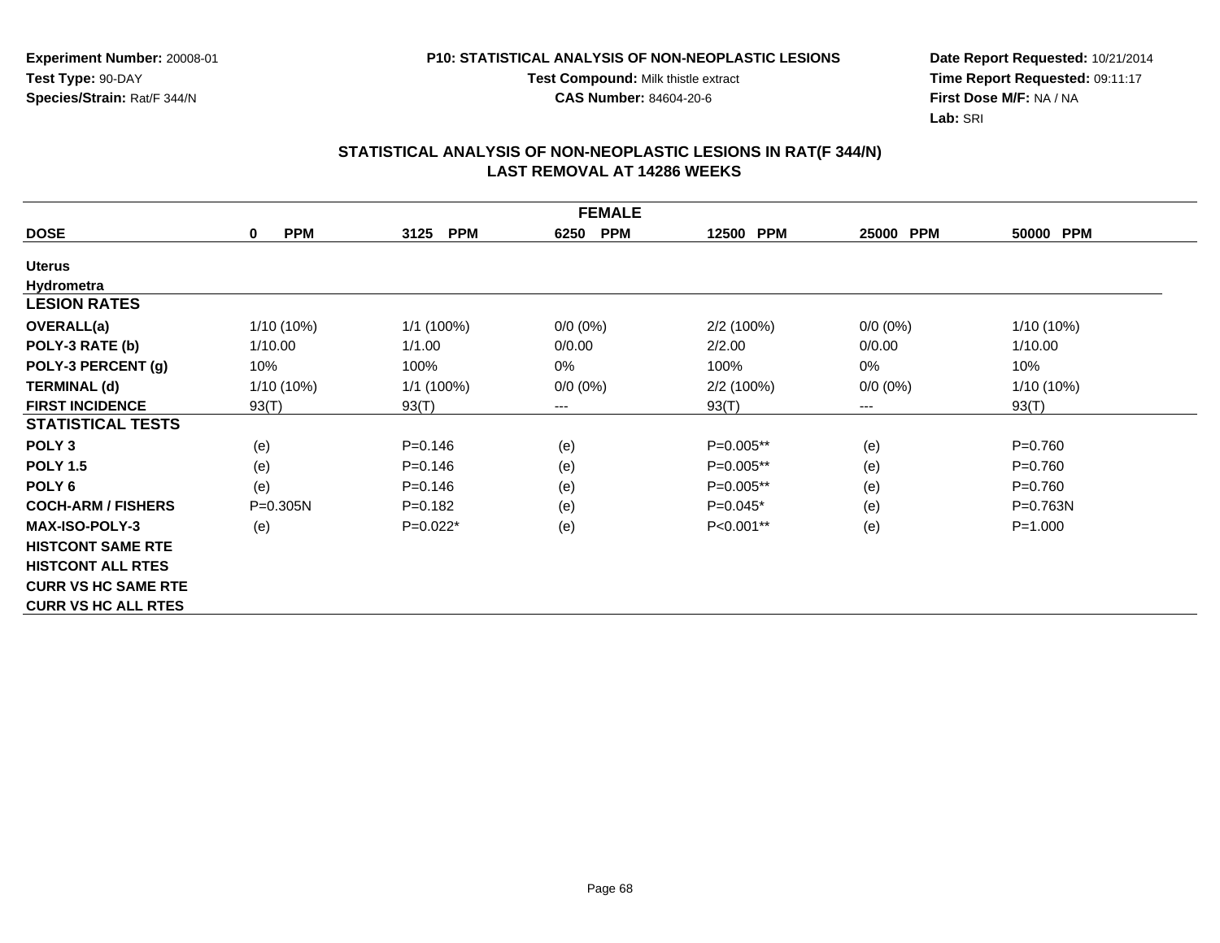Experiment Number: 20008-01
Test Type: 90-DAY
Species/Strain: Rat/F 344/N

P10: STATISTICAL ANALYSIS OF NON-NEOPLASTIC LESIONS
Test Compound: Milk thistle extract
CAS Number: 84604-20-6

Date Report Requested: 10/21/2014
Time Report Requested: 09:11:17
First Dose M/F: NA / NA
Lab: SRI

## STATISTICAL ANALYSIS OF NON-NEOPLASTIC LESIONS IN RAT(F 344/N)
## LAST REMOVAL AT 14286 WEEKS

| FEMALE | | | | | | |
|---|---|---|---|---|---|---|
| **DOSE** | **0 PPM** | **3125 PPM** | **6250 PPM** | **12500 PPM** | **25000 PPM** | **50000 PPM** |
| **Uterus** | | | | | | |
| **Hydrometra** | | | | | | |
| **LESION RATES** | | | | | | |
| **OVERALL(a)** | 1/10 (10%) | 1/1 (100%) | 0/0 (0%) | 2/2 (100%) | 0/0 (0%) | 1/10 (10%) |
| **POLY-3 RATE (b)** | 1/10.00 | 1/1.00 | 0/0.00 | 2/2.00 | 0/0.00 | 1/10.00 |
| **POLY-3 PERCENT (g)** | 10% | 100% | 0% | 100% | 0% | 10% |
| **TERMINAL (d)** | 1/10 (10%) | 1/1 (100%) | 0/0 (0%) | 2/2 (100%) | 0/0 (0%) | 1/10 (10%) |
| **FIRST INCIDENCE** | 93(T) | 93(T) | --- | 93(T) | --- | 93(T) |
| **STATISTICAL TESTS** | | | | | | |
| **POLY 3** | (e) | P=0.146 | (e) | P=0.005** | (e) | P=0.760 |
| **POLY 1.5** | (e) | P=0.146 | (e) | P=0.005** | (e) | P=0.760 |
| **POLY 6** | (e) | P=0.146 | (e) | P=0.005** | (e) | P=0.760 |
| **COCH-ARM / FISHERS** | P=0.305N | P=0.182 | (e) | P=0.045* | (e) | P=0.763N |
| **MAX-ISO-POLY-3** | (e) | P=0.022* | (e) | P<0.001** | (e) | P=1.000 |
| **HISTCONT SAME RTE** | | | | | | |
| **HISTCONT ALL RTES** | | | | | | |
| **CURR VS HC SAME RTE** | | | | | | |
| **CURR VS HC ALL RTES** | | | | | | |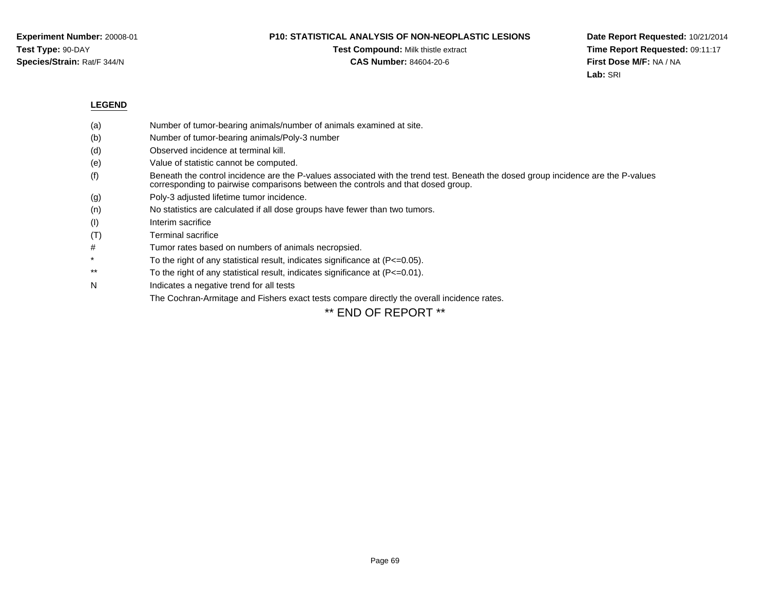**Experiment Number:** 20008-01
**Test Type:** 90-DAY
**Species/Strain:** Rat/F 344/N

**P10: STATISTICAL ANALYSIS OF NON-NEOPLASTIC LESIONS**
**Test Compound:** Milk thistle extract
**CAS Number:** 84604-20-6

**Date Report Requested:** 10/21/2014
**Time Report Requested:** 09:11:17
**First Dose M/F:** NA / NA
**Lab:** SRI

**LEGEND**

| | |
|---|---|
| (a) | Number of tumor-bearing animals/number of animals examined at site. |
| (b) | Number of tumor-bearing animals/Poly-3 number |
| (d) | Observed incidence at terminal kill. |
| (e) | Value of statistic cannot be computed. |
| (f) | Beneath the control incidence are the P-values associated with the trend test. Beneath the dosed group incidence are the P-values corresponding to pairwise comparisons between the controls and that dosed group. |
| (g) | Poly-3 adjusted lifetime tumor incidence. |
| (n) | No statistics are calculated if all dose groups have fewer than two tumors. |
| (I) | Interim sacrifice |
| (T) | Terminal sacrifice |
| # | Tumor rates based on numbers of animals necropsied. |
| * | To the right of any statistical result, indicates significance at (P<=0.05). |
| ** | To the right of any statistical result, indicates significance at (P<=0.01). |
| N | Indicates a negative trend for all tests |
| | The Cochran-Armitage and Fishers exact tests compare directly the overall incidence rates. |

** END OF REPORT **